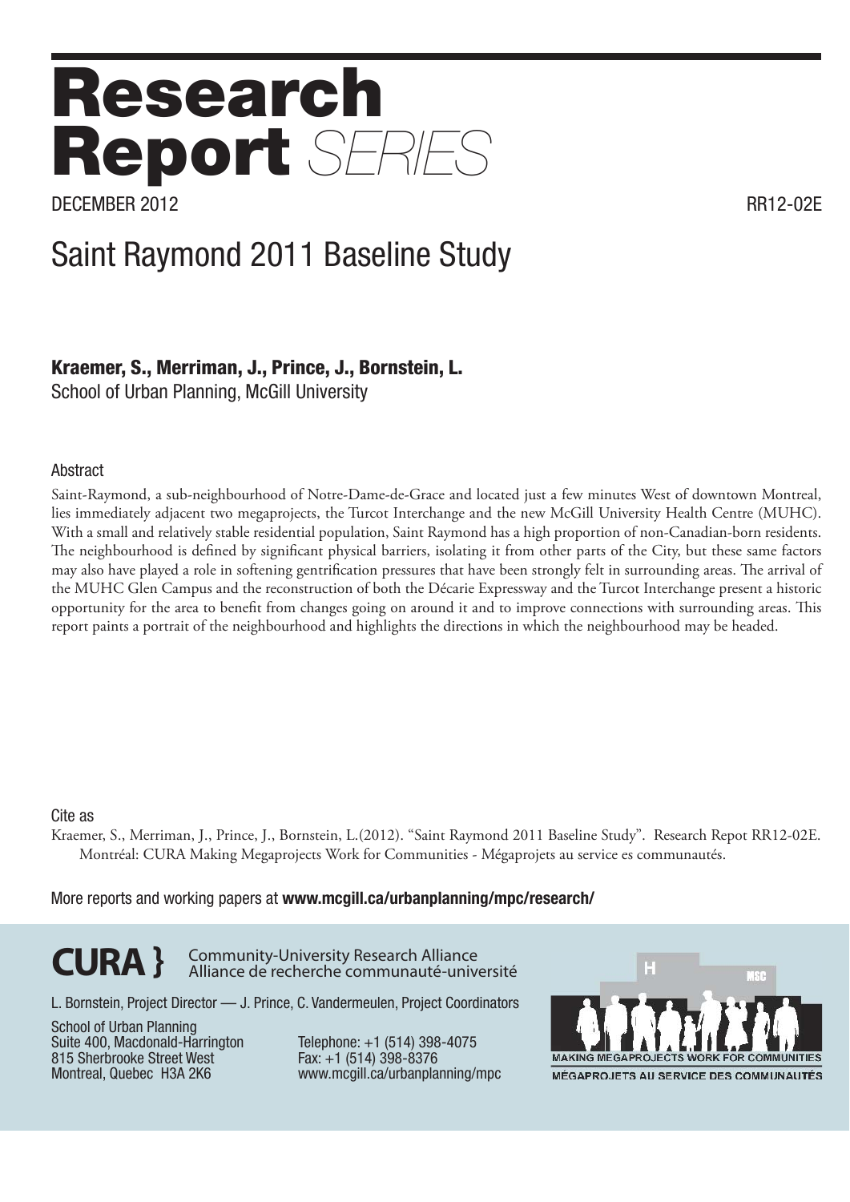# Research Report *SERIES*

DECEMBER 2012

RR12-02E

## Saint Raymond 2011 Baseline Study

**Kraemer, S., Merriman, J., Prince, J., Bornstein, L.**

School of Urban Planning, McGill University

### Abstract

Saint-Raymond, a sub-neighbourhood of Notre-Dame-de-Grace and located just a few minutes West of downtown Montreal, lies immediately adjacent two megaprojects, the Turcot Interchange and the new McGill University Health Centre (MUHC). With a small and relatively stable residential population, Saint Raymond has a high proportion of non-Canadian-born residents. The neighbourhood is defined by significant physical barriers, isolating it from other parts of the City, but these same factors may also have played a role in softening gentrification pressures that have been strongly felt in surrounding areas. The arrival of the MUHC Glen Campus and the reconstruction of both the Décarie Expressway and the Turcot Interchange present a historic opportunity for the area to benefit from changes going on around it and to improve connections with surrounding areas. This report paints a portrait of the neighbourhood and highlights the directions in which the neighbourhood may be headed.

### Cite as

Kraemer, S., Merriman, J., Prince, J., Bornstein, L.(2012). "Saint Raymond 2011 Baseline Study". Research Repot RR12-02E. Montréal: CURA Making Megaprojects Work for Communities - Mégaprojets au service es communautés.

More reports and working papers at **www.mcgill.ca/urbanplanning/mpc/research/**

**CURA }** Community-University Research Alliance
Alliance de recherche communauté-université

L. Bornstein, Project Director — J. Prince, C. Vandermeulen, Project Coordinators

School of Urban Planning
Suite 400, Macdonald-Harrington
815 Sherbrooke Street West
Montreal, Quebec H3A 2K6

Telephone: +1 (514) 398-4075
Fax: +1 (514) 398-8376
www.mcgill.ca/urbanplanning/mpc

MAKING MEGAPROJECTS WORK FOR COMMUNITIES
MÉGAPROJETS AU SERVICE DES COMMUNAUTÉS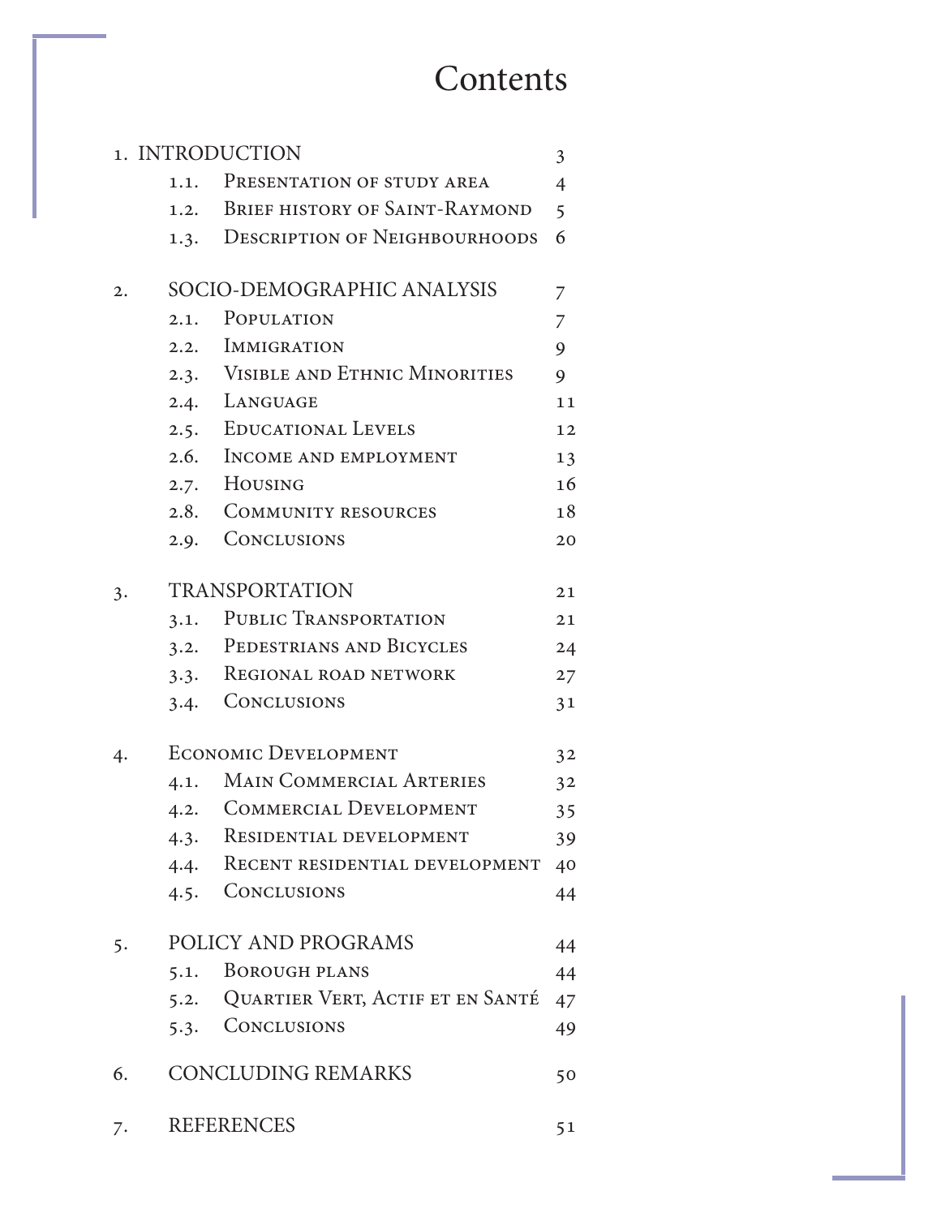# Contents

1. INTRODUCTION 3
    - 1.1. Presentation of study area 4
    - 1.2. Brief history of Saint-Raymond 5
    - 1.3. Description of Neighbourhoods 6
2. SOCIO-DEMOGRAPHIC ANALYSIS 7
    - 2.1. Population 7
    - 2.2. Immigration 9
    - 2.3. Visible and Ethnic Minorities 9
    - 2.4. Language 11
    - 2.5. Educational Levels 12
    - 2.6. Income and employment 13
    - 2.7. Housing 16
    - 2.8. Community resources 18
    - 2.9. Conclusions 20
3. TRANSPORTATION 21
    - 3.1. Public Transportation 21
    - 3.2. Pedestrians and Bicycles 24
    - 3.3. Regional road network 27
    - 3.4. Conclusions 31
4. Economic Development 32
    - 4.1. Main Commercial Arteries 32
    - 4.2. Commercial Development 35
    - 4.3. Residential development 39
    - 4.4. Recent residential development 40
    - 4.5. Conclusions 44
5. POLICY AND PROGRAMS 44
    - 5.1. Borough plans 44
    - 5.2. Quartier Vert, Actif et en Santé 47
    - 5.3. Conclusions 49
6. CONCLUDING REMARKS 50
7. REFERENCES 51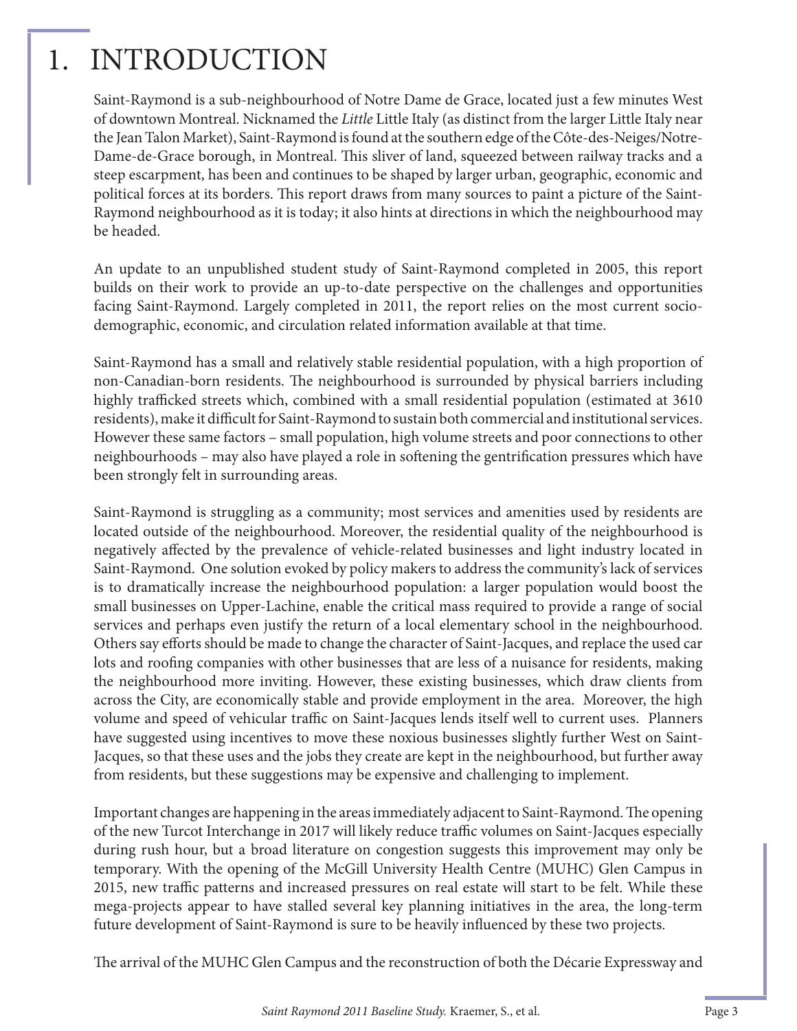# 1. INTRODUCTION

Saint-Raymond is a sub-neighbourhood of Notre Dame de Grace, located just a few minutes West of downtown Montreal. Nicknamed the *Little* Little Italy (as distinct from the larger Little Italy near the Jean Talon Market), Saint-Raymond is found at the southern edge of the Côte-des-Neiges/Notre-Dame-de-Grace borough, in Montreal. This sliver of land, squeezed between railway tracks and a steep escarpment, has been and continues to be shaped by larger urban, geographic, economic and political forces at its borders. This report draws from many sources to paint a picture of the Saint-Raymond neighbourhood as it is today; it also hints at directions in which the neighbourhood may be headed.

An update to an unpublished student study of Saint-Raymond completed in 2005, this report builds on their work to provide an up-to-date perspective on the challenges and opportunities facing Saint-Raymond. Largely completed in 2011, the report relies on the most current socio-demographic, economic, and circulation related information available at that time.

Saint-Raymond has a small and relatively stable residential population, with a high proportion of non-Canadian-born residents. The neighbourhood is surrounded by physical barriers including highly trafficked streets which, combined with a small residential population (estimated at 3610 residents), make it difficult for Saint-Raymond to sustain both commercial and institutional services. However these same factors – small population, high volume streets and poor connections to other neighbourhoods – may also have played a role in softening the gentrification pressures which have been strongly felt in surrounding areas.

Saint-Raymond is struggling as a community; most services and amenities used by residents are located outside of the neighbourhood. Moreover, the residential quality of the neighbourhood is negatively affected by the prevalence of vehicle-related businesses and light industry located in Saint-Raymond. One solution evoked by policy makers to address the community's lack of services is to dramatically increase the neighbourhood population: a larger population would boost the small businesses on Upper-Lachine, enable the critical mass required to provide a range of social services and perhaps even justify the return of a local elementary school in the neighbourhood. Others say efforts should be made to change the character of Saint-Jacques, and replace the used car lots and roofing companies with other businesses that are less of a nuisance for residents, making the neighbourhood more inviting. However, these existing businesses, which draw clients from across the City, are economically stable and provide employment in the area. Moreover, the high volume and speed of vehicular traffic on Saint-Jacques lends itself well to current uses. Planners have suggested using incentives to move these noxious businesses slightly further West on Saint-Jacques, so that these uses and the jobs they create are kept in the neighbourhood, but further away from residents, but these suggestions may be expensive and challenging to implement.

Important changes are happening in the areas immediately adjacent to Saint-Raymond. The opening of the new Turcot Interchange in 2017 will likely reduce traffic volumes on Saint-Jacques especially during rush hour, but a broad literature on congestion suggests this improvement may only be temporary. With the opening of the McGill University Health Centre (MUHC) Glen Campus in 2015, new traffic patterns and increased pressures on real estate will start to be felt. While these mega-projects appear to have stalled several key planning initiatives in the area, the long-term future development of Saint-Raymond is sure to be heavily influenced by these two projects.

The arrival of the MUHC Glen Campus and the reconstruction of both the Décarie Expressway and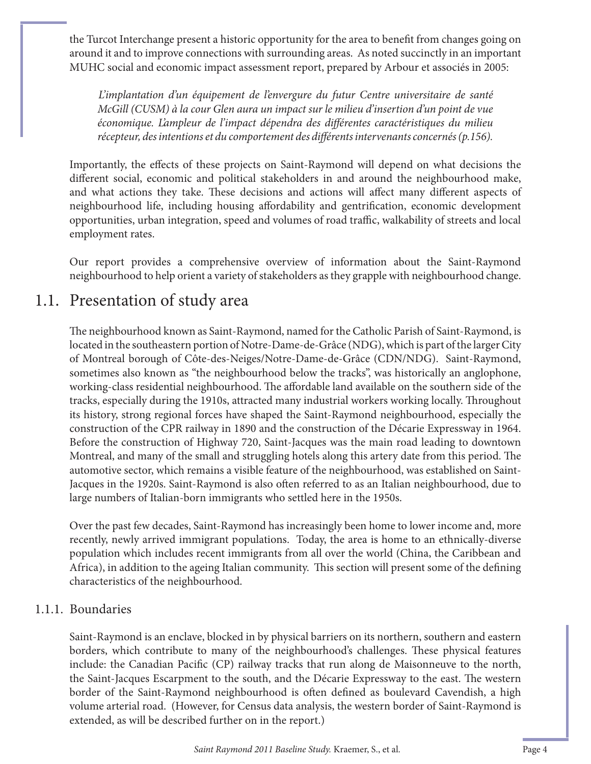the Turcot Interchange present a historic opportunity for the area to benefit from changes going on around it and to improve connections with surrounding areas. As noted succinctly in an important MUHC social and economic impact assessment report, prepared by Arbour et associés in 2005:

> *L'implantation d'un équipement de l'envergure du futur Centre universitaire de santé McGill (CUSM) à la cour Glen aura un impact sur le milieu d'insertion d'un point de vue économique. L'ampleur de l'impact dépendra des différentes caractéristiques du milieu récepteur, des intentions et du comportement des différents intervenants concernés (p.156).*

Importantly, the effects of these projects on Saint-Raymond will depend on what decisions the different social, economic and political stakeholders in and around the neighbourhood make, and what actions they take. These decisions and actions will affect many different aspects of neighbourhood life, including housing affordability and gentrification, economic development opportunities, urban integration, speed and volumes of road traffic, walkability of streets and local employment rates.

Our report provides a comprehensive overview of information about the Saint-Raymond neighbourhood to help orient a variety of stakeholders as they grapple with neighbourhood change.

## 1.1. Presentation of study area

The neighbourhood known as Saint-Raymond, named for the Catholic Parish of Saint-Raymond, is located in the southeastern portion of Notre-Dame-de-Grâce (NDG), which is part of the larger City of Montreal borough of Côte-des-Neiges/Notre-Dame-de-Grâce (CDN/NDG). Saint-Raymond, sometimes also known as "the neighbourhood below the tracks", was historically an anglophone, working-class residential neighbourhood. The affordable land available on the southern side of the tracks, especially during the 1910s, attracted many industrial workers working locally. Throughout its history, strong regional forces have shaped the Saint-Raymond neighbourhood, especially the construction of the CPR railway in 1890 and the construction of the Décarie Expressway in 1964. Before the construction of Highway 720, Saint-Jacques was the main road leading to downtown Montreal, and many of the small and struggling hotels along this artery date from this period. The automotive sector, which remains a visible feature of the neighbourhood, was established on Saint-Jacques in the 1920s. Saint-Raymond is also often referred to as an Italian neighbourhood, due to large numbers of Italian-born immigrants who settled here in the 1950s.

Over the past few decades, Saint-Raymond has increasingly been home to lower income and, more recently, newly arrived immigrant populations. Today, the area is home to an ethnically-diverse population which includes recent immigrants from all over the world (China, the Caribbean and Africa), in addition to the ageing Italian community. This section will present some of the defining characteristics of the neighbourhood.

### 1.1.1. Boundaries

Saint-Raymond is an enclave, blocked in by physical barriers on its northern, southern and eastern borders, which contribute to many of the neighbourhood's challenges. These physical features include: the Canadian Pacific (CP) railway tracks that run along de Maisonneuve to the north, the Saint-Jacques Escarpment to the south, and the Décarie Expressway to the east. The western border of the Saint-Raymond neighbourhood is often defined as boulevard Cavendish, a high volume arterial road. (However, for Census data analysis, the western border of Saint-Raymond is extended, as will be described further on in the report.)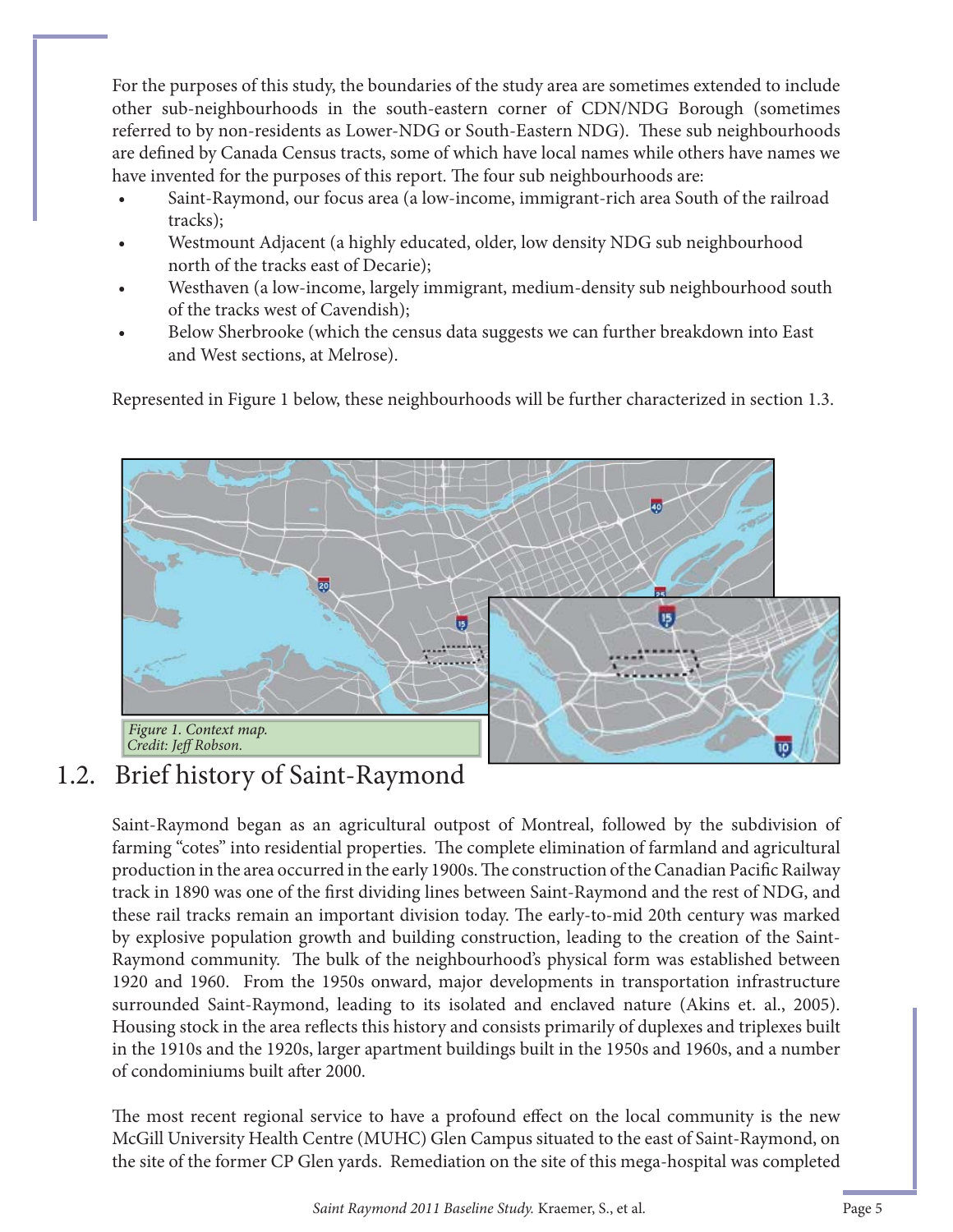For the purposes of this study, the boundaries of the study area are sometimes extended to include other sub-neighbourhoods in the south-eastern corner of CDN/NDG Borough (sometimes referred to by non-residents as Lower-NDG or South-Eastern NDG). These sub neighbourhoods are defined by Canada Census tracts, some of which have local names while others have names we have invented for the purposes of this report. The four sub neighbourhoods are:

- Saint-Raymond, our focus area (a low-income, immigrant-rich area South of the railroad tracks);
- Westmount Adjacent (a highly educated, older, low density NDG sub neighbourhood north of the tracks east of Decarie);
- Westhaven (a low-income, largely immigrant, medium-density sub neighbourhood south of the tracks west of Cavendish);
- Below Sherbrooke (which the census data suggests we can further breakdown into East and West sections, at Melrose).

Represented in Figure 1 below, these neighbourhoods will be further characterized in section 1.3.

*Figure 1. Context map.*
*Credit: Jeff Robson.*

## 1.2. Brief history of Saint-Raymond

Saint-Raymond began as an agricultural outpost of Montreal, followed by the subdivision of farming "cotes" into residential properties. The complete elimination of farmland and agricultural production in the area occurred in the early 1900s. The construction of the Canadian Pacific Railway track in 1890 was one of the first dividing lines between Saint-Raymond and the rest of NDG, and these rail tracks remain an important division today. The early-to-mid 20th century was marked by explosive population growth and building construction, leading to the creation of the Saint-Raymond community. The bulk of the neighbourhood's physical form was established between 1920 and 1960. From the 1950s onward, major developments in transportation infrastructure surrounded Saint-Raymond, leading to its isolated and enclaved nature (Akins et. al., 2005). Housing stock in the area reflects this history and consists primarily of duplexes and triplexes built in the 1910s and the 1920s, larger apartment buildings built in the 1950s and 1960s, and a number of condominiums built after 2000.

The most recent regional service to have a profound effect on the local community is the new McGill University Health Centre (MUHC) Glen Campus situated to the east of Saint-Raymond, on the site of the former CP Glen yards. Remediation on the site of this mega-hospital was completed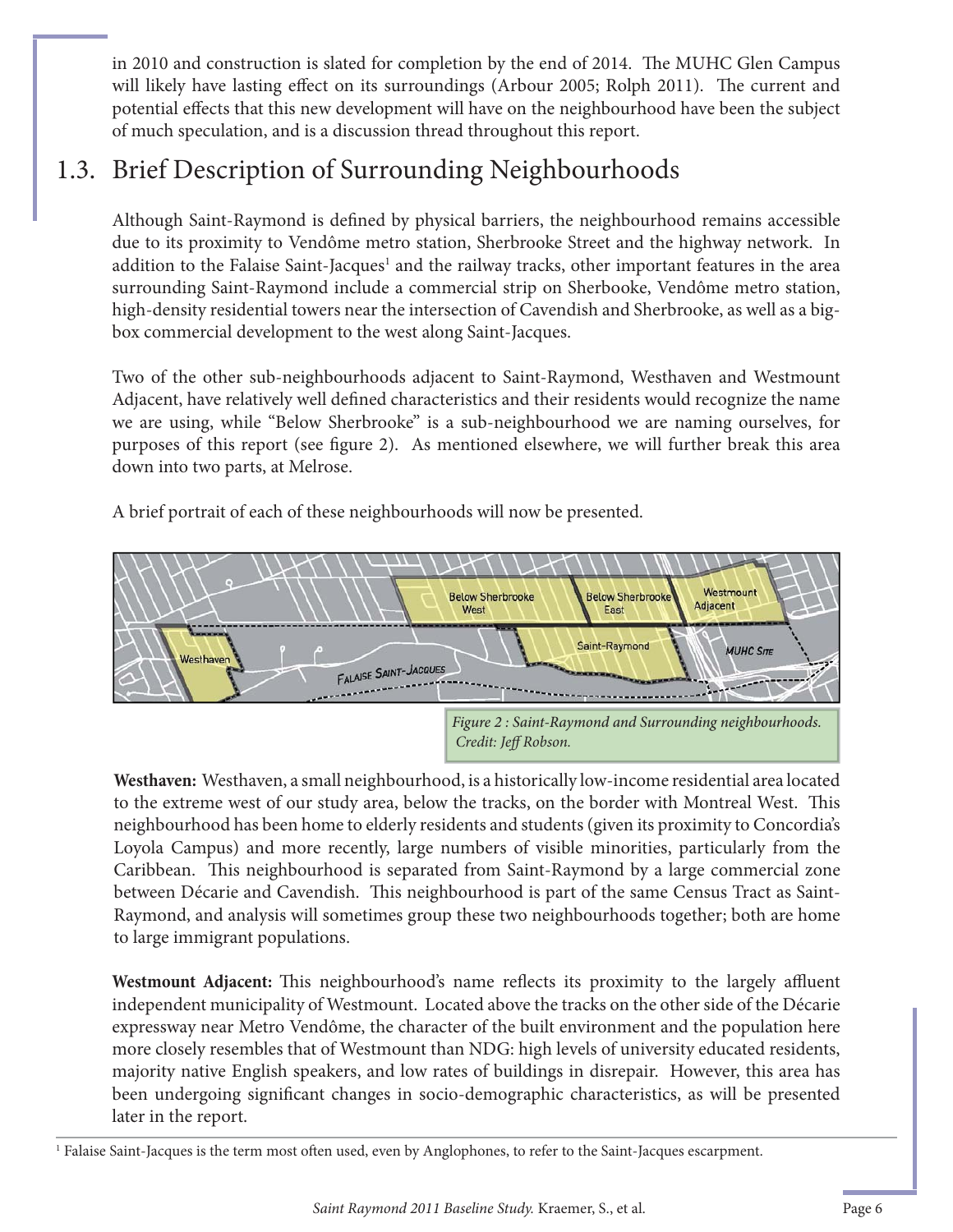in 2010 and construction is slated for completion by the end of 2014. The MUHC Glen Campus will likely have lasting effect on its surroundings (Arbour 2005; Rolph 2011). The current and potential effects that this new development will have on the neighbourhood have been the subject of much speculation, and is a discussion thread throughout this report.

## 1.3. Brief Description of Surrounding Neighbourhoods

Although Saint-Raymond is defined by physical barriers, the neighbourhood remains accessible due to its proximity to Vendôme metro station, Sherbrooke Street and the highway network. In addition to the Falaise Saint-Jacques[1] and the railway tracks, other important features in the area surrounding Saint-Raymond include a commercial strip on Sherbooke, Vendôme metro station, high-density residential towers near the intersection of Cavendish and Sherbrooke, as well as a big-box commercial development to the west along Saint-Jacques.

Two of the other sub-neighbourhoods adjacent to Saint-Raymond, Westhaven and Westmount Adjacent, have relatively well defined characteristics and their residents would recognize the name we are using, while "Below Sherbrooke" is a sub-neighbourhood we are naming ourselves, for purposes of this report (see figure 2). As mentioned elsewhere, we will further break this area down into two parts, at Melrose.

A brief portrait of each of these neighbourhoods will now be presented.

*Figure 2 : Saint-Raymond and Surrounding neighbourhoods. Credit: Jeff Robson.*

**Westhaven:** Westhaven, a small neighbourhood, is a historically low-income residential area located to the extreme west of our study area, below the tracks, on the border with Montreal West. This neighbourhood has been home to elderly residents and students (given its proximity to Concordia's Loyola Campus) and more recently, large numbers of visible minorities, particularly from the Caribbean. This neighbourhood is separated from Saint-Raymond by a large commercial zone between Décarie and Cavendish. This neighbourhood is part of the same Census Tract as Saint-Raymond, and analysis will sometimes group these two neighbourhoods together; both are home to large immigrant populations.

**Westmount Adjacent:** This neighbourhood's name reflects its proximity to the largely affluent independent municipality of Westmount. Located above the tracks on the other side of the Décarie expressway near Metro Vendôme, the character of the built environment and the population here more closely resembles that of Westmount than NDG: high levels of university educated residents, majority native English speakers, and low rates of buildings in disrepair. However, this area has been undergoing significant changes in socio-demographic characteristics, as will be presented later in the report.

[1] Falaise Saint-Jacques is the term most often used, even by Anglophones, to refer to the Saint-Jacques escarpment.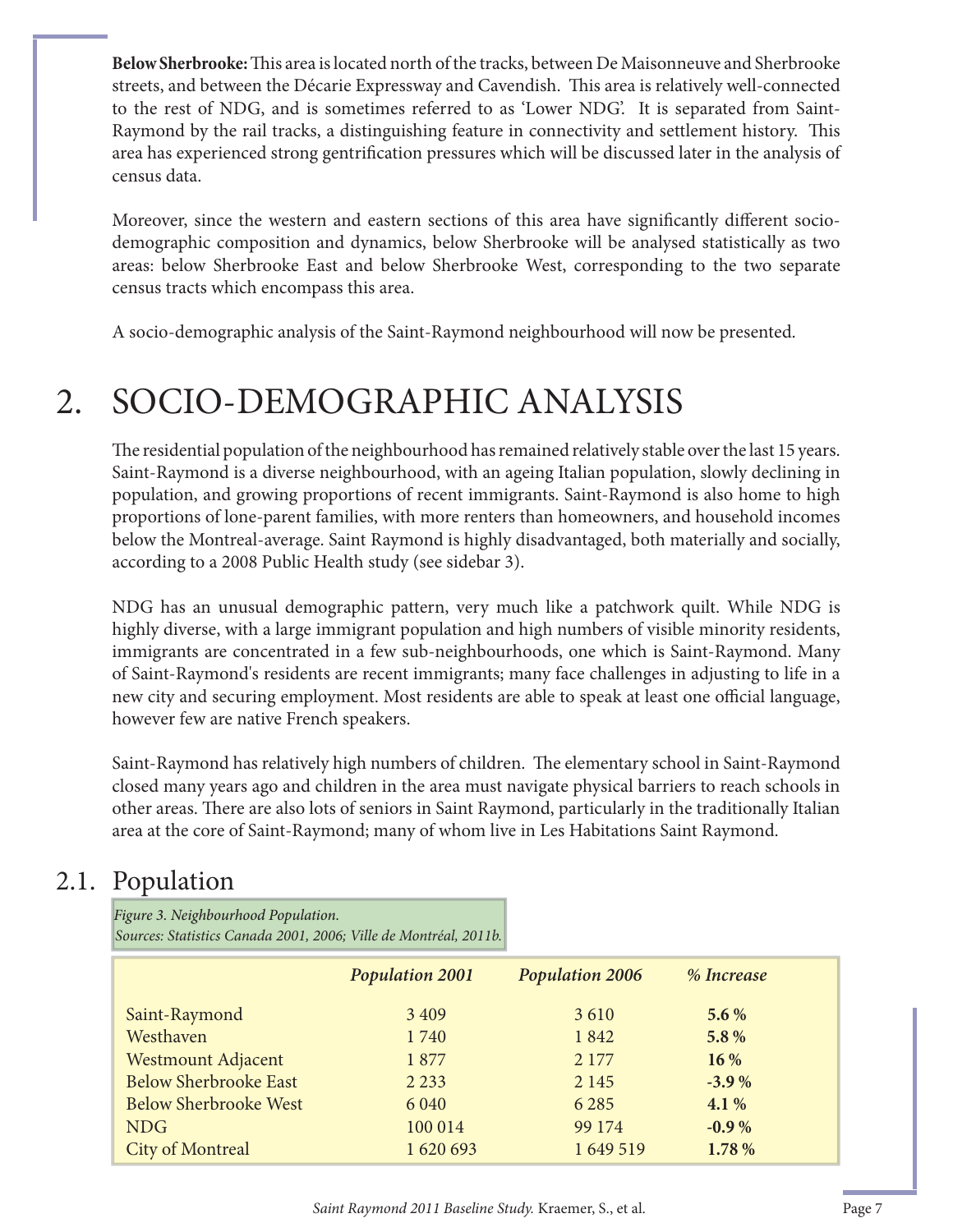**Below Sherbrooke:** This area is located north of the tracks, between De Maisonneuve and Sherbrooke streets, and between the Décarie Expressway and Cavendish. This area is relatively well-connected to the rest of NDG, and is sometimes referred to as 'Lower NDG'. It is separated from Saint-Raymond by the rail tracks, a distinguishing feature in connectivity and settlement history. This area has experienced strong gentrification pressures which will be discussed later in the analysis of census data.

Moreover, since the western and eastern sections of this area have significantly different socio-demographic composition and dynamics, below Sherbrooke will be analysed statistically as two areas: below Sherbrooke East and below Sherbrooke West, corresponding to the two separate census tracts which encompass this area.

A socio-demographic analysis of the Saint-Raymond neighbourhood will now be presented.

# 2. SOCIO-DEMOGRAPHIC ANALYSIS

The residential population of the neighbourhood has remained relatively stable over the last 15 years. Saint-Raymond is a diverse neighbourhood, with an ageing Italian population, slowly declining in population, and growing proportions of recent immigrants. Saint-Raymond is also home to high proportions of lone-parent families, with more renters than homeowners, and household incomes below the Montreal-average. Saint Raymond is highly disadvantaged, both materially and socially, according to a 2008 Public Health study (see sidebar 3).

NDG has an unusual demographic pattern, very much like a patchwork quilt. While NDG is highly diverse, with a large immigrant population and high numbers of visible minority residents, immigrants are concentrated in a few sub-neighbourhoods, one which is Saint-Raymond. Many of Saint-Raymond's residents are recent immigrants; many face challenges in adjusting to life in a new city and securing employment. Most residents are able to speak at least one official language, however few are native French speakers.

Saint-Raymond has relatively high numbers of children. The elementary school in Saint-Raymond closed many years ago and children in the area must navigate physical barriers to reach schools in other areas. There are also lots of seniors in Saint Raymond, particularly in the traditionally Italian area at the core of Saint-Raymond; many of whom live in Les Habitations Saint Raymond.

## 2.1. Population

*Figure 3. Neighbourhood Population.*
*Sources: Statistics Canada 2001, 2006; Ville de Montréal, 2011b.*

| | *Population 2001* | *Population 2006* | *% Increase* |
|---|---|---|---|
| Saint-Raymond | 3 409 | 3 610 | **5.6 %** |
| Westhaven | 1 740 | 1 842 | **5.8 %** |
| Westmount Adjacent | 1 877 | 2 177 | **16 %** |
| Below Sherbrooke East | 2 233 | 2 145 | **-3.9 %** |
| Below Sherbrooke West | 6 040 | 6 285 | **4.1 %** |
| NDG | 100 014 | 99 174 | **-0.9 %** |
| City of Montreal | 1 620 693 | 1 649 519 | **1.78 %** |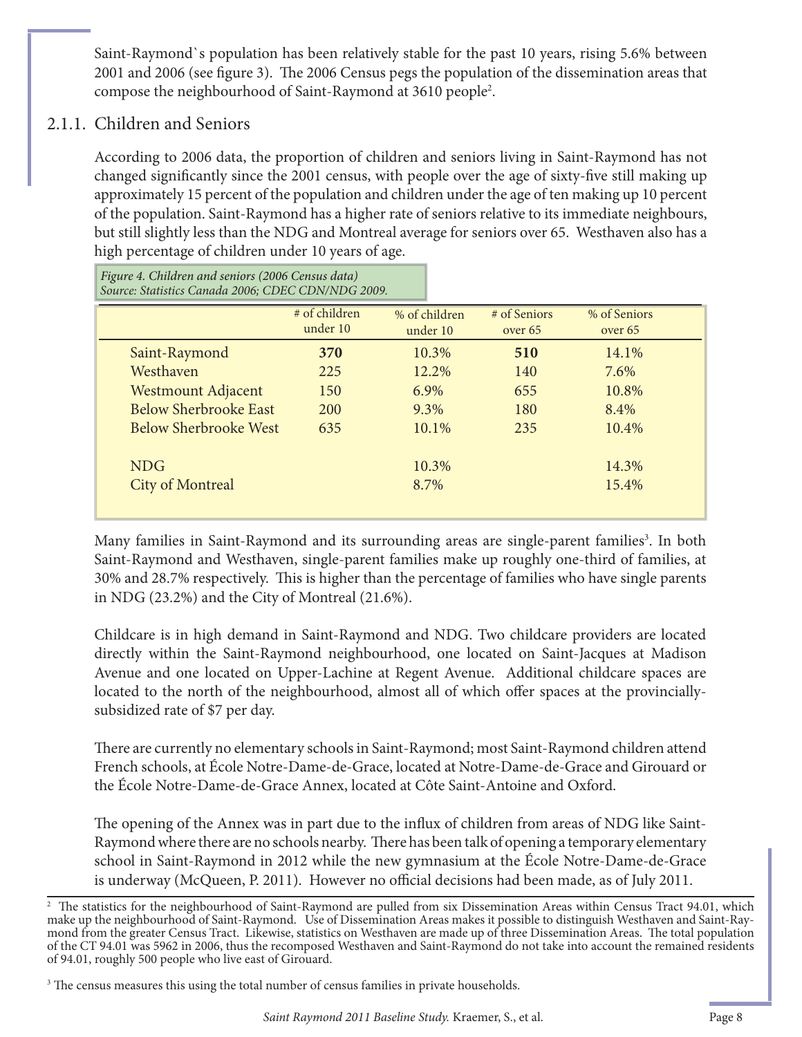Saint-Raymond`s population has been relatively stable for the past 10 years, rising 5.6% between 2001 and 2006 (see figure 3). The 2006 Census pegs the population of the dissemination areas that compose the neighbourhood of Saint-Raymond at 3610 people[2].

### 2.1.1. Children and Seniors

According to 2006 data, the proportion of children and seniors living in Saint-Raymond has not changed significantly since the 2001 census, with people over the age of sixty-five still making up approximately 15 percent of the population and children under the age of ten making up 10 percent of the population. Saint-Raymond has a higher rate of seniors relative to its immediate neighbours, but still slightly less than the NDG and Montreal average for seniors over 65. Westhaven also has a high percentage of children under 10 years of age.

*Figure 4. Children and seniors (2006 Census data)*
*Source: Statistics Canada 2006; CDEC CDN/NDG 2009.*

| | # of children under 10 | % of children under 10 | # of Seniors over 65 | % of Seniors over 65 |
|---|---|---|---|---|
| Saint-Raymond | **370** | 10.3% | **510** | 14.1% |
| Westhaven | 225 | 12.2% | 140 | 7.6% |
| Westmount Adjacent | 150 | 6.9% | 655 | 10.8% |
| Below Sherbrooke East | 200 | 9.3% | 180 | 8.4% |
| Below Sherbrooke West | 635 | 10.1% | 235 | 10.4% |
| NDG | | 10.3% | | 14.3% |
| City of Montreal | | 8.7% | | 15.4% |

Many families in Saint-Raymond and its surrounding areas are single-parent families[3]. In both Saint-Raymond and Westhaven, single-parent families make up roughly one-third of families, at 30% and 28.7% respectively. This is higher than the percentage of families who have single parents in NDG (23.2%) and the City of Montreal (21.6%).

Childcare is in high demand in Saint-Raymond and NDG. Two childcare providers are located directly within the Saint-Raymond neighbourhood, one located on Saint-Jacques at Madison Avenue and one located on Upper-Lachine at Regent Avenue. Additional childcare spaces are located to the north of the neighbourhood, almost all of which offer spaces at the provincially-subsidized rate of $7 per day.

There are currently no elementary schools in Saint-Raymond; most Saint-Raymond children attend French schools, at École Notre-Dame-de-Grace, located at Notre-Dame-de-Grace and Girouard or the École Notre-Dame-de-Grace Annex, located at Côte Saint-Antoine and Oxford.

The opening of the Annex was in part due to the influx of children from areas of NDG like Saint-Raymond where there are no schools nearby. There has been talk of opening a temporary elementary school in Saint-Raymond in 2012 while the new gymnasium at the École Notre-Dame-de-Grace is underway (McQueen, P. 2011). However no official decisions had been made, as of July 2011.

---

[2] The statistics for the neighbourhood of Saint-Raymond are pulled from six Dissemination Areas within Census Tract 94.01, which make up the neighbourhood of Saint-Raymond. Use of Dissemination Areas makes it possible to distinguish Westhaven and Saint-Raymond from the greater Census Tract. Likewise, statistics on Westhaven are made up of three Dissemination Areas. The total population of the CT 94.01 was 5962 in 2006, thus the recomposed Westhaven and Saint-Raymond do not take into account the remained residents of 94.01, roughly 500 people who live east of Girouard.

[3] The census measures this using the total number of census families in private households.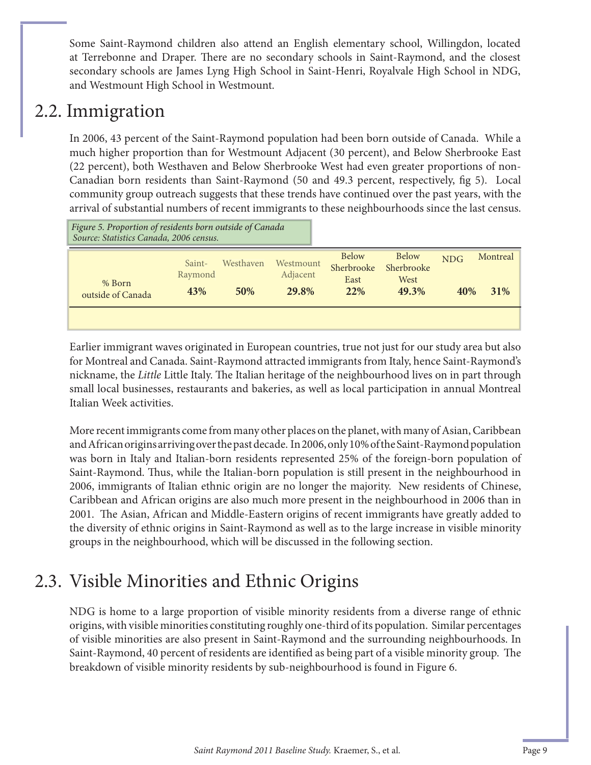Some Saint-Raymond children also attend an English elementary school, Willingdon, located at Terrebonne and Draper. There are no secondary schools in Saint-Raymond, and the closest secondary schools are James Lyng High School in Saint-Henri, Royalvale High School in NDG, and Westmount High School in Westmount.

## 2.2. Immigration

In 2006, 43 percent of the Saint-Raymond population had been born outside of Canada. While a much higher proportion than for Westmount Adjacent (30 percent), and Below Sherbrooke East (22 percent), both Westhaven and Below Sherbrooke West had even greater proportions of non-Canadian born residents than Saint-Raymond (50 and 49.3 percent, respectively, fig 5). Local community group outreach suggests that these trends have continued over the past years, with the arrival of substantial numbers of recent immigrants to these neighbourhoods since the last census.

*Figure 5. Proportion of residents born outside of Canada*
*Source: Statistics Canada, 2006 census.*

| | Saint-Raymond | Westhaven | Westmount Adjacent | Below Sherbrooke East | Below Sherbrooke West | NDG | Montreal |
|---|---|---|---|---|---|---|---|
| % Born outside of Canada | **43%** | **50%** | **29.8%** | **22%** | **49.3%** | **40%** | **31%** |

Earlier immigrant waves originated in European countries, true not just for our study area but also for Montreal and Canada. Saint-Raymond attracted immigrants from Italy, hence Saint-Raymond's nickname, the *Little* Little Italy. The Italian heritage of the neighbourhood lives on in part through small local businesses, restaurants and bakeries, as well as local participation in annual Montreal Italian Week activities.

More recent immigrants come from many other places on the planet, with many of Asian, Caribbean and African origins arriving over the past decade. In 2006, only 10% of the Saint-Raymond population was born in Italy and Italian-born residents represented 25% of the foreign-born population of Saint-Raymond. Thus, while the Italian-born population is still present in the neighbourhood in 2006, immigrants of Italian ethnic origin are no longer the majority. New residents of Chinese, Caribbean and African origins are also much more present in the neighbourhood in 2006 than in 2001. The Asian, African and Middle-Eastern origins of recent immigrants have greatly added to the diversity of ethnic origins in Saint-Raymond as well as to the large increase in visible minority groups in the neighbourhood, which will be discussed in the following section.

## 2.3. Visible Minorities and Ethnic Origins

NDG is home to a large proportion of visible minority residents from a diverse range of ethnic origins, with visible minorities constituting roughly one-third of its population. Similar percentages of visible minorities are also present in Saint-Raymond and the surrounding neighbourhoods. In Saint-Raymond, 40 percent of residents are identified as being part of a visible minority group. The breakdown of visible minority residents by sub-neighbourhood is found in Figure 6.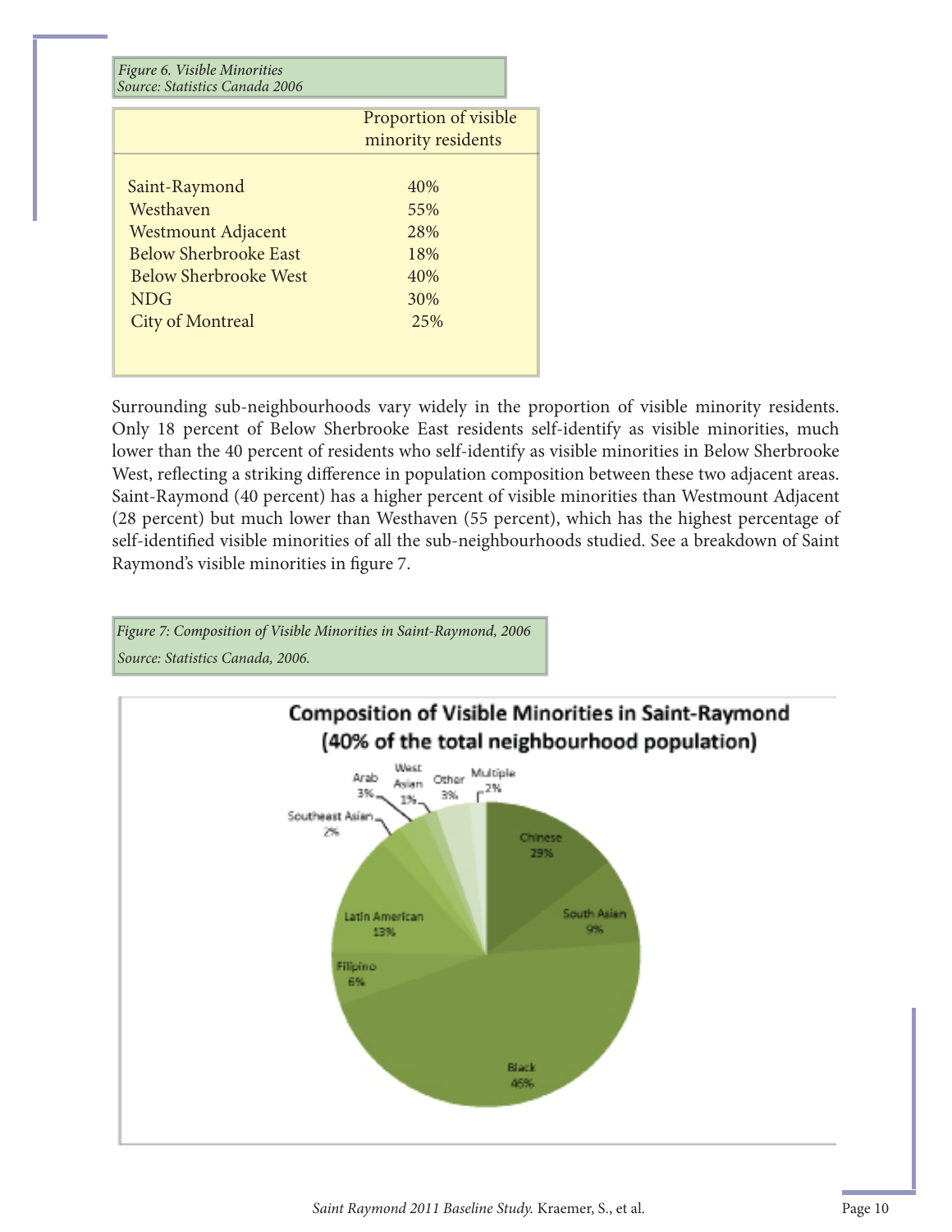*Figure 6. Visible Minorities*
*Source: Statistics Canada 2006*

| | Proportion of visible minority residents |
|---|---|
| Saint-Raymond | 40% |
| Westhaven | 55% |
| Westmount Adjacent | 28% |
| Below Sherbrooke East | 18% |
| Below Sherbrooke West | 40% |
| NDG | 30% |
| City of Montreal | 25% |

Surrounding sub-neighbourhoods vary widely in the proportion of visible minority residents. Only 18 percent of Below Sherbrooke East residents self-identify as visible minorities, much lower than the 40 percent of residents who self-identify as visible minorities in Below Sherbrooke West, reflecting a striking difference in population composition between these two adjacent areas. Saint-Raymond (40 percent) has a higher percent of visible minorities than Westmount Adjacent (28 percent) but much lower than Westhaven (55 percent), which has the highest percentage of self-identified visible minorities of all the sub-neighbourhoods studied. See a breakdown of Saint Raymond's visible minorities in figure 7.

*Figure 7: Composition of Visible Minorities in Saint-Raymond, 2006*
*Source: Statistics Canada, 2006.*

**Composition of Visible Minorities in Saint-Raymond (40% of the total neighbourhood population)**

| Group | Percent |
|---|---|
| Chinese | 29% |
| South Asian | 9% |
| Black | 46% |
| Filipino | 6% |
| Latin American | 13% |
| Southeast Asian | 2% |
| Arab | 3% |
| West Asian | 1% |
| Other | 3% |
| Multiple | 2% |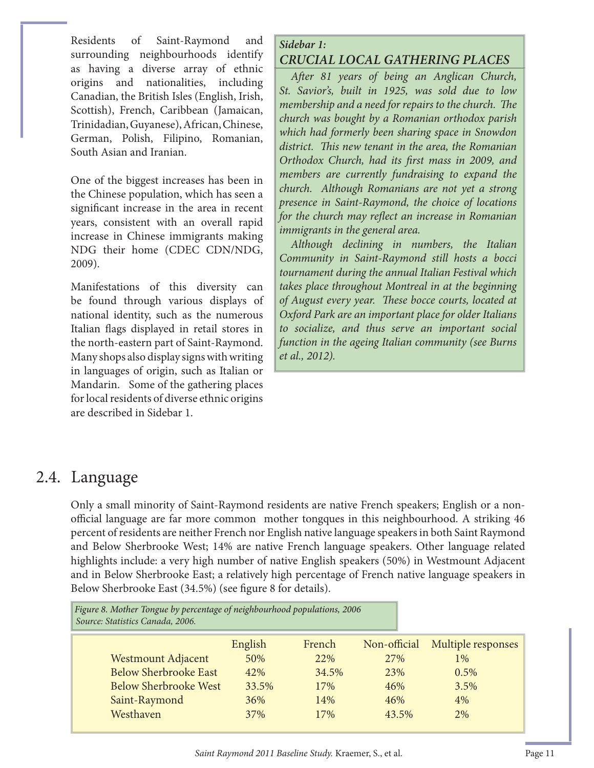Residents of Saint-Raymond and surrounding neighbourhoods identify as having a diverse array of ethnic origins and nationalities, including Canadian, the British Isles (English, Irish, Scottish), French, Caribbean (Jamaican, Trinidadian, Guyanese), African, Chinese, German, Polish, Filipino, Romanian, South Asian and Iranian.

One of the biggest increases has been in the Chinese population, which has seen a significant increase in the area in recent years, consistent with an overall rapid increase in Chinese immigrants making NDG their home (CDEC CDN/NDG, 2009).

Manifestations of this diversity can be found through various displays of national identity, such as the numerous Italian flags displayed in retail stores in the north-eastern part of Saint-Raymond. Many shops also display signs with writing in languages of origin, such as Italian or Mandarin. Some of the gathering places for local residents of diverse ethnic origins are described in Sidebar 1.

> ***Sidebar 1:***
> ***CRUCIAL LOCAL GATHERING PLACES***
>
> *After 81 years of being an Anglican Church, St. Savior's, built in 1925, was sold due to low membership and a need for repairs to the church. The church was bought by a Romanian orthodox parish which had formerly been sharing space in Snowdon district. This new tenant in the area, the Romanian Orthodox Church, had its first mass in 2009, and members are currently fundraising to expand the church. Although Romanians are not yet a strong presence in Saint-Raymond, the choice of locations for the church may reflect an increase in Romanian immigrants in the general area.*
>
> *Although declining in numbers, the Italian Community in Saint-Raymond still hosts a bocci tournament during the annual Italian Festival which takes place throughout Montreal in at the beginning of August every year. These bocce courts, located at Oxford Park are an important place for older Italians to socialize, and thus serve an important social function in the ageing Italian community (see Burns et al., 2012).*

## 2.4. Language

Only a small minority of Saint-Raymond residents are native French speakers; English or a non-official language are far more common mother tongues in this neighbourhood. A striking 46 percent of residents are neither French nor English native language speakers in both Saint Raymond and Below Sherbrooke West; 14% are native French language speakers. Other language related highlights include: a very high number of native English speakers (50%) in Westmount Adjacent and in Below Sherbrooke East; a relatively high percentage of French native language speakers in Below Sherbrooke East (34.5%) (see figure 8 for details).

*Figure 8. Mother Tongue by percentage of neighbourhood populations, 2006*
*Source: Statistics Canada, 2006.*

| | English | French | Non-official | Multiple responses |
|---|---|---|---|---|
| Westmount Adjacent | 50% | 22% | 27% | 1% |
| Below Sherbrooke East | 42% | 34.5% | 23% | 0.5% |
| Below Sherbrooke West | 33.5% | 17% | 46% | 3.5% |
| Saint-Raymond | 36% | 14% | 46% | 4% |
| Westhaven | 37% | 17% | 43.5% | 2% |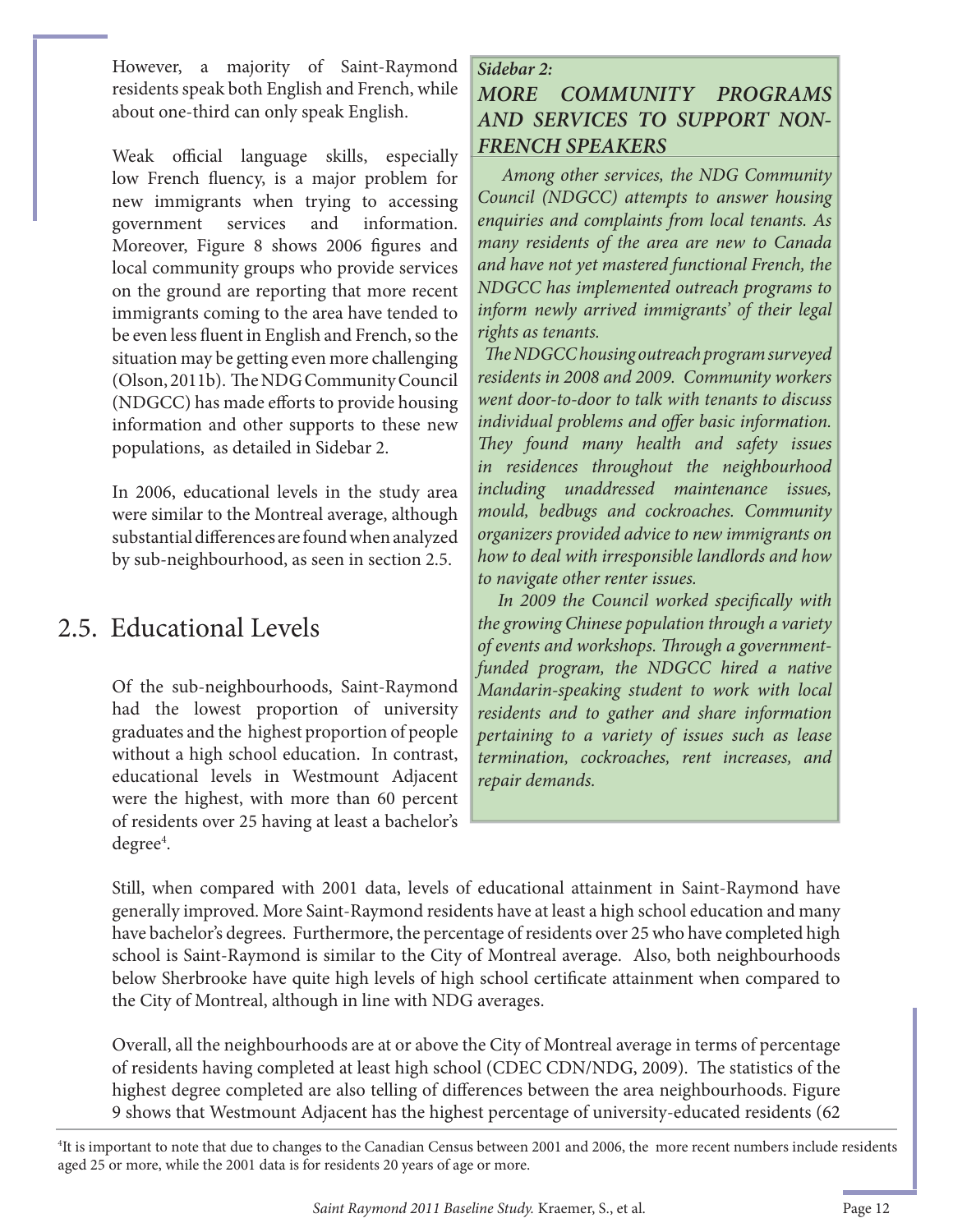However, a majority of Saint-Raymond residents speak both English and French, while about one-third can only speak English.

Weak official language skills, especially low French fluency, is a major problem for new immigrants when trying to accessing government services and information. Moreover, Figure 8 shows 2006 figures and local community groups who provide services on the ground are reporting that more recent immigrants coming to the area have tended to be even less fluent in English and French, so the situation may be getting even more challenging (Olson, 2011b). The NDG Community Council (NDGCC) has made efforts to provide housing information and other supports to these new populations, as detailed in Sidebar 2.

In 2006, educational levels in the study area were similar to the Montreal average, although substantial differences are found when analyzed by sub-neighbourhood, as seen in section 2.5.

> ***Sidebar 2:***
>
> ***MORE COMMUNITY PROGRAMS AND SERVICES TO SUPPORT NON-FRENCH SPEAKERS***
>
> *Among other services, the NDG Community Council (NDGCC) attempts to answer housing enquiries and complaints from local tenants. As many residents of the area are new to Canada and have not yet mastered functional French, the NDGCC has implemented outreach programs to inform newly arrived immigrants' of their legal rights as tenants.*
>
> *The NDGCC housing outreach program surveyed residents in 2008 and 2009. Community workers went door-to-door to talk with tenants to discuss individual problems and offer basic information. They found many health and safety issues in residences throughout the neighbourhood including unaddressed maintenance issues, mould, bedbugs and cockroaches. Community organizers provided advice to new immigrants on how to deal with irresponsible landlords and how to navigate other renter issues.*
>
> *In 2009 the Council worked specifically with the growing Chinese population through a variety of events and workshops. Through a government-funded program, the NDGCC hired a native Mandarin-speaking student to work with local residents and to gather and share information pertaining to a variety of issues such as lease termination, cockroaches, rent increases, and repair demands.*

## 2.5. Educational Levels

Of the sub-neighbourhoods, Saint-Raymond had the lowest proportion of university graduates and the highest proportion of people without a high school education. In contrast, educational levels in Westmount Adjacent were the highest, with more than 60 percent of residents over 25 having at least a bachelor's degree[4].

Still, when compared with 2001 data, levels of educational attainment in Saint-Raymond have generally improved. More Saint-Raymond residents have at least a high school education and many have bachelor's degrees. Furthermore, the percentage of residents over 25 who have completed high school is Saint-Raymond is similar to the City of Montreal average. Also, both neighbourhoods below Sherbrooke have quite high levels of high school certificate attainment when compared to the City of Montreal, although in line with NDG averages.

Overall, all the neighbourhoods are at or above the City of Montreal average in terms of percentage of residents having completed at least high school (CDEC CDN/NDG, 2009). The statistics of the highest degree completed are also telling of differences between the area neighbourhoods. Figure 9 shows that Westmount Adjacent has the highest percentage of university-educated residents (62

[4]It is important to note that due to changes to the Canadian Census between 2001 and 2006, the more recent numbers include residents aged 25 or more, while the 2001 data is for residents 20 years of age or more.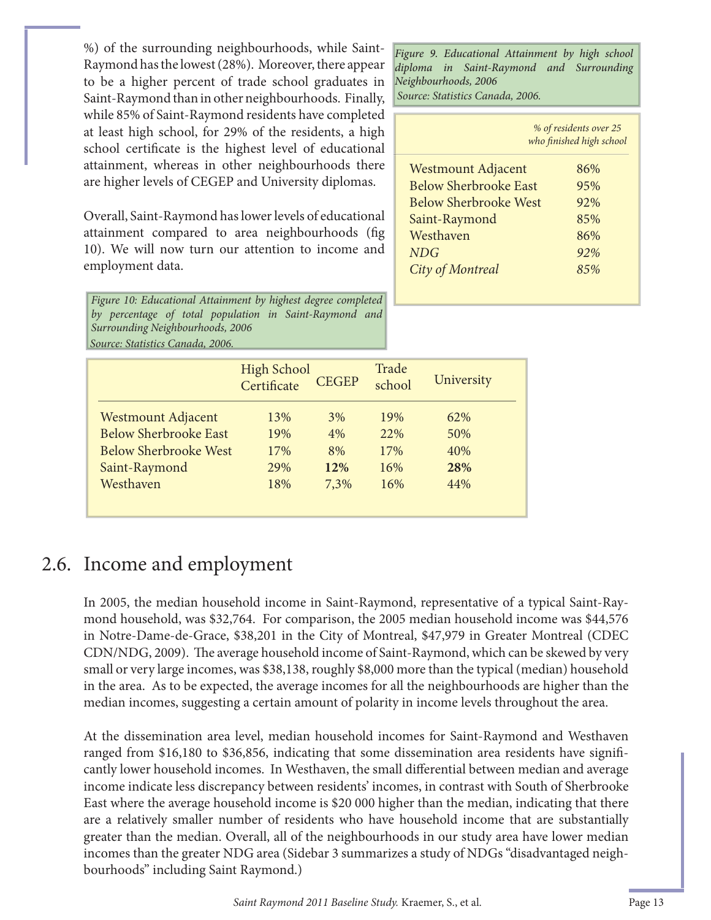%) of the surrounding neighbourhoods, while Saint-Raymond has the lowest (28%). Moreover, there appear to be a higher percent of trade school graduates in Saint-Raymond than in other neighbourhoods. Finally, while 85% of Saint-Raymond residents have completed at least high school, for 29% of the residents, a high school certificate is the highest level of educational attainment, whereas in other neighbourhoods there are higher levels of CEGEP and University diplomas.

Overall, Saint-Raymond has lower levels of educational attainment compared to area neighbourhoods (fig 10). We will now turn our attention to income and employment data.

*Figure 9. Educational Attainment by high school diploma in Saint-Raymond and Surrounding Neighbourhoods, 2006*
*Source: Statistics Canada, 2006.*

| | *% of residents over 25 who finished high school* |
|---|---|
| Westmount Adjacent | 86% |
| Below Sherbrooke East | 95% |
| Below Sherbrooke West | 92% |
| Saint-Raymond | 85% |
| Westhaven | 86% |
| *NDG* | *92%* |
| *City of Montreal* | *85%* |

*Figure 10: Educational Attainment by highest degree completed by percentage of total population in Saint-Raymond and Surrounding Neighbourhoods, 2006*
*Source: Statistics Canada, 2006.*

| | High School Certificate | CEGEP | Trade school | University |
|---|---|---|---|---|
| Westmount Adjacent | 13% | 3% | 19% | 62% |
| Below Sherbrooke East | 19% | 4% | 22% | 50% |
| Below Sherbrooke West | 17% | 8% | 17% | 40% |
| Saint-Raymond | 29% | **12%** | 16% | **28%** |
| Westhaven | 18% | 7,3% | 16% | 44% |

## 2.6. Income and employment

In 2005, the median household income in Saint-Raymond, representative of a typical Saint-Raymond household, was $32,764. For comparison, the 2005 median household income was $44,576 in Notre-Dame-de-Grace, $38,201 in the City of Montreal, $47,979 in Greater Montreal (CDEC CDN/NDG, 2009). The average household income of Saint-Raymond, which can be skewed by very small or very large incomes, was $38,138, roughly $8,000 more than the typical (median) household in the area. As to be expected, the average incomes for all the neighbourhoods are higher than the median incomes, suggesting a certain amount of polarity in income levels throughout the area.

At the dissemination area level, median household incomes for Saint-Raymond and Westhaven ranged from $16,180 to $36,856, indicating that some dissemination area residents have significantly lower household incomes. In Westhaven, the small differential between median and average income indicate less discrepancy between residents' incomes, in contrast with South of Sherbrooke East where the average household income is $20 000 higher than the median, indicating that there are a relatively smaller number of residents who have household income that are substantially greater than the median. Overall, all of the neighbourhoods in our study area have lower median incomes than the greater NDG area (Sidebar 3 summarizes a study of NDGs "disadvantaged neighbourhoods" including Saint Raymond.)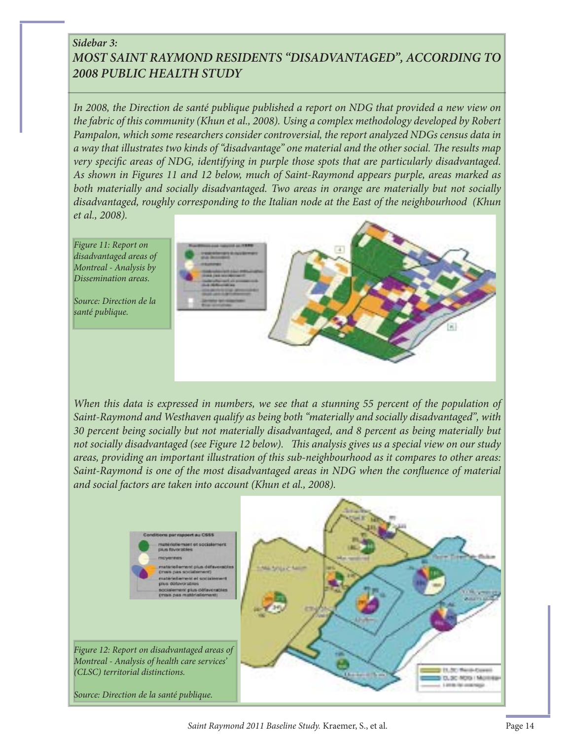## *Sidebar 3:*
## *MOST SAINT RAYMOND RESIDENTS "DISADVANTAGED", ACCORDING TO 2008 PUBLIC HEALTH STUDY*

*In 2008, the Direction de santé publique published a report on NDG that provided a new view on the fabric of this community (Khun et al., 2008). Using a complex methodology developed by Robert Pampalon, which some researchers consider controversial, the report analyzed NDGs census data in a way that illustrates two kinds of "disadvantage" one material and the other social. The results map very specific areas of NDG, identifying in purple those spots that are particularly disadvantaged. As shown in Figures 11 and 12 below, much of Saint-Raymond appears purple, areas marked as both materially and socially disadvantaged. Two areas in orange are materially but not socially disadvantaged, roughly corresponding to the Italian node at the East of the neighbourhood (Khun et al., 2008).*

*Figure 11: Report on disadvantaged areas of Montreal - Analysis by Dissemination areas.*

*Source: Direction de la santé publique.*

*When this data is expressed in numbers, we see that a stunning 55 percent of the population of Saint-Raymond and Westhaven qualify as being both "materially and socially disadvantaged", with 30 percent being socially but not materially disadvantaged, and 8 percent as being materially but not socially disadvantaged (see Figure 12 below). This analysis gives us a special view on our study areas, providing an important illustration of this sub-neighbourhood as it compares to other areas: Saint-Raymond is one of the most disadvantaged areas in NDG when the confluence of material and social factors are taken into account (Khun et al., 2008).*

*Figure 12: Report on disadvantaged areas of Montreal - Analysis of health care services' (CLSC) territorial distinctions.*

*Source: Direction de la santé publique.*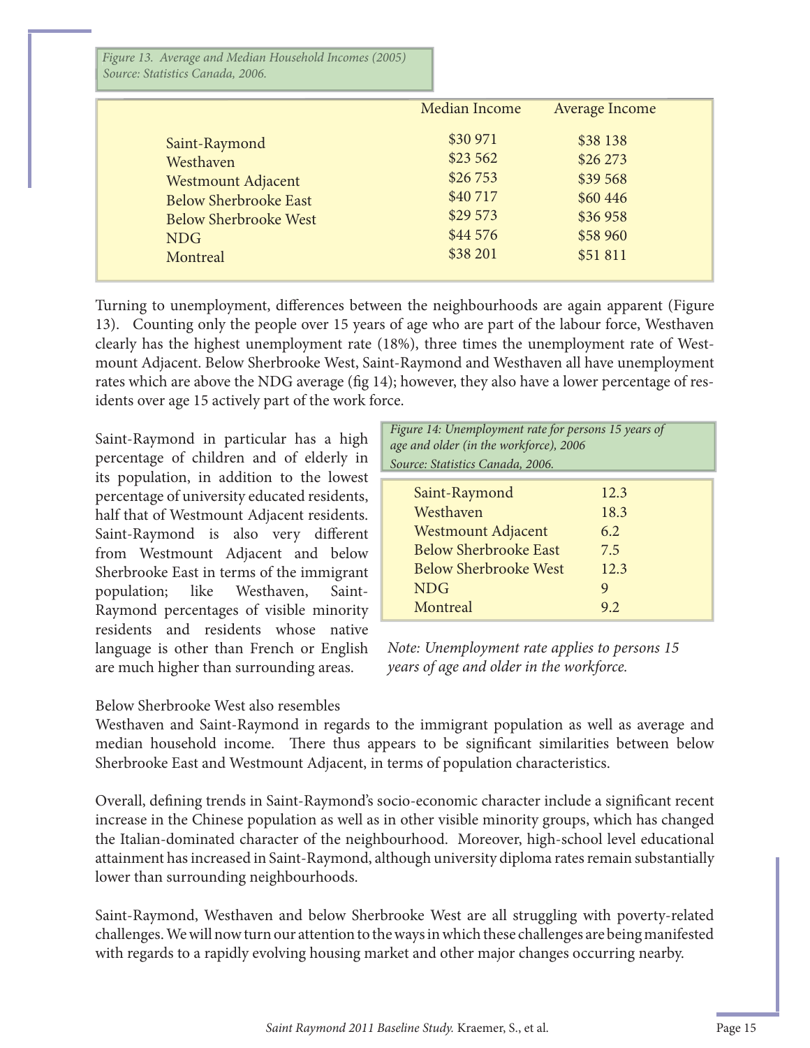*Figure 13. Average and Median Household Incomes (2005)*
*Source: Statistics Canada, 2006.*

| | Median Income | Average Income |
|---|---|---|
| Saint-Raymond | $30 971 | $38 138 |
| Westhaven | $23 562 | $26 273 |
| Westmount Adjacent | $26 753 | $39 568 |
| Below Sherbrooke East | $40 717 | $60 446 |
| Below Sherbrooke West | $29 573 | $36 958 |
| NDG | $44 576 | $58 960 |
| Montreal | $38 201 | $51 811 |

Turning to unemployment, differences between the neighbourhoods are again apparent (Figure 13). Counting only the people over 15 years of age who are part of the labour force, Westhaven clearly has the highest unemployment rate (18%), three times the unemployment rate of Westmount Adjacent. Below Sherbrooke West, Saint-Raymond and Westhaven all have unemployment rates which are above the NDG average (fig 14); however, they also have a lower percentage of residents over age 15 actively part of the work force.

Saint-Raymond in particular has a high percentage of children and of elderly in its population, in addition to the lowest percentage of university educated residents, half that of Westmount Adjacent residents. Saint-Raymond is also very different from Westmount Adjacent and below Sherbrooke East in terms of the immigrant population; like Westhaven, Saint-Raymond percentages of visible minority residents and residents whose native language is other than French or English are much higher than surrounding areas.

*Figure 14: Unemployment rate for persons 15 years of age and older (in the workforce), 2006*
*Source: Statistics Canada, 2006.*

| | |
|---|---|
| Saint-Raymond | 12.3 |
| Westhaven | 18.3 |
| Westmount Adjacent | 6.2 |
| Below Sherbrooke East | 7.5 |
| Below Sherbrooke West | 12.3 |
| NDG | 9 |
| Montreal | 9.2 |

*Note: Unemployment rate applies to persons 15 years of age and older in the workforce.*

Below Sherbrooke West also resembles Westhaven and Saint-Raymond in regards to the immigrant population as well as average and median household income. There thus appears to be significant similarities between below Sherbrooke East and Westmount Adjacent, in terms of population characteristics.

Overall, defining trends in Saint-Raymond's socio-economic character include a significant recent increase in the Chinese population as well as in other visible minority groups, which has changed the Italian-dominated character of the neighbourhood. Moreover, high-school level educational attainment has increased in Saint-Raymond, although university diploma rates remain substantially lower than surrounding neighbourhoods.

Saint-Raymond, Westhaven and below Sherbrooke West are all struggling with poverty-related challenges. We will now turn our attention to the ways in which these challenges are being manifested with regards to a rapidly evolving housing market and other major changes occurring nearby.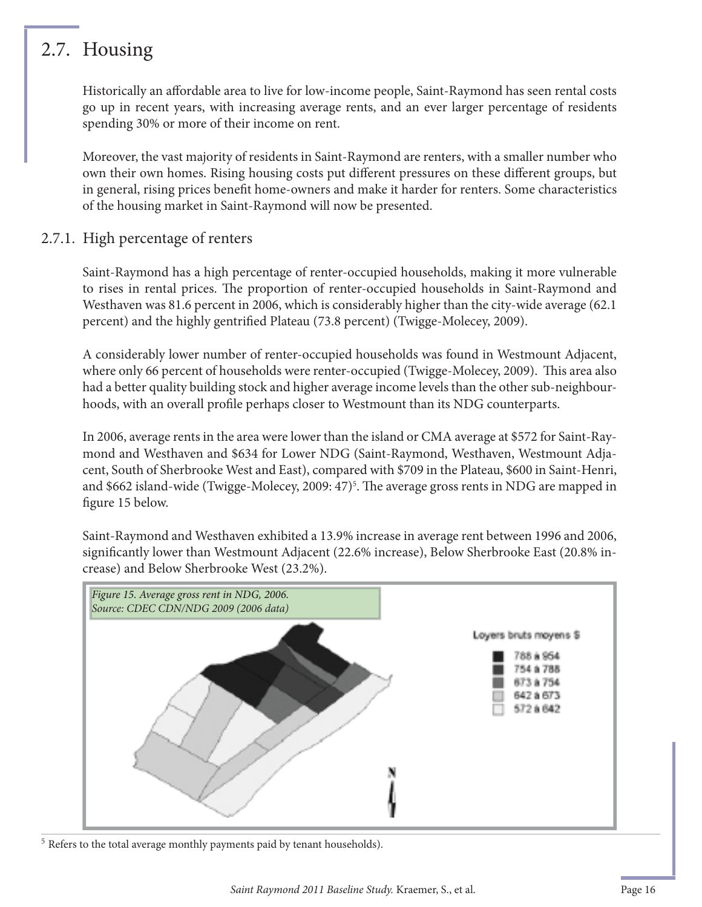## 2.7. Housing

Historically an affordable area to live for low-income people, Saint-Raymond has seen rental costs go up in recent years, with increasing average rents, and an ever larger percentage of residents spending 30% or more of their income on rent.

Moreover, the vast majority of residents in Saint-Raymond are renters, with a smaller number who own their own homes. Rising housing costs put different pressures on these different groups, but in general, rising prices benefit home-owners and make it harder for renters. Some characteristics of the housing market in Saint-Raymond will now be presented.

### 2.7.1. High percentage of renters

Saint-Raymond has a high percentage of renter-occupied households, making it more vulnerable to rises in rental prices. The proportion of renter-occupied households in Saint-Raymond and Westhaven was 81.6 percent in 2006, which is considerably higher than the city-wide average (62.1 percent) and the highly gentrified Plateau (73.8 percent) (Twigge-Molecey, 2009).

A considerably lower number of renter-occupied households was found in Westmount Adjacent, where only 66 percent of households were renter-occupied (Twigge-Molecey, 2009). This area also had a better quality building stock and higher average income levels than the other sub-neighbourhoods, with an overall profile perhaps closer to Westmount than its NDG counterparts.

In 2006, average rents in the area were lower than the island or CMA average at $572 for Saint-Raymond and Westhaven and $634 for Lower NDG (Saint-Raymond, Westhaven, Westmount Adjacent, South of Sherbrooke West and East), compared with $709 in the Plateau, $600 in Saint-Henri, and $662 island-wide (Twigge-Molecey, 2009: 47)[5]. The average gross rents in NDG are mapped in figure 15 below.

Saint-Raymond and Westhaven exhibited a 13.9% increase in average rent between 1996 and 2006, significantly lower than Westmount Adjacent (22.6% increase), Below Sherbrooke East (20.8% increase) and Below Sherbrooke West (23.2%).

*Figure 15. Average gross rent in NDG, 2006.*
*Source: CDEC CDN/NDG 2009 (2006 data)*

Loyers bruts moyens $

- 788 à 954
- 754 à 788
- 673 à 754
- 642 à 673
- 572 à 642

N

[5] Refers to the total average monthly payments paid by tenant households).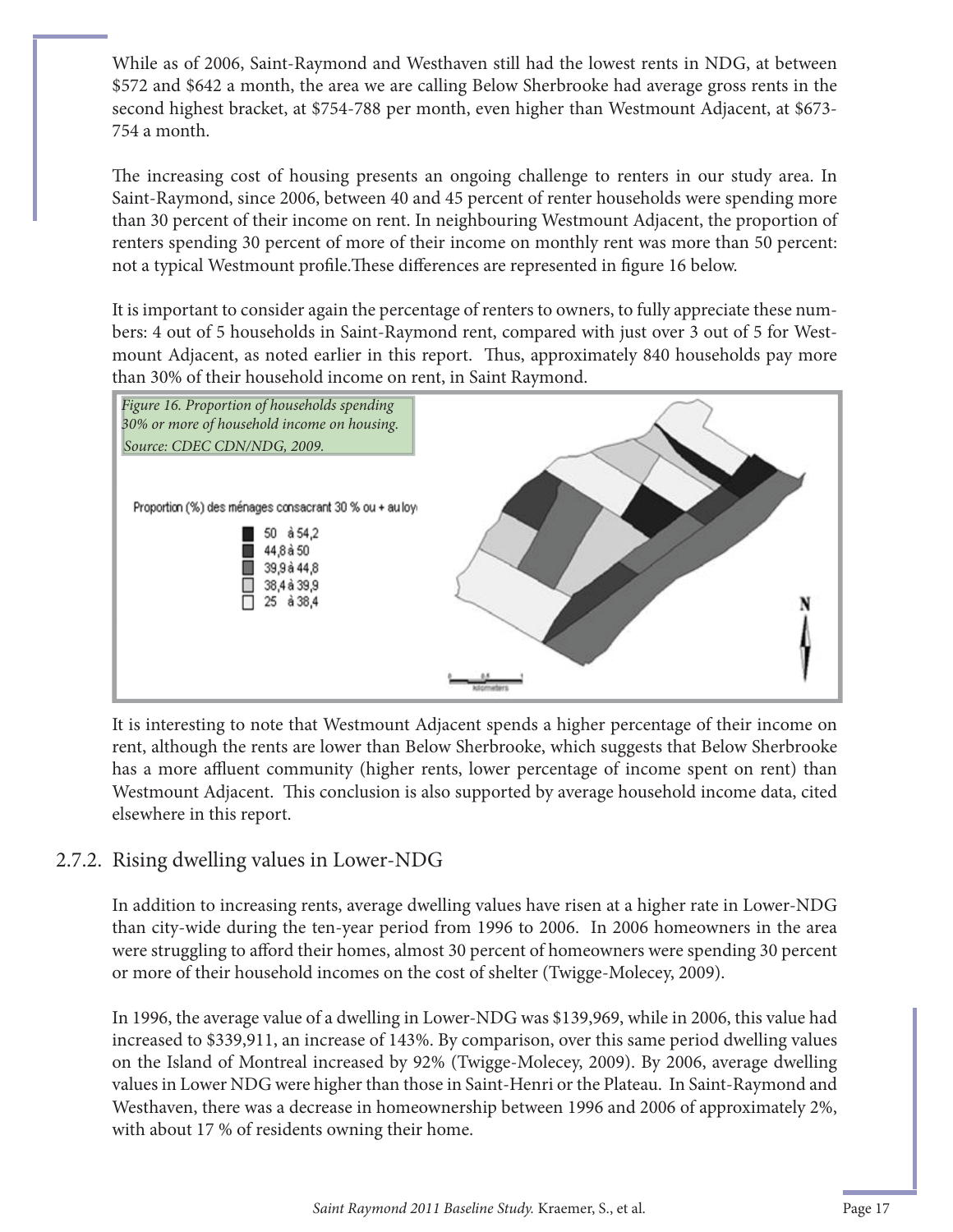While as of 2006, Saint-Raymond and Westhaven still had the lowest rents in NDG, at between $572 and $642 a month, the area we are calling Below Sherbrooke had average gross rents in the second highest bracket, at $754-788 per month, even higher than Westmount Adjacent, at $673-754 a month.

The increasing cost of housing presents an ongoing challenge to renters in our study area. In Saint-Raymond, since 2006, between 40 and 45 percent of renter households were spending more than 30 percent of their income on rent. In neighbouring Westmount Adjacent, the proportion of renters spending 30 percent of more of their income on monthly rent was more than 50 percent: not a typical Westmount profile.These differences are represented in figure 16 below.

It is important to consider again the percentage of renters to owners, to fully appreciate these numbers: 4 out of 5 households in Saint-Raymond rent, compared with just over 3 out of 5 for Westmount Adjacent, as noted earlier in this report. Thus, approximately 840 households pay more than 30% of their household income on rent, in Saint Raymond.

*Figure 16. Proportion of households spending 30% or more of household income on housing. Source: CDEC CDN/NDG, 2009.*

Proportion (%) des ménages consacrant 30 % ou + au loy

- 50 à 54,2
- 44,8 à 50
- 39,9 à 44,8
- 38,4 à 39,9
- 25 à 38,4

It is interesting to note that Westmount Adjacent spends a higher percentage of their income on rent, although the rents are lower than Below Sherbrooke, which suggests that Below Sherbrooke has a more affluent community (higher rents, lower percentage of income spent on rent) than Westmount Adjacent. This conclusion is also supported by average household income data, cited elsewhere in this report.

## 2.7.2. Rising dwelling values in Lower-NDG

In addition to increasing rents, average dwelling values have risen at a higher rate in Lower-NDG than city-wide during the ten-year period from 1996 to 2006. In 2006 homeowners in the area were struggling to afford their homes, almost 30 percent of homeowners were spending 30 percent or more of their household incomes on the cost of shelter (Twigge-Molecey, 2009).

In 1996, the average value of a dwelling in Lower-NDG was $139,969, while in 2006, this value had increased to $339,911, an increase of 143%. By comparison, over this same period dwelling values on the Island of Montreal increased by 92% (Twigge-Molecey, 2009). By 2006, average dwelling values in Lower NDG were higher than those in Saint-Henri or the Plateau. In Saint-Raymond and Westhaven, there was a decrease in homeownership between 1996 and 2006 of approximately 2%, with about 17 % of residents owning their home.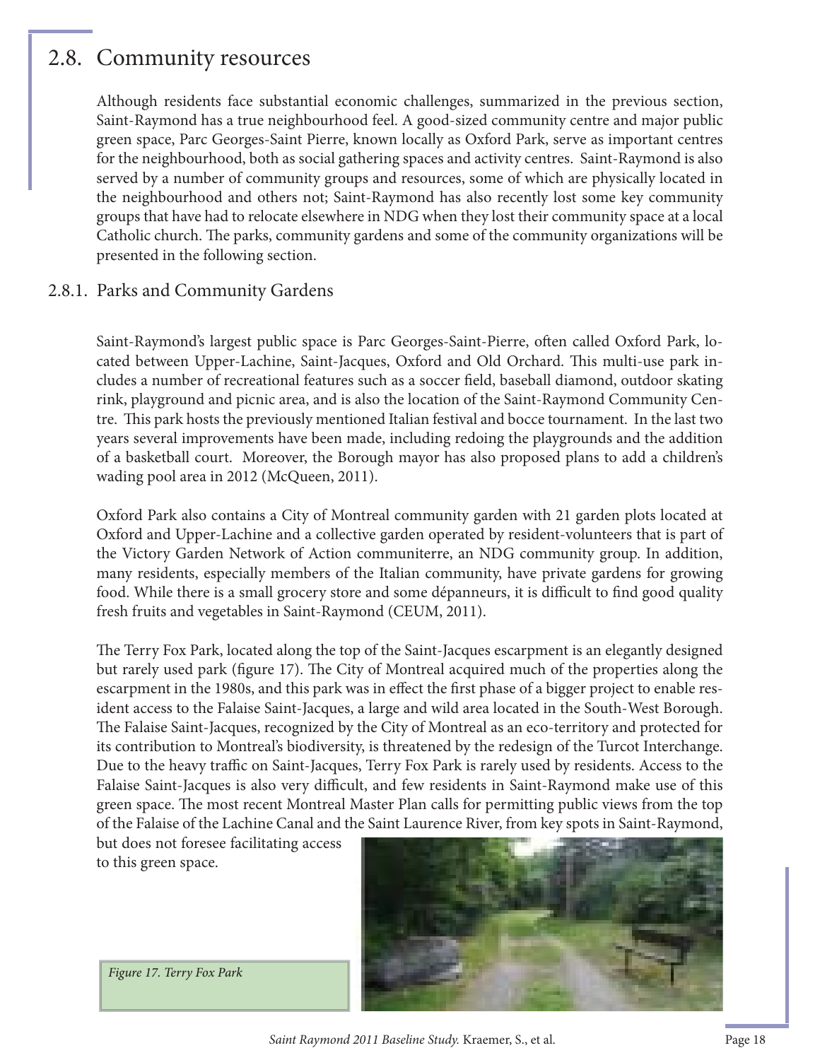## 2.8. Community resources

Although residents face substantial economic challenges, summarized in the previous section, Saint-Raymond has a true neighbourhood feel. A good-sized community centre and major public green space, Parc Georges-Saint Pierre, known locally as Oxford Park, serve as important centres for the neighbourhood, both as social gathering spaces and activity centres. Saint-Raymond is also served by a number of community groups and resources, some of which are physically located in the neighbourhood and others not; Saint-Raymond has also recently lost some key community groups that have had to relocate elsewhere in NDG when they lost their community space at a local Catholic church. The parks, community gardens and some of the community organizations will be presented in the following section.

### 2.8.1. Parks and Community Gardens

Saint-Raymond's largest public space is Parc Georges-Saint-Pierre, often called Oxford Park, located between Upper-Lachine, Saint-Jacques, Oxford and Old Orchard. This multi-use park includes a number of recreational features such as a soccer field, baseball diamond, outdoor skating rink, playground and picnic area, and is also the location of the Saint-Raymond Community Centre. This park hosts the previously mentioned Italian festival and bocce tournament. In the last two years several improvements have been made, including redoing the playgrounds and the addition of a basketball court. Moreover, the Borough mayor has also proposed plans to add a children's wading pool area in 2012 (McQueen, 2011).

Oxford Park also contains a City of Montreal community garden with 21 garden plots located at Oxford and Upper-Lachine and a collective garden operated by resident-volunteers that is part of the Victory Garden Network of Action communiterre, an NDG community group. In addition, many residents, especially members of the Italian community, have private gardens for growing food. While there is a small grocery store and some dépanneurs, it is difficult to find good quality fresh fruits and vegetables in Saint-Raymond (CEUM, 2011).

The Terry Fox Park, located along the top of the Saint-Jacques escarpment is an elegantly designed but rarely used park (figure 17). The City of Montreal acquired much of the properties along the escarpment in the 1980s, and this park was in effect the first phase of a bigger project to enable resident access to the Falaise Saint-Jacques, a large and wild area located in the South-West Borough. The Falaise Saint-Jacques, recognized by the City of Montreal as an eco-territory and protected for its contribution to Montreal's biodiversity, is threatened by the redesign of the Turcot Interchange. Due to the heavy traffic on Saint-Jacques, Terry Fox Park is rarely used by residents. Access to the Falaise Saint-Jacques is also very difficult, and few residents in Saint-Raymond make use of this green space. The most recent Montreal Master Plan calls for permitting public views from the top of the Falaise of the Lachine Canal and the Saint Laurence River, from key spots in Saint-Raymond, but does not foresee facilitating access to this green space.

*Figure 17. Terry Fox Park*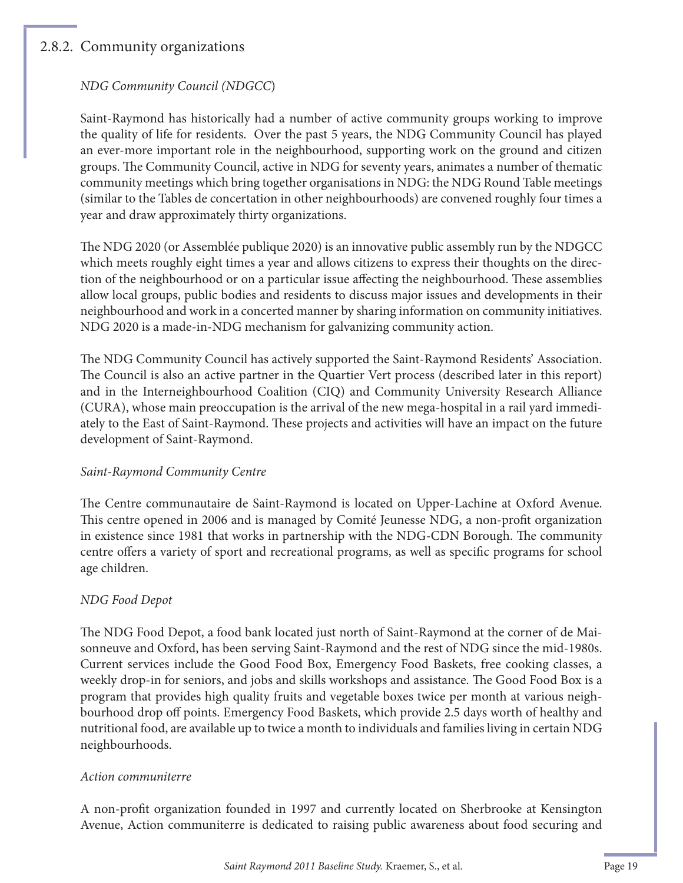### 2.8.2. Community organizations

*NDG Community Council (NDGCC)*

Saint-Raymond has historically had a number of active community groups working to improve the quality of life for residents. Over the past 5 years, the NDG Community Council has played an ever-more important role in the neighbourhood, supporting work on the ground and citizen groups. The Community Council, active in NDG for seventy years, animates a number of thematic community meetings which bring together organisations in NDG: the NDG Round Table meetings (similar to the Tables de concertation in other neighbourhoods) are convened roughly four times a year and draw approximately thirty organizations.

The NDG 2020 (or Assemblée publique 2020) is an innovative public assembly run by the NDGCC which meets roughly eight times a year and allows citizens to express their thoughts on the direction of the neighbourhood or on a particular issue affecting the neighbourhood. These assemblies allow local groups, public bodies and residents to discuss major issues and developments in their neighbourhood and work in a concerted manner by sharing information on community initiatives. NDG 2020 is a made-in-NDG mechanism for galvanizing community action.

The NDG Community Council has actively supported the Saint-Raymond Residents' Association. The Council is also an active partner in the Quartier Vert process (described later in this report) and in the Interneighbourhood Coalition (CIQ) and Community University Research Alliance (CURA), whose main preoccupation is the arrival of the new mega-hospital in a rail yard immediately to the East of Saint-Raymond. These projects and activities will have an impact on the future development of Saint-Raymond.

*Saint-Raymond Community Centre*

The Centre communautaire de Saint-Raymond is located on Upper-Lachine at Oxford Avenue. This centre opened in 2006 and is managed by Comité Jeunesse NDG, a non-profit organization in existence since 1981 that works in partnership with the NDG-CDN Borough. The community centre offers a variety of sport and recreational programs, as well as specific programs for school age children.

*NDG Food Depot*

The NDG Food Depot, a food bank located just north of Saint-Raymond at the corner of de Maisonneuve and Oxford, has been serving Saint-Raymond and the rest of NDG since the mid-1980s. Current services include the Good Food Box, Emergency Food Baskets, free cooking classes, a weekly drop-in for seniors, and jobs and skills workshops and assistance. The Good Food Box is a program that provides high quality fruits and vegetable boxes twice per month at various neighbourhood drop off points. Emergency Food Baskets, which provide 2.5 days worth of healthy and nutritional food, are available up to twice a month to individuals and families living in certain NDG neighbourhoods.

*Action communiterre*

A non-profit organization founded in 1997 and currently located on Sherbrooke at Kensington Avenue, Action communiterre is dedicated to raising public awareness about food securing and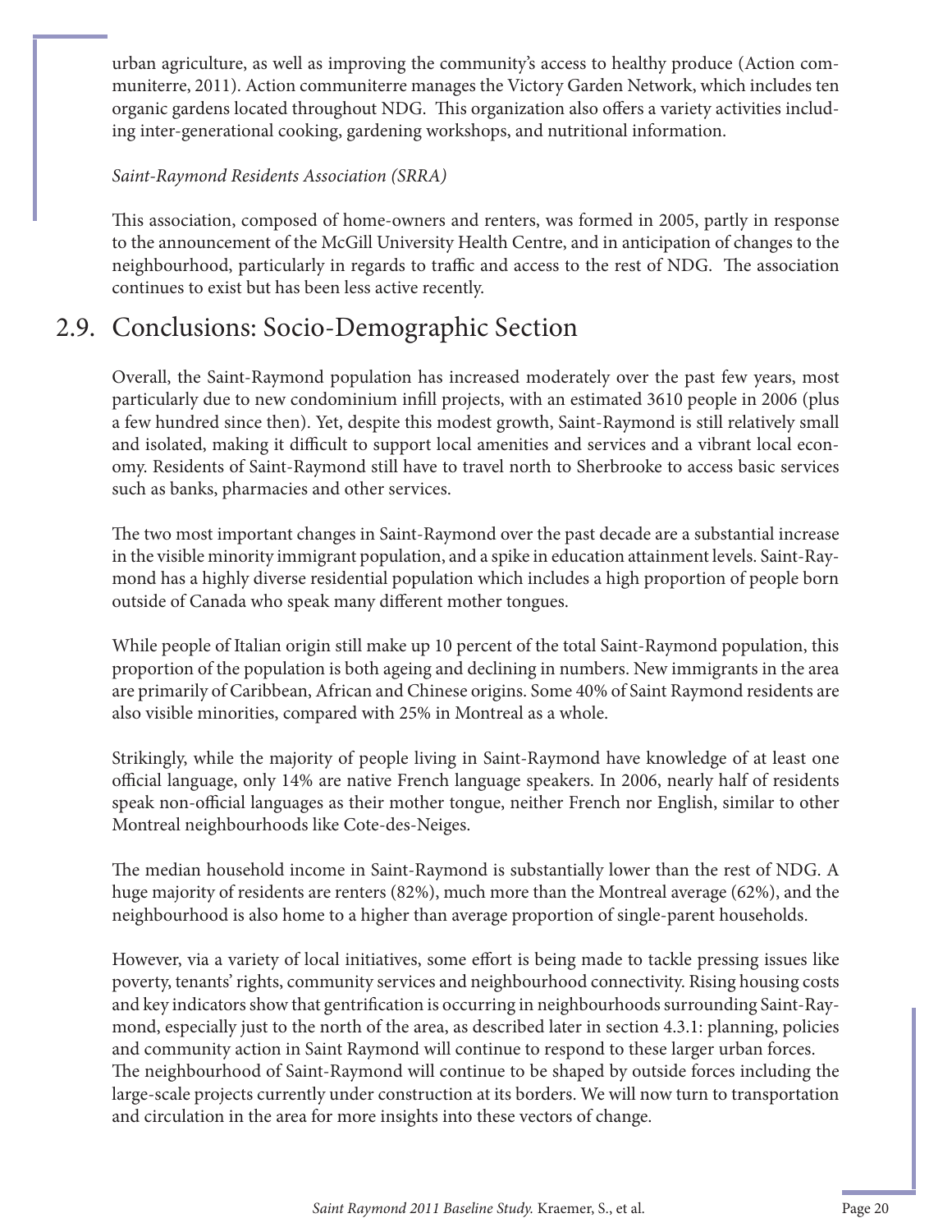urban agriculture, as well as improving the community's access to healthy produce (Action communiterre, 2011). Action communiterre manages the Victory Garden Network, which includes ten organic gardens located throughout NDG. This organization also offers a variety activities including inter-generational cooking, gardening workshops, and nutritional information.

*Saint-Raymond Residents Association (SRRA)*

This association, composed of home-owners and renters, was formed in 2005, partly in response to the announcement of the McGill University Health Centre, and in anticipation of changes to the neighbourhood, particularly in regards to traffic and access to the rest of NDG. The association continues to exist but has been less active recently.

## 2.9. Conclusions: Socio-Demographic Section

Overall, the Saint-Raymond population has increased moderately over the past few years, most particularly due to new condominium infill projects, with an estimated 3610 people in 2006 (plus a few hundred since then). Yet, despite this modest growth, Saint-Raymond is still relatively small and isolated, making it difficult to support local amenities and services and a vibrant local economy. Residents of Saint-Raymond still have to travel north to Sherbrooke to access basic services such as banks, pharmacies and other services.

The two most important changes in Saint-Raymond over the past decade are a substantial increase in the visible minority immigrant population, and a spike in education attainment levels. Saint-Raymond has a highly diverse residential population which includes a high proportion of people born outside of Canada who speak many different mother tongues.

While people of Italian origin still make up 10 percent of the total Saint-Raymond population, this proportion of the population is both ageing and declining in numbers. New immigrants in the area are primarily of Caribbean, African and Chinese origins. Some 40% of Saint Raymond residents are also visible minorities, compared with 25% in Montreal as a whole.

Strikingly, while the majority of people living in Saint-Raymond have knowledge of at least one official language, only 14% are native French language speakers. In 2006, nearly half of residents speak non-official languages as their mother tongue, neither French nor English, similar to other Montreal neighbourhoods like Cote-des-Neiges.

The median household income in Saint-Raymond is substantially lower than the rest of NDG. A huge majority of residents are renters (82%), much more than the Montreal average (62%), and the neighbourhood is also home to a higher than average proportion of single-parent households.

However, via a variety of local initiatives, some effort is being made to tackle pressing issues like poverty, tenants' rights, community services and neighbourhood connectivity. Rising housing costs and key indicators show that gentrification is occurring in neighbourhoods surrounding Saint-Raymond, especially just to the north of the area, as described later in section 4.3.1: planning, policies and community action in Saint Raymond will continue to respond to these larger urban forces. The neighbourhood of Saint-Raymond will continue to be shaped by outside forces including the large-scale projects currently under construction at its borders. We will now turn to transportation and circulation in the area for more insights into these vectors of change.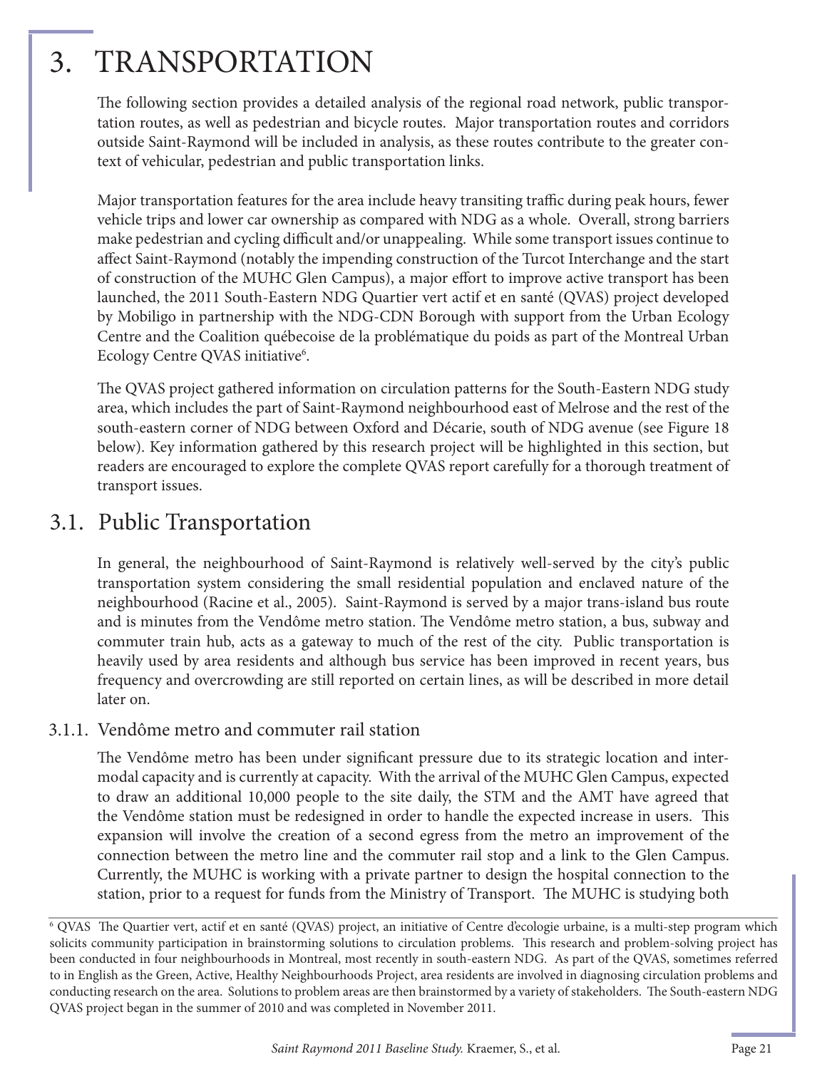# 3. TRANSPORTATION

The following section provides a detailed analysis of the regional road network, public transportation routes, as well as pedestrian and bicycle routes. Major transportation routes and corridors outside Saint-Raymond will be included in analysis, as these routes contribute to the greater context of vehicular, pedestrian and public transportation links.

Major transportation features for the area include heavy transiting traffic during peak hours, fewer vehicle trips and lower car ownership as compared with NDG as a whole. Overall, strong barriers make pedestrian and cycling difficult and/or unappealing. While some transport issues continue to affect Saint-Raymond (notably the impending construction of the Turcot Interchange and the start of construction of the MUHC Glen Campus), a major effort to improve active transport has been launched, the 2011 South-Eastern NDG Quartier vert actif et en santé (QVAS) project developed by Mobiligo in partnership with the NDG-CDN Borough with support from the Urban Ecology Centre and the Coalition québecoise de la problématique du poids as part of the Montreal Urban Ecology Centre QVAS initiative[6].

The QVAS project gathered information on circulation patterns for the South-Eastern NDG study area, which includes the part of Saint-Raymond neighbourhood east of Melrose and the rest of the south-eastern corner of NDG between Oxford and Décarie, south of NDG avenue (see Figure 18 below). Key information gathered by this research project will be highlighted in this section, but readers are encouraged to explore the complete QVAS report carefully for a thorough treatment of transport issues.

## 3.1. Public Transportation

In general, the neighbourhood of Saint-Raymond is relatively well-served by the city's public transportation system considering the small residential population and enclaved nature of the neighbourhood (Racine et al., 2005). Saint-Raymond is served by a major trans-island bus route and is minutes from the Vendôme metro station. The Vendôme metro station, a bus, subway and commuter train hub, acts as a gateway to much of the rest of the city. Public transportation is heavily used by area residents and although bus service has been improved in recent years, bus frequency and overcrowding are still reported on certain lines, as will be described in more detail later on.

### 3.1.1. Vendôme metro and commuter rail station

The Vendôme metro has been under significant pressure due to its strategic location and intermodal capacity and is currently at capacity. With the arrival of the MUHC Glen Campus, expected to draw an additional 10,000 people to the site daily, the STM and the AMT have agreed that the Vendôme station must be redesigned in order to handle the expected increase in users. This expansion will involve the creation of a second egress from the metro an improvement of the connection between the metro line and the commuter rail stop and a link to the Glen Campus. Currently, the MUHC is working with a private partner to design the hospital connection to the station, prior to a request for funds from the Ministry of Transport. The MUHC is studying both

---

[6] QVAS The Quartier vert, actif et en santé (QVAS) project, an initiative of Centre d'ecologie urbaine, is a multi-step program which solicits community participation in brainstorming solutions to circulation problems. This research and problem-solving project has been conducted in four neighbourhoods in Montreal, most recently in south-eastern NDG. As part of the QVAS, sometimes referred to in English as the Green, Active, Healthy Neighbourhoods Project, area residents are involved in diagnosing circulation problems and conducting research on the area. Solutions to problem areas are then brainstormed by a variety of stakeholders. The South-eastern NDG QVAS project began in the summer of 2010 and was completed in November 2011.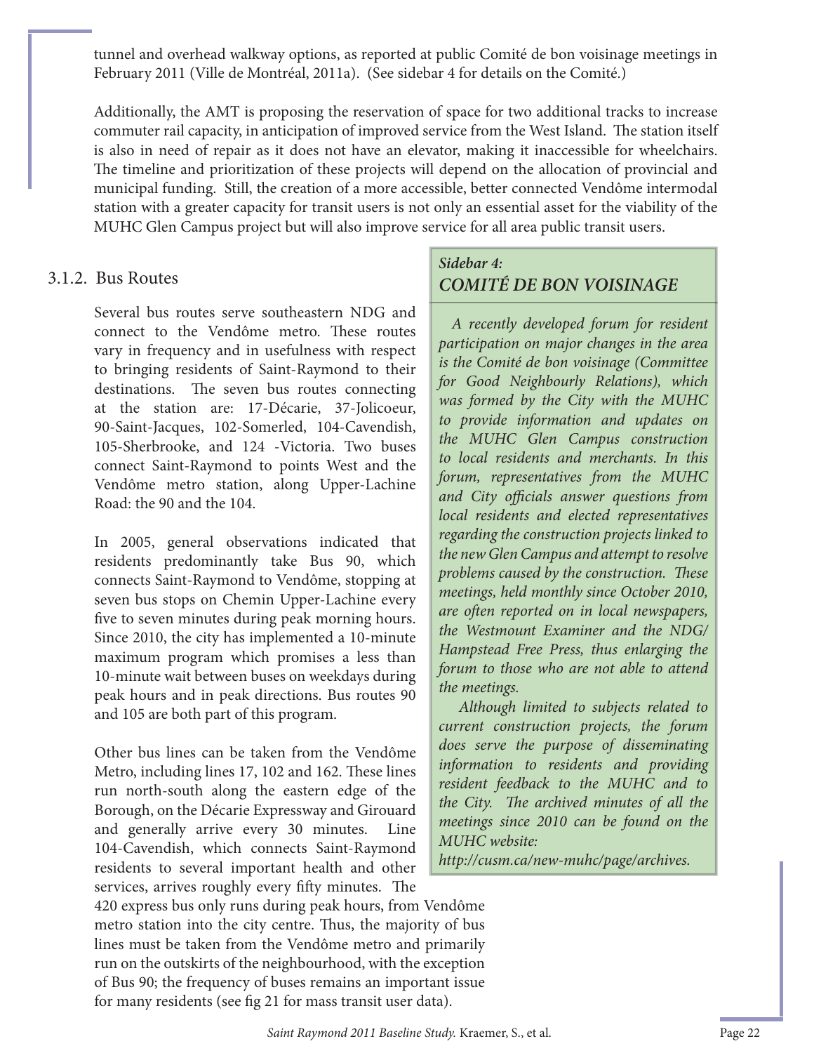tunnel and overhead walkway options, as reported at public Comité de bon voisinage meetings in February 2011 (Ville de Montréal, 2011a). (See sidebar 4 for details on the Comité.)

Additionally, the AMT is proposing the reservation of space for two additional tracks to increase commuter rail capacity, in anticipation of improved service from the West Island. The station itself is also in need of repair as it does not have an elevator, making it inaccessible for wheelchairs. The timeline and prioritization of these projects will depend on the allocation of provincial and municipal funding. Still, the creation of a more accessible, better connected Vendôme intermodal station with a greater capacity for transit users is not only an essential asset for the viability of the MUHC Glen Campus project but will also improve service for all area public transit users.

### 3.1.2. Bus Routes

Several bus routes serve southeastern NDG and connect to the Vendôme metro. These routes vary in frequency and in usefulness with respect to bringing residents of Saint-Raymond to their destinations. The seven bus routes connecting at the station are: 17-Décarie, 37-Jolicoeur, 90-Saint-Jacques, 102-Somerled, 104-Cavendish, 105-Sherbrooke, and 124 -Victoria. Two buses connect Saint-Raymond to points West and the Vendôme metro station, along Upper-Lachine Road: the 90 and the 104.

In 2005, general observations indicated that residents predominantly take Bus 90, which connects Saint-Raymond to Vendôme, stopping at seven bus stops on Chemin Upper-Lachine every five to seven minutes during peak morning hours. Since 2010, the city has implemented a 10-minute maximum program which promises a less than 10-minute wait between buses on weekdays during peak hours and in peak directions. Bus routes 90 and 105 are both part of this program.

Other bus lines can be taken from the Vendôme Metro, including lines 17, 102 and 162. These lines run north-south along the eastern edge of the Borough, on the Décarie Expressway and Girouard and generally arrive every 30 minutes. Line 104-Cavendish, which connects Saint-Raymond residents to several important health and other services, arrives roughly every fifty minutes. The 420 express bus only runs during peak hours, from Vendôme metro station into the city centre. Thus, the majority of bus lines must be taken from the Vendôme metro and primarily run on the outskirts of the neighbourhood, with the exception of Bus 90; the frequency of buses remains an important issue for many residents (see fig 21 for mass transit user data).

> ***Sidebar 4:***
> ***COMITÉ DE BON VOISINAGE***
>
> *A recently developed forum for resident participation on major changes in the area is the Comité de bon voisinage (Committee for Good Neighbourly Relations), which was formed by the City with the MUHC to provide information and updates on the MUHC Glen Campus construction to local residents and merchants. In this forum, representatives from the MUHC and City officials answer questions from local residents and elected representatives regarding the construction projects linked to the new Glen Campus and attempt to resolve problems caused by the construction. These meetings, held monthly since October 2010, are often reported on in local newspapers, the Westmount Examiner and the NDG/Hampstead Free Press, thus enlarging the forum to those who are not able to attend the meetings.*
>
> *Although limited to subjects related to current construction projects, the forum does serve the purpose of disseminating information to residents and providing resident feedback to the MUHC and to the City. The archived minutes of all the meetings since 2010 can be found on the MUHC website: http://cusm.ca/new-muhc/page/archives.*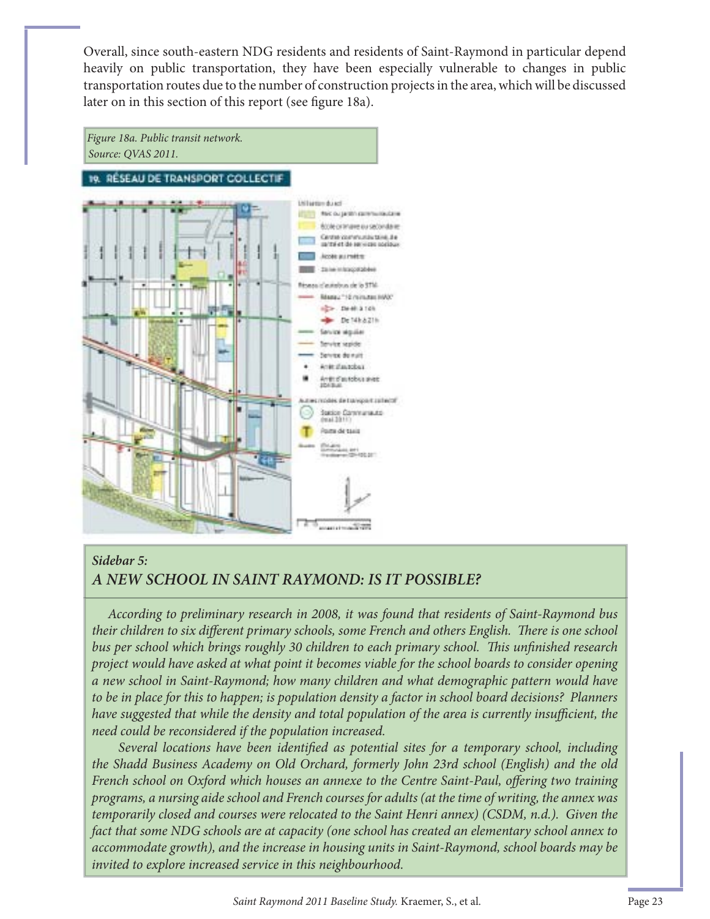Overall, since south-eastern NDG residents and residents of Saint-Raymond in particular depend heavily on public transportation, they have been especially vulnerable to changes in public transportation routes due to the number of construction projects in the area, which will be discussed later on in this section of this report (see figure 18a).

*Figure 18a. Public transit network.*
*Source: QVAS 2011.*

## *Sidebar 5:*
## *A NEW SCHOOL IN SAINT RAYMOND: IS IT POSSIBLE?*

*According to preliminary research in 2008, it was found that residents of Saint-Raymond bus their children to six different primary schools, some French and others English. There is one school bus per school which brings roughly 30 children to each primary school. This unfinished research project would have asked at what point it becomes viable for the school boards to consider opening a new school in Saint-Raymond; how many children and what demographic pattern would have to be in place for this to happen; is population density a factor in school board decisions? Planners have suggested that while the density and total population of the area is currently insufficient, the need could be reconsidered if the population increased.*

*Several locations have been identified as potential sites for a temporary school, including the Shadd Business Academy on Old Orchard, formerly John 23rd school (English) and the old French school on Oxford which houses an annexe to the Centre Saint-Paul, offering two training programs, a nursing aide school and French courses for adults (at the time of writing, the annex was temporarily closed and courses were relocated to the Saint Henri annex) (CSDM, n.d.). Given the fact that some NDG schools are at capacity (one school has created an elementary school annex to accommodate growth), and the increase in housing units in Saint-Raymond, school boards may be invited to explore increased service in this neighbourhood.*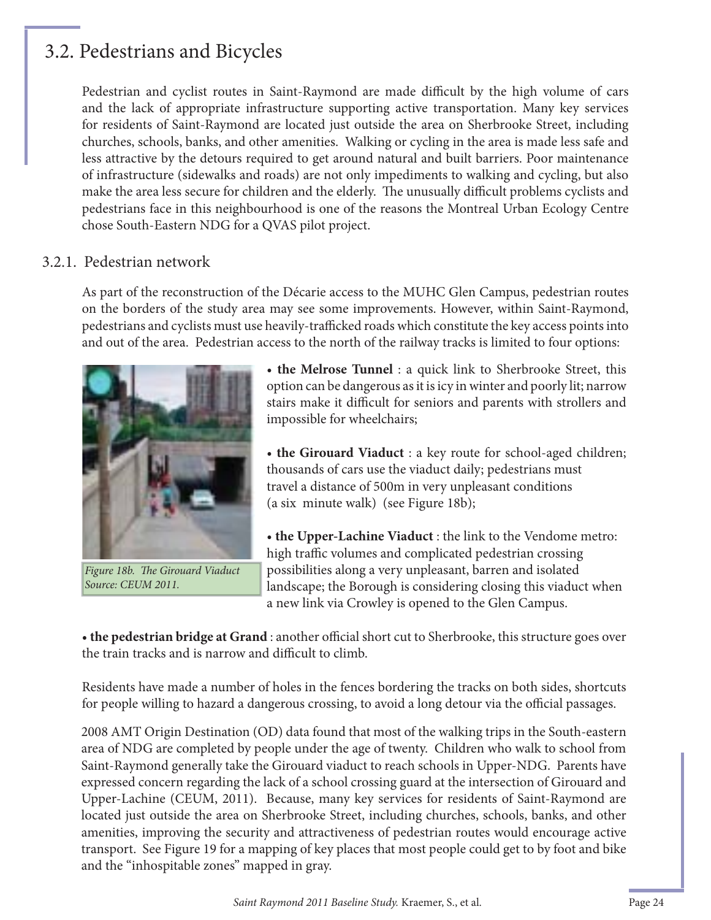## 3.2. Pedestrians and Bicycles

Pedestrian and cyclist routes in Saint-Raymond are made difficult by the high volume of cars and the lack of appropriate infrastructure supporting active transportation. Many key services for residents of Saint-Raymond are located just outside the area on Sherbrooke Street, including churches, schools, banks, and other amenities. Walking or cycling in the area is made less safe and less attractive by the detours required to get around natural and built barriers. Poor maintenance of infrastructure (sidewalks and roads) are not only impediments to walking and cycling, but also make the area less secure for children and the elderly. The unusually difficult problems cyclists and pedestrians face in this neighbourhood is one of the reasons the Montreal Urban Ecology Centre chose South-Eastern NDG for a QVAS pilot project.

### 3.2.1. Pedestrian network

As part of the reconstruction of the Décarie access to the MUHC Glen Campus, pedestrian routes on the borders of the study area may see some improvements. However, within Saint-Raymond, pedestrians and cyclists must use heavily-trafficked roads which constitute the key access points into and out of the area. Pedestrian access to the north of the railway tracks is limited to four options:

*Figure 18b. The Girouard Viaduct Source: CEUM 2011.*

- **the Melrose Tunnel** : a quick link to Sherbrooke Street, this option can be dangerous as it is icy in winter and poorly lit; narrow stairs make it difficult for seniors and parents with strollers and impossible for wheelchairs;

- **the Girouard Viaduct** : a key route for school-aged children; thousands of cars use the viaduct daily; pedestrians must travel a distance of 500m in very unpleasant conditions (a six minute walk) (see Figure 18b);

- **the Upper-Lachine Viaduct** : the link to the Vendome metro: high traffic volumes and complicated pedestrian crossing possibilities along a very unpleasant, barren and isolated landscape; the Borough is considering closing this viaduct when a new link via Crowley is opened to the Glen Campus.

- **the pedestrian bridge at Grand** : another official short cut to Sherbrooke, this structure goes over the train tracks and is narrow and difficult to climb.

Residents have made a number of holes in the fences bordering the tracks on both sides, shortcuts for people willing to hazard a dangerous crossing, to avoid a long detour via the official passages.

2008 AMT Origin Destination (OD) data found that most of the walking trips in the South-eastern area of NDG are completed by people under the age of twenty. Children who walk to school from Saint-Raymond generally take the Girouard viaduct to reach schools in Upper-NDG. Parents have expressed concern regarding the lack of a school crossing guard at the intersection of Girouard and Upper-Lachine (CEUM, 2011). Because, many key services for residents of Saint-Raymond are located just outside the area on Sherbrooke Street, including churches, schools, banks, and other amenities, improving the security and attractiveness of pedestrian routes would encourage active transport. See Figure 19 for a mapping of key places that most people could get to by foot and bike and the "inhospitable zones" mapped in gray.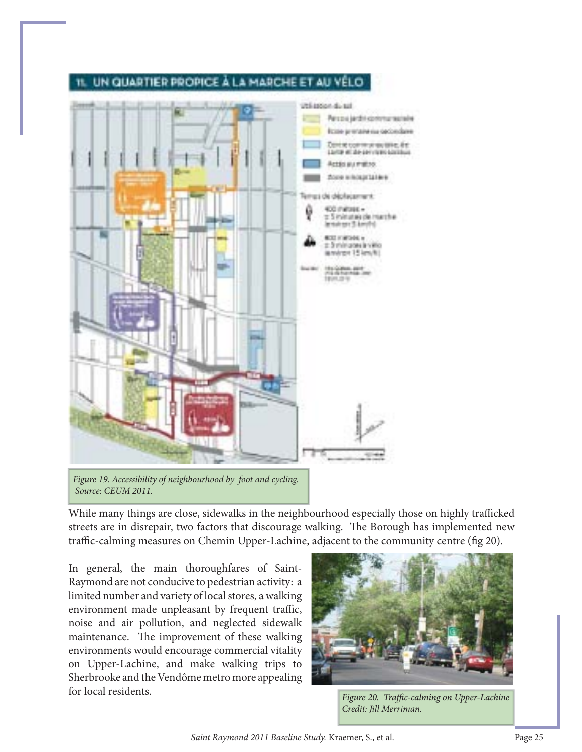Figure 19. Accessibility of neighbourhood by foot and cycling. Source: CEUM 2011.

While many things are close, sidewalks in the neighbourhood especially those on highly trafficked streets are in disrepair, two factors that discourage walking. The Borough has implemented new traffic-calming measures on Chemin Upper-Lachine, adjacent to the community centre (fig 20).

In general, the main thoroughfares of Saint-Raymond are not conducive to pedestrian activity: a limited number and variety of local stores, a walking environment made unpleasant by frequent traffic, noise and air pollution, and neglected sidewalk maintenance. The improvement of these walking environments would encourage commercial vitality on Upper-Lachine, and make walking trips to Sherbrooke and the Vendôme metro more appealing for local residents.

Figure 20. Traffic-calming on Upper-Lachine Credit: Jill Merriman.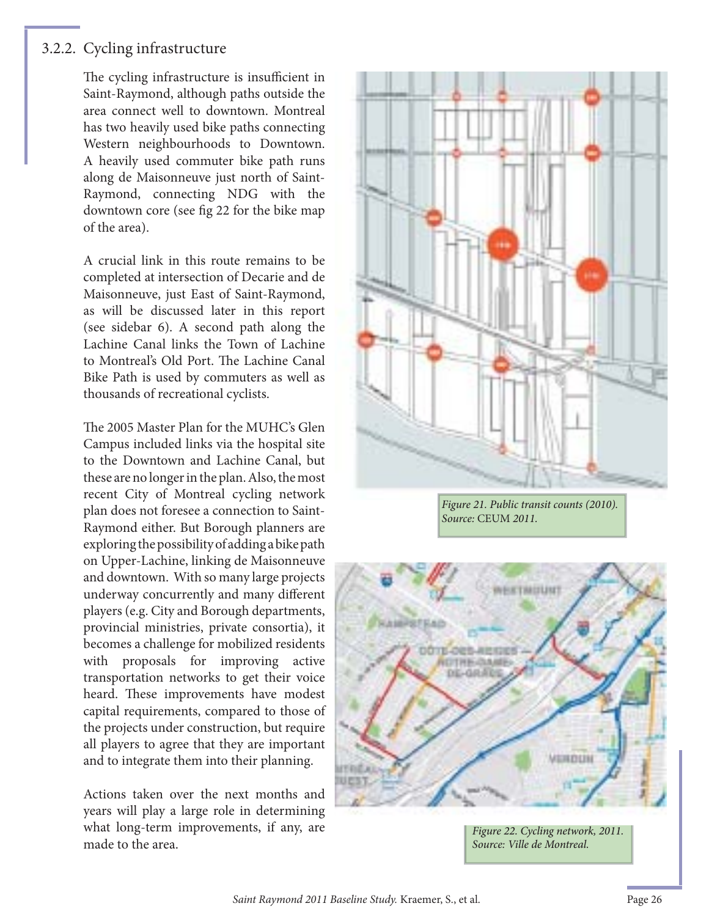### 3.2.2. Cycling infrastructure

The cycling infrastructure is insufficient in Saint-Raymond, although paths outside the area connect well to downtown. Montreal has two heavily used bike paths connecting Western neighbourhoods to Downtown. A heavily used commuter bike path runs along de Maisonneuve just north of Saint-Raymond, connecting NDG with the downtown core (see fig 22 for the bike map of the area).

A crucial link in this route remains to be completed at intersection of Decarie and de Maisonneuve, just East of Saint-Raymond, as will be discussed later in this report (see sidebar 6). A second path along the Lachine Canal links the Town of Lachine to Montreal's Old Port. The Lachine Canal Bike Path is used by commuters as well as thousands of recreational cyclists.

The 2005 Master Plan for the MUHC's Glen Campus included links via the hospital site to the Downtown and Lachine Canal, but these are no longer in the plan. Also, the most recent City of Montreal cycling network plan does not foresee a connection to Saint-Raymond either. But Borough planners are exploring the possibility of adding a bike path on Upper-Lachine, linking de Maisonneuve and downtown. With so many large projects underway concurrently and many different players (e.g. City and Borough departments, provincial ministries, private consortia), it becomes a challenge for mobilized residents with proposals for improving active transportation networks to get their voice heard. These improvements have modest capital requirements, compared to those of the projects under construction, but require all players to agree that they are important and to integrate them into their planning.

Actions taken over the next months and years will play a large role in determining what long-term improvements, if any, are made to the area.

*Figure 21. Public transit counts (2010). Source:* CEUM *2011.*

*Figure 22. Cycling network, 2011. Source: Ville de Montreal.*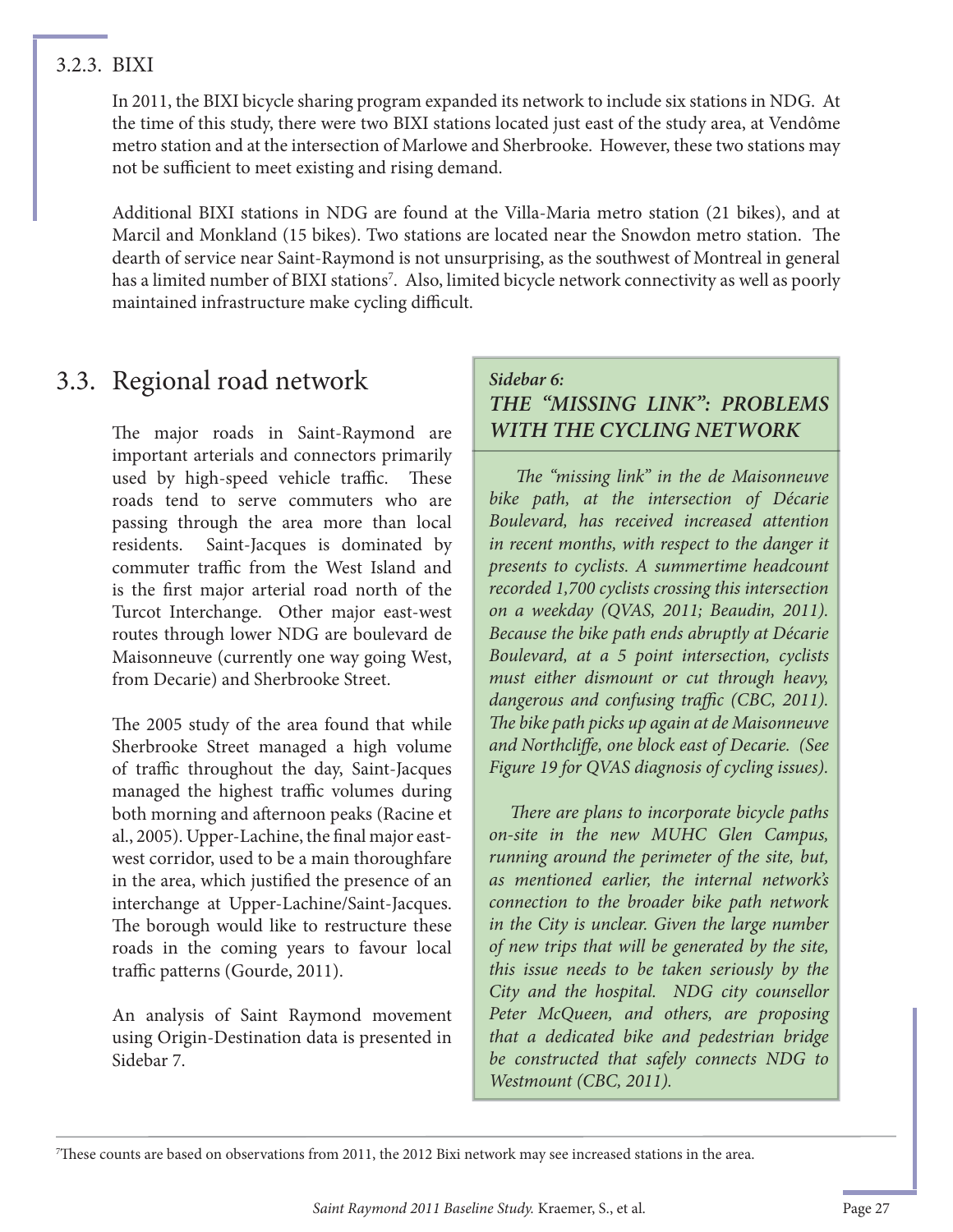### 3.2.3. BIXI

In 2011, the BIXI bicycle sharing program expanded its network to include six stations in NDG. At the time of this study, there were two BIXI stations located just east of the study area, at Vendôme metro station and at the intersection of Marlowe and Sherbrooke. However, these two stations may not be sufficient to meet existing and rising demand.

Additional BIXI stations in NDG are found at the Villa-Maria metro station (21 bikes), and at Marcil and Monkland (15 bikes). Two stations are located near the Snowdon metro station. The dearth of service near Saint-Raymond is not unsurprising, as the southwest of Montreal in general has a limited number of BIXI stations[7]. Also, limited bicycle network connectivity as well as poorly maintained infrastructure make cycling difficult.

## 3.3. Regional road network

The major roads in Saint-Raymond are important arterials and connectors primarily used by high-speed vehicle traffic. These roads tend to serve commuters who are passing through the area more than local residents. Saint-Jacques is dominated by commuter traffic from the West Island and is the first major arterial road north of the Turcot Interchange. Other major east-west routes through lower NDG are boulevard de Maisonneuve (currently one way going West, from Decarie) and Sherbrooke Street.

The 2005 study of the area found that while Sherbrooke Street managed a high volume of traffic throughout the day, Saint-Jacques managed the highest traffic volumes during both morning and afternoon peaks (Racine et al., 2005). Upper-Lachine, the final major east-west corridor, used to be a main thoroughfare in the area, which justified the presence of an interchange at Upper-Lachine/Saint-Jacques. The borough would like to restructure these roads in the coming years to favour local traffic patterns (Gourde, 2011).

An analysis of Saint Raymond movement using Origin-Destination data is presented in Sidebar 7.

> ***Sidebar 6:***
> ***THE "MISSING LINK": PROBLEMS WITH THE CYCLING NETWORK***
>
> *The "missing link" in the de Maisonneuve bike path, at the intersection of Décarie Boulevard, has received increased attention in recent months, with respect to the danger it presents to cyclists. A summertime headcount recorded 1,700 cyclists crossing this intersection on a weekday (QVAS, 2011; Beaudin, 2011). Because the bike path ends abruptly at Décarie Boulevard, at a 5 point intersection, cyclists must either dismount or cut through heavy, dangerous and confusing traffic (CBC, 2011). The bike path picks up again at de Maisonneuve and Northcliffe, one block east of Decarie. (See Figure 19 for QVAS diagnosis of cycling issues).*
>
> *There are plans to incorporate bicycle paths on-site in the new MUHC Glen Campus, running around the perimeter of the site, but, as mentioned earlier, the internal network's connection to the broader bike path network in the City is unclear. Given the large number of new trips that will be generated by the site, this issue needs to be taken seriously by the City and the hospital. NDG city counsellor Peter McQueen, and others, are proposing that a dedicated bike and pedestrian bridge be constructed that safely connects NDG to Westmount (CBC, 2011).*

[7] These counts are based on observations from 2011, the 2012 Bixi network may see increased stations in the area.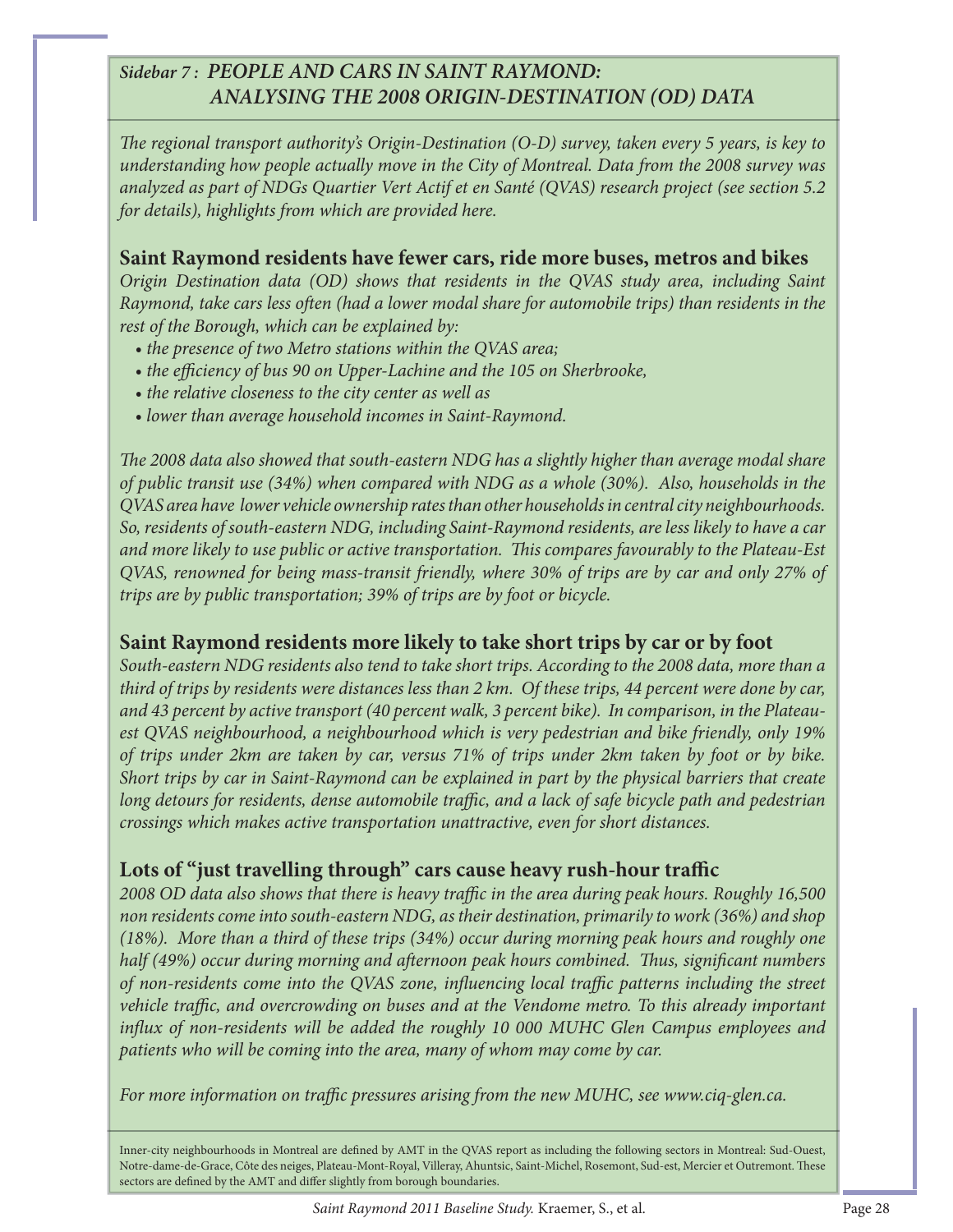## *Sidebar 7 : PEOPLE AND CARS IN SAINT RAYMOND: ANALYSING THE 2008 ORIGIN-DESTINATION (OD) DATA*

*The regional transport authority's Origin-Destination (O-D) survey, taken every 5 years, is key to understanding how people actually move in the City of Montreal. Data from the 2008 survey was analyzed as part of NDGs Quartier Vert Actif et en Santé (QVAS) research project (see section 5.2 for details), highlights from which are provided here.*

### Saint Raymond residents have fewer cars, ride more buses, metros and bikes

*Origin Destination data (OD) shows that residents in the QVAS study area, including Saint Raymond, take cars less often (had a lower modal share for automobile trips) than residents in the rest of the Borough, which can be explained by:*

- *the presence of two Metro stations within the QVAS area;*
- *the efficiency of bus 90 on Upper-Lachine and the 105 on Sherbrooke,*
- *the relative closeness to the city center as well as*
- *lower than average household incomes in Saint-Raymond.*

*The 2008 data also showed that south-eastern NDG has a slightly higher than average modal share of public transit use (34%) when compared with NDG as a whole (30%). Also, households in the QVAS area have lower vehicle ownership rates than other households in central city neighbourhoods. So, residents of south-eastern NDG, including Saint-Raymond residents, are less likely to have a car and more likely to use public or active transportation. This compares favourably to the Plateau-Est QVAS, renowned for being mass-transit friendly, where 30% of trips are by car and only 27% of trips are by public transportation; 39% of trips are by foot or bicycle.*

### Saint Raymond residents more likely to take short trips by car or by foot

*South-eastern NDG residents also tend to take short trips. According to the 2008 data, more than a third of trips by residents were distances less than 2 km. Of these trips, 44 percent were done by car, and 43 percent by active transport (40 percent walk, 3 percent bike). In comparison, in the Plateau-est QVAS neighbourhood, a neighbourhood which is very pedestrian and bike friendly, only 19% of trips under 2km are taken by car, versus 71% of trips under 2km taken by foot or by bike. Short trips by car in Saint-Raymond can be explained in part by the physical barriers that create long detours for residents, dense automobile traffic, and a lack of safe bicycle path and pedestrian crossings which makes active transportation unattractive, even for short distances.*

### Lots of "just travelling through" cars cause heavy rush-hour traffic

*2008 OD data also shows that there is heavy traffic in the area during peak hours. Roughly 16,500 non residents come into south-eastern NDG, as their destination, primarily to work (36%) and shop (18%). More than a third of these trips (34%) occur during morning peak hours and roughly one half (49%) occur during morning and afternoon peak hours combined. Thus, significant numbers of non-residents come into the QVAS zone, influencing local traffic patterns including the street vehicle traffic, and overcrowding on buses and at the Vendome metro. To this already important influx of non-residents will be added the roughly 10 000 MUHC Glen Campus employees and patients who will be coming into the area, many of whom may come by car.*

*For more information on traffic pressures arising from the new MUHC, see www.ciq-glen.ca.*

Inner-city neighbourhoods in Montreal are defined by AMT in the QVAS report as including the following sectors in Montreal: Sud-Ouest, Notre-dame-de-Grace, Côte des neiges, Plateau-Mont-Royal, Villeray, Ahuntsic, Saint-Michel, Rosemont, Sud-est, Mercier et Outremont. These sectors are defined by the AMT and differ slightly from borough boundaries.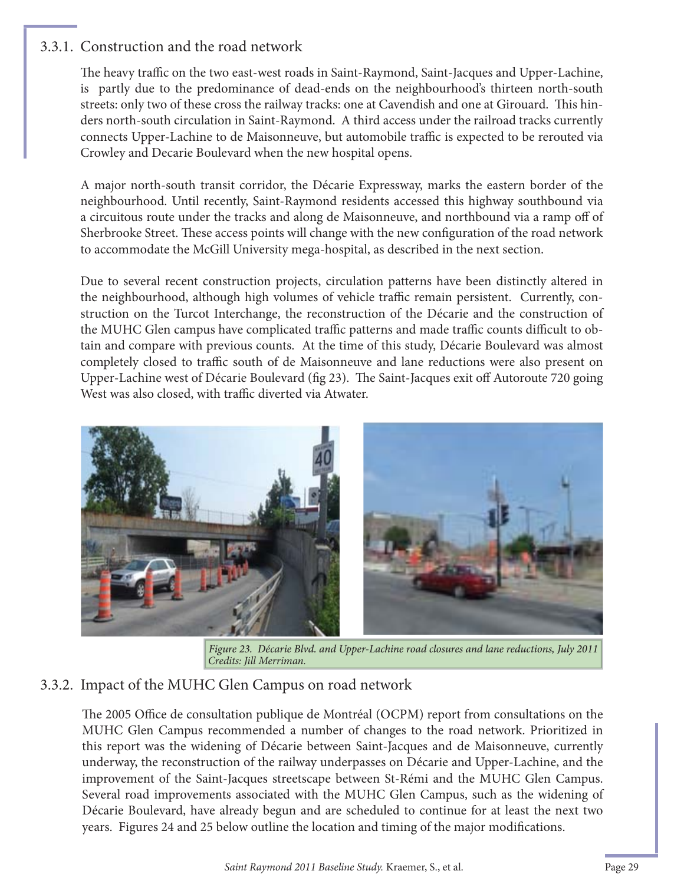### 3.3.1. Construction and the road network

The heavy traffic on the two east-west roads in Saint-Raymond, Saint-Jacques and Upper-Lachine, is partly due to the predominance of dead-ends on the neighbourhood's thirteen north-south streets: only two of these cross the railway tracks: one at Cavendish and one at Girouard. This hinders north-south circulation in Saint-Raymond. A third access under the railroad tracks currently connects Upper-Lachine to de Maisonneuve, but automobile traffic is expected to be rerouted via Crowley and Decarie Boulevard when the new hospital opens.

A major north-south transit corridor, the Décarie Expressway, marks the eastern border of the neighbourhood. Until recently, Saint-Raymond residents accessed this highway southbound via a circuitous route under the tracks and along de Maisonneuve, and northbound via a ramp off of Sherbrooke Street. These access points will change with the new configuration of the road network to accommodate the McGill University mega-hospital, as described in the next section.

Due to several recent construction projects, circulation patterns have been distinctly altered in the neighbourhood, although high volumes of vehicle traffic remain persistent. Currently, construction on the Turcot Interchange, the reconstruction of the Décarie and the construction of the MUHC Glen campus have complicated traffic patterns and made traffic counts difficult to obtain and compare with previous counts. At the time of this study, Décarie Boulevard was almost completely closed to traffic south of de Maisonneuve and lane reductions were also present on Upper-Lachine west of Décarie Boulevard (fig 23). The Saint-Jacques exit off Autoroute 720 going West was also closed, with traffic diverted via Atwater.

*Figure 23. Décarie Blvd. and Upper-Lachine road closures and lane reductions, July 2011 Credits: Jill Merriman.*

### 3.3.2. Impact of the MUHC Glen Campus on road network

The 2005 Office de consultation publique de Montréal (OCPM) report from consultations on the MUHC Glen Campus recommended a number of changes to the road network. Prioritized in this report was the widening of Décarie between Saint-Jacques and de Maisonneuve, currently underway, the reconstruction of the railway underpasses on Décarie and Upper-Lachine, and the improvement of the Saint-Jacques streetscape between St-Rémi and the MUHC Glen Campus. Several road improvements associated with the MUHC Glen Campus, such as the widening of Décarie Boulevard, have already begun and are scheduled to continue for at least the next two years. Figures 24 and 25 below outline the location and timing of the major modifications.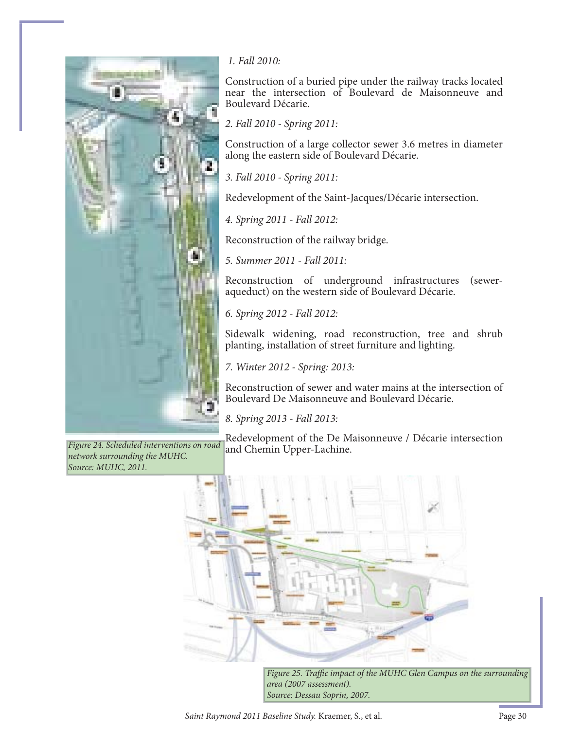*1. Fall 2010:*

Construction of a buried pipe under the railway tracks located near the intersection of Boulevard de Maisonneuve and Boulevard Décarie.

*2. Fall 2010 - Spring 2011:*

Construction of a large collector sewer 3.6 metres in diameter along the eastern side of Boulevard Décarie.

*3. Fall 2010 - Spring 2011:*

Redevelopment of the Saint-Jacques/Décarie intersection.

*4. Spring 2011 - Fall 2012:*

Reconstruction of the railway bridge.

*5. Summer 2011 - Fall 2011:*

Reconstruction of underground infrastructures (sewer-aqueduct) on the western side of Boulevard Décarie.

*6. Spring 2012 - Fall 2012:*

Sidewalk widening, road reconstruction, tree and shrub planting, installation of street furniture and lighting.

*7. Winter 2012 - Spring: 2013:*

Reconstruction of sewer and water mains at the intersection of Boulevard De Maisonneuve and Boulevard Décarie.

*8. Spring 2013 - Fall 2013:*

Redevelopment of the De Maisonneuve / Décarie intersection and Chemin Upper-Lachine.

*Figure 24. Scheduled interventions on road network surrounding the MUHC. Source: MUHC, 2011.*

*Figure 25. Traffic impact of the MUHC Glen Campus on the surrounding area (2007 assessment). Source: Dessau Soprin, 2007.*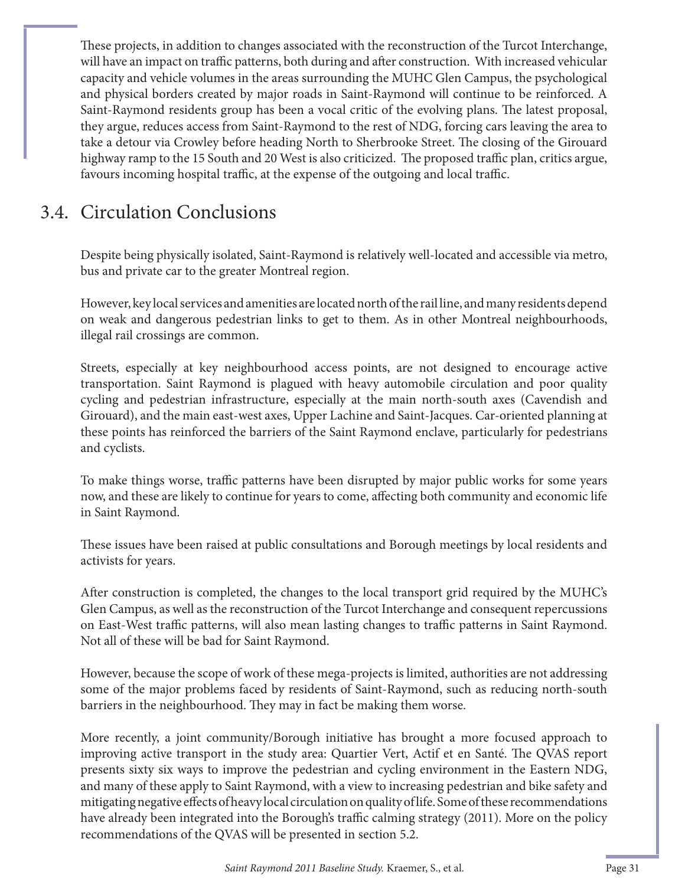These projects, in addition to changes associated with the reconstruction of the Turcot Interchange, will have an impact on traffic patterns, both during and after construction. With increased vehicular capacity and vehicle volumes in the areas surrounding the MUHC Glen Campus, the psychological and physical borders created by major roads in Saint-Raymond will continue to be reinforced. A Saint-Raymond residents group has been a vocal critic of the evolving plans. The latest proposal, they argue, reduces access from Saint-Raymond to the rest of NDG, forcing cars leaving the area to take a detour via Crowley before heading North to Sherbrooke Street. The closing of the Girouard highway ramp to the 15 South and 20 West is also criticized. The proposed traffic plan, critics argue, favours incoming hospital traffic, at the expense of the outgoing and local traffic.

## 3.4. Circulation Conclusions

Despite being physically isolated, Saint-Raymond is relatively well-located and accessible via metro, bus and private car to the greater Montreal region.

However, key local services and amenities are located north of the rail line, and many residents depend on weak and dangerous pedestrian links to get to them. As in other Montreal neighbourhoods, illegal rail crossings are common.

Streets, especially at key neighbourhood access points, are not designed to encourage active transportation. Saint Raymond is plagued with heavy automobile circulation and poor quality cycling and pedestrian infrastructure, especially at the main north-south axes (Cavendish and Girouard), and the main east-west axes, Upper Lachine and Saint-Jacques. Car-oriented planning at these points has reinforced the barriers of the Saint Raymond enclave, particularly for pedestrians and cyclists.

To make things worse, traffic patterns have been disrupted by major public works for some years now, and these are likely to continue for years to come, affecting both community and economic life in Saint Raymond.

These issues have been raised at public consultations and Borough meetings by local residents and activists for years.

After construction is completed, the changes to the local transport grid required by the MUHC's Glen Campus, as well as the reconstruction of the Turcot Interchange and consequent repercussions on East-West traffic patterns, will also mean lasting changes to traffic patterns in Saint Raymond. Not all of these will be bad for Saint Raymond.

However, because the scope of work of these mega-projects is limited, authorities are not addressing some of the major problems faced by residents of Saint-Raymond, such as reducing north-south barriers in the neighbourhood. They may in fact be making them worse.

More recently, a joint community/Borough initiative has brought a more focused approach to improving active transport in the study area: Quartier Vert, Actif et en Santé. The QVAS report presents sixty six ways to improve the pedestrian and cycling environment in the Eastern NDG, and many of these apply to Saint Raymond, with a view to increasing pedestrian and bike safety and mitigating negative effects of heavy local circulation on quality of life. Some of these recommendations have already been integrated into the Borough's traffic calming strategy (2011). More on the policy recommendations of the QVAS will be presented in section 5.2.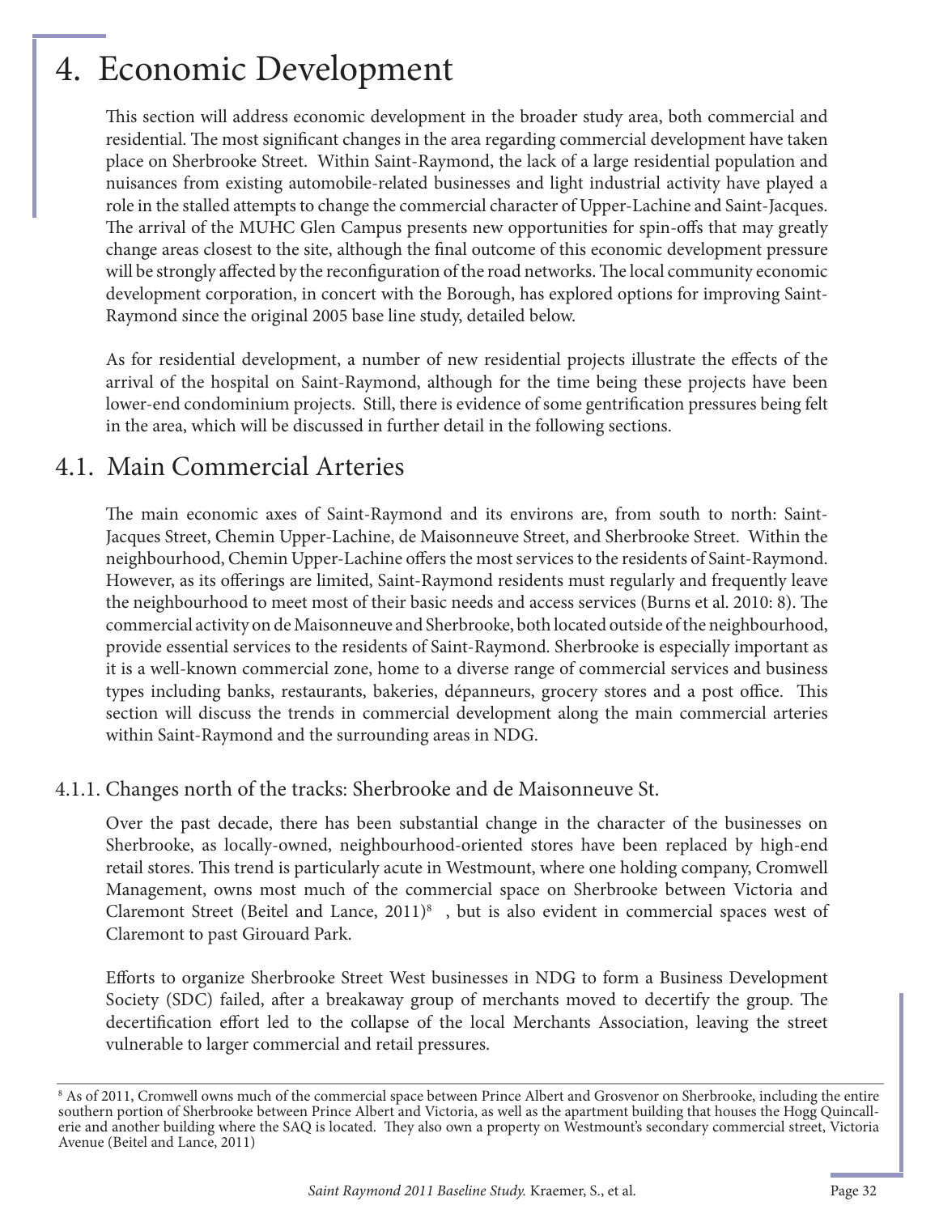# 4. Economic Development

This section will address economic development in the broader study area, both commercial and residential. The most significant changes in the area regarding commercial development have taken place on Sherbrooke Street. Within Saint-Raymond, the lack of a large residential population and nuisances from existing automobile-related businesses and light industrial activity have played a role in the stalled attempts to change the commercial character of Upper-Lachine and Saint-Jacques. The arrival of the MUHC Glen Campus presents new opportunities for spin-offs that may greatly change areas closest to the site, although the final outcome of this economic development pressure will be strongly affected by the reconfiguration of the road networks. The local community economic development corporation, in concert with the Borough, has explored options for improving Saint-Raymond since the original 2005 base line study, detailed below.

As for residential development, a number of new residential projects illustrate the effects of the arrival of the hospital on Saint-Raymond, although for the time being these projects have been lower-end condominium projects. Still, there is evidence of some gentrification pressures being felt in the area, which will be discussed in further detail in the following sections.

## 4.1. Main Commercial Arteries

The main economic axes of Saint-Raymond and its environs are, from south to north: Saint-Jacques Street, Chemin Upper-Lachine, de Maisonneuve Street, and Sherbrooke Street. Within the neighbourhood, Chemin Upper-Lachine offers the most services to the residents of Saint-Raymond. However, as its offerings are limited, Saint-Raymond residents must regularly and frequently leave the neighbourhood to meet most of their basic needs and access services (Burns et al. 2010: 8). The commercial activity on de Maisonneuve and Sherbrooke, both located outside of the neighbourhood, provide essential services to the residents of Saint-Raymond. Sherbrooke is especially important as it is a well-known commercial zone, home to a diverse range of commercial services and business types including banks, restaurants, bakeries, dépanneurs, grocery stores and a post office. This section will discuss the trends in commercial development along the main commercial arteries within Saint-Raymond and the surrounding areas in NDG.

### 4.1.1. Changes north of the tracks: Sherbrooke and de Maisonneuve St.

Over the past decade, there has been substantial change in the character of the businesses on Sherbrooke, as locally-owned, neighbourhood-oriented stores have been replaced by high-end retail stores. This trend is particularly acute in Westmount, where one holding company, Cromwell Management, owns most much of the commercial space on Sherbrooke between Victoria and Claremont Street (Beitel and Lance, 2011)[8] , but is also evident in commercial spaces west of Claremont to past Girouard Park.

Efforts to organize Sherbrooke Street West businesses in NDG to form a Business Development Society (SDC) failed, after a breakaway group of merchants moved to decertify the group. The decertification effort led to the collapse of the local Merchants Association, leaving the street vulnerable to larger commercial and retail pressures.

---

[8] As of 2011, Cromwell owns much of the commercial space between Prince Albert and Grosvenor on Sherbrooke, including the entire southern portion of Sherbrooke between Prince Albert and Victoria, as well as the apartment building that houses the Hogg Quincallerie and another building where the SAQ is located. They also own a property on Westmount's secondary commercial street, Victoria Avenue (Beitel and Lance, 2011)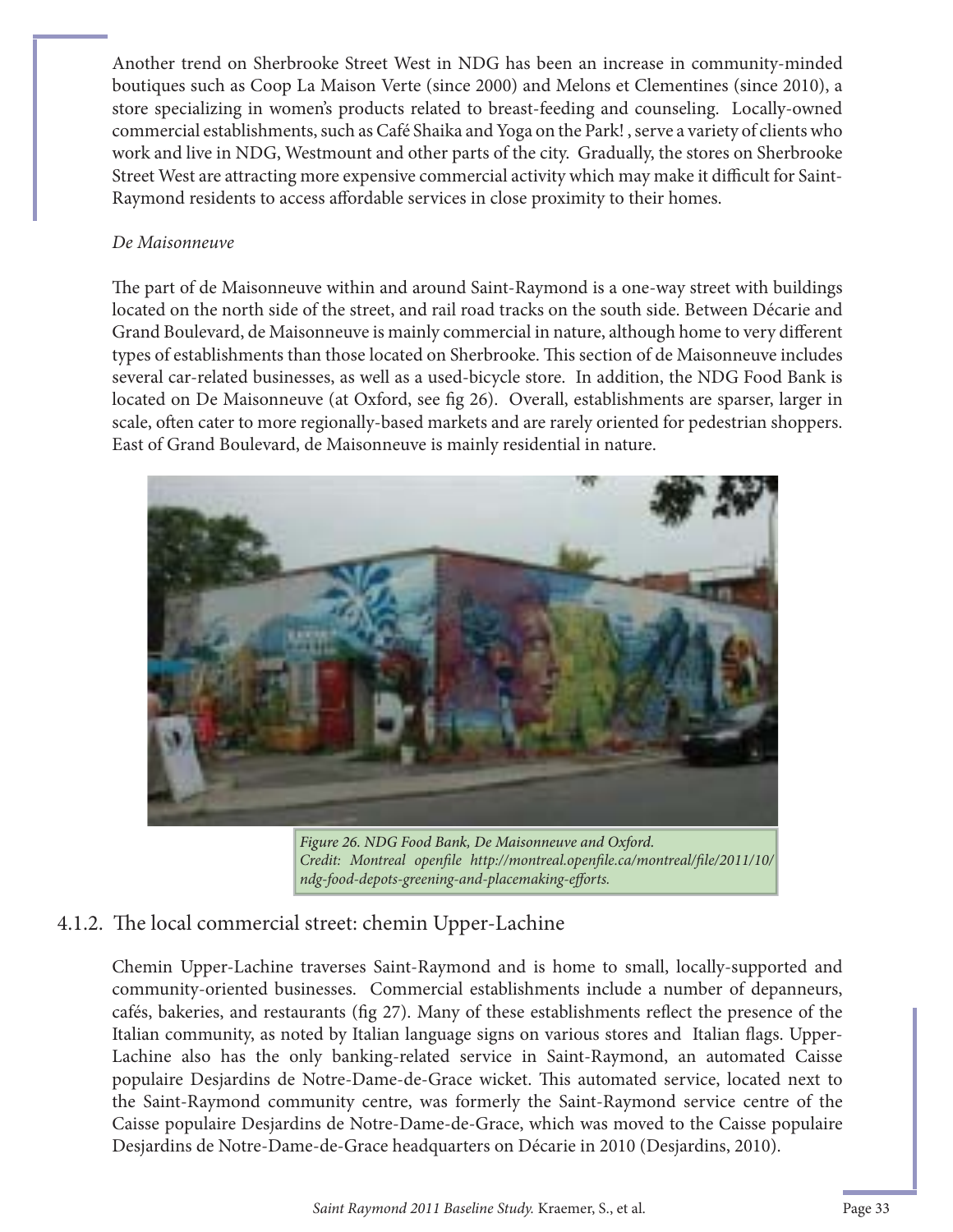Another trend on Sherbrooke Street West in NDG has been an increase in community-minded boutiques such as Coop La Maison Verte (since 2000) and Melons et Clementines (since 2010), a store specializing in women's products related to breast-feeding and counseling. Locally-owned commercial establishments, such as Café Shaika and Yoga on the Park! , serve a variety of clients who work and live in NDG, Westmount and other parts of the city. Gradually, the stores on Sherbrooke Street West are attracting more expensive commercial activity which may make it difficult for Saint-Raymond residents to access affordable services in close proximity to their homes.

*De Maisonneuve*

The part of de Maisonneuve within and around Saint-Raymond is a one-way street with buildings located on the north side of the street, and rail road tracks on the south side. Between Décarie and Grand Boulevard, de Maisonneuve is mainly commercial in nature, although home to very different types of establishments than those located on Sherbrooke. This section of de Maisonneuve includes several car-related businesses, as well as a used-bicycle store. In addition, the NDG Food Bank is located on De Maisonneuve (at Oxford, see fig 26). Overall, establishments are sparser, larger in scale, often cater to more regionally-based markets and are rarely oriented for pedestrian shoppers. East of Grand Boulevard, de Maisonneuve is mainly residential in nature.

*Figure 26. NDG Food Bank, De Maisonneuve and Oxford. Credit: Montreal openfile http://montreal.openfile.ca/montreal/file/2011/10/ndg-food-depots-greening-and-placemaking-efforts.*

## 4.1.2. The local commercial street: chemin Upper-Lachine

Chemin Upper-Lachine traverses Saint-Raymond and is home to small, locally-supported and community-oriented businesses. Commercial establishments include a number of depanneurs, cafés, bakeries, and restaurants (fig 27). Many of these establishments reflect the presence of the Italian community, as noted by Italian language signs on various stores and Italian flags. Upper-Lachine also has the only banking-related service in Saint-Raymond, an automated Caisse populaire Desjardins de Notre-Dame-de-Grace wicket. This automated service, located next to the Saint-Raymond community centre, was formerly the Saint-Raymond service centre of the Caisse populaire Desjardins de Notre-Dame-de-Grace, which was moved to the Caisse populaire Desjardins de Notre-Dame-de-Grace headquarters on Décarie in 2010 (Desjardins, 2010).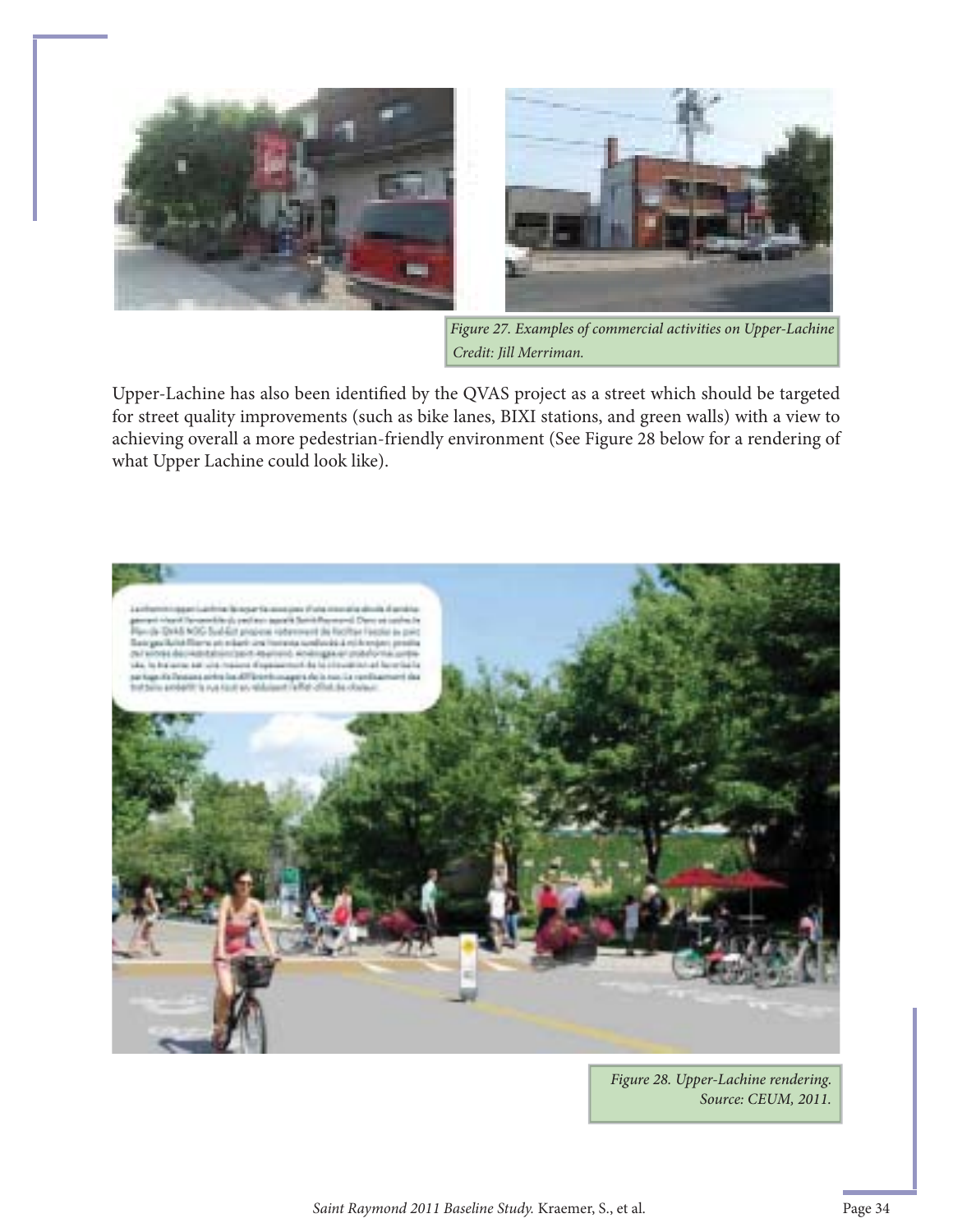Figure 27. Examples of commercial activities on Upper-Lachine
Credit: Jill Merriman.

Upper-Lachine has also been identified by the QVAS project as a street which should be targeted for street quality improvements (such as bike lanes, BIXI stations, and green walls) with a view to achieving overall a more pedestrian-friendly environment (See Figure 28 below for a rendering of what Upper Lachine could look like).

Figure 28. Upper-Lachine rendering.
Source: CEUM, 2011.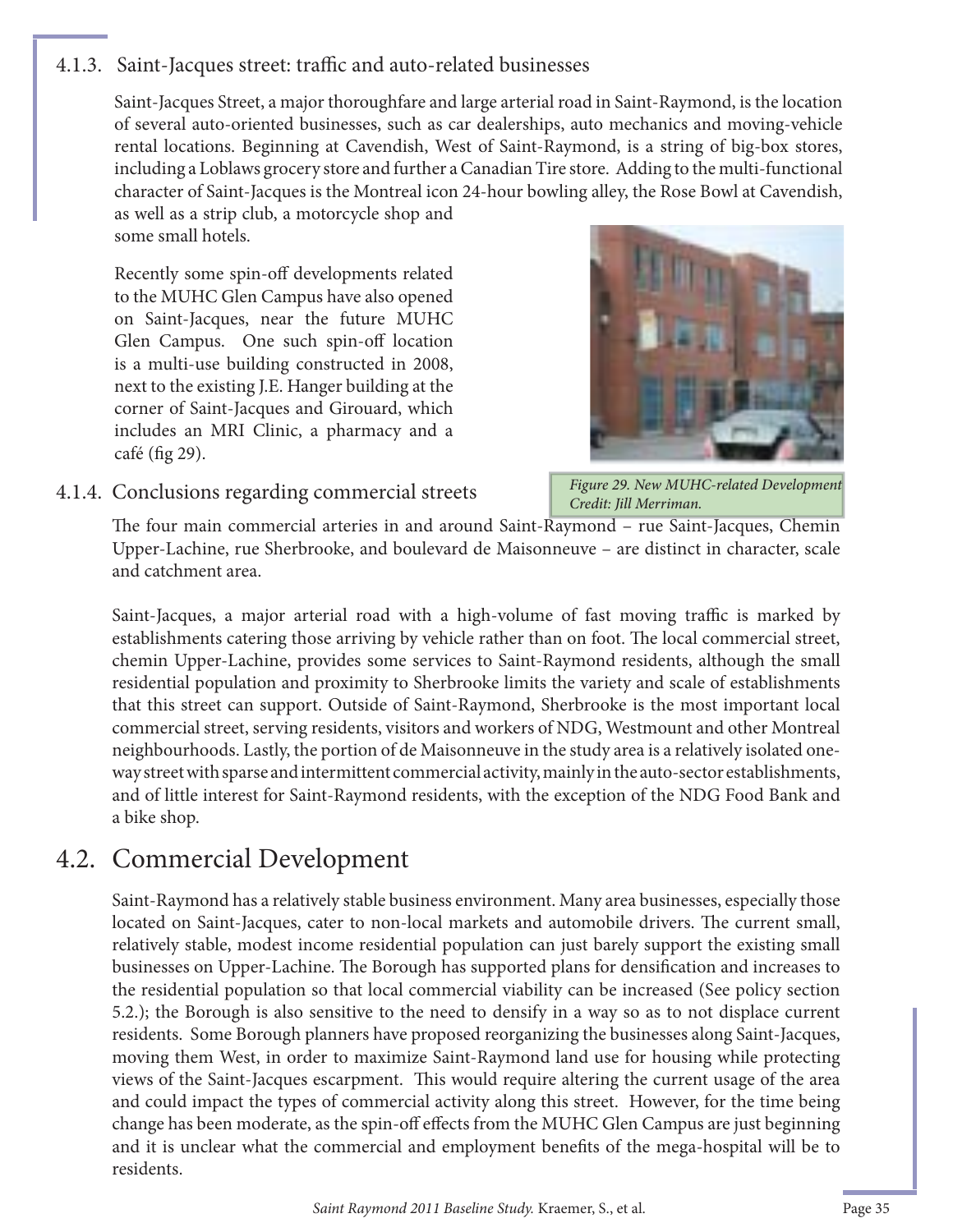### 4.1.3. Saint-Jacques street: traffic and auto-related businesses

Saint-Jacques Street, a major thoroughfare and large arterial road in Saint-Raymond, is the location of several auto-oriented businesses, such as car dealerships, auto mechanics and moving-vehicle rental locations. Beginning at Cavendish, West of Saint-Raymond, is a string of big-box stores, including a Loblaws grocery store and further a Canadian Tire store. Adding to the multi-functional character of Saint-Jacques is the Montreal icon 24-hour bowling alley, the Rose Bowl at Cavendish, as well as a strip club, a motorcycle shop and some small hotels.

Recently some spin-off developments related to the MUHC Glen Campus have also opened on Saint-Jacques, near the future MUHC Glen Campus. One such spin-off location is a multi-use building constructed in 2008, next to the existing J.E. Hanger building at the corner of Saint-Jacques and Girouard, which includes an MRI Clinic, a pharmacy and a café (fig 29).

*Figure 29. New MUHC-related Development Credit: Jill Merriman.*

### 4.1.4. Conclusions regarding commercial streets

The four main commercial arteries in and around Saint-Raymond – rue Saint-Jacques, Chemin Upper-Lachine, rue Sherbrooke, and boulevard de Maisonneuve – are distinct in character, scale and catchment area.

Saint-Jacques, a major arterial road with a high-volume of fast moving traffic is marked by establishments catering those arriving by vehicle rather than on foot. The local commercial street, chemin Upper-Lachine, provides some services to Saint-Raymond residents, although the small residential population and proximity to Sherbrooke limits the variety and scale of establishments that this street can support. Outside of Saint-Raymond, Sherbrooke is the most important local commercial street, serving residents, visitors and workers of NDG, Westmount and other Montreal neighbourhoods. Lastly, the portion of de Maisonneuve in the study area is a relatively isolated one-way street with sparse and intermittent commercial activity, mainly in the auto-sector establishments, and of little interest for Saint-Raymond residents, with the exception of the NDG Food Bank and a bike shop.

## 4.2. Commercial Development

Saint-Raymond has a relatively stable business environment. Many area businesses, especially those located on Saint-Jacques, cater to non-local markets and automobile drivers. The current small, relatively stable, modest income residential population can just barely support the existing small businesses on Upper-Lachine. The Borough has supported plans for densification and increases to the residential population so that local commercial viability can be increased (See policy section 5.2.); the Borough is also sensitive to the need to densify in a way so as to not displace current residents. Some Borough planners have proposed reorganizing the businesses along Saint-Jacques, moving them West, in order to maximize Saint-Raymond land use for housing while protecting views of the Saint-Jacques escarpment. This would require altering the current usage of the area and could impact the types of commercial activity along this street. However, for the time being change has been moderate, as the spin-off effects from the MUHC Glen Campus are just beginning and it is unclear what the commercial and employment benefits of the mega-hospital will be to residents.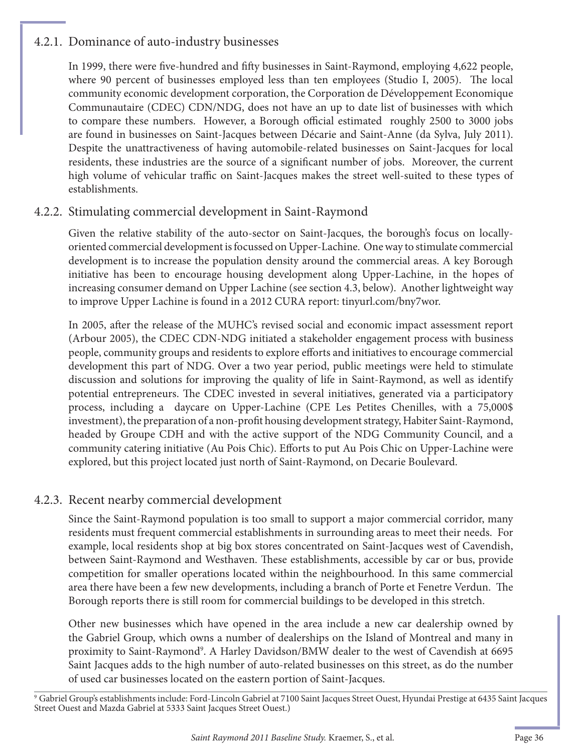### 4.2.1. Dominance of auto-industry businesses

In 1999, there were five-hundred and fifty businesses in Saint-Raymond, employing 4,622 people, where 90 percent of businesses employed less than ten employees (Studio I, 2005). The local community economic development corporation, the Corporation de Développement Economique Communautaire (CDEC) CDN/NDG, does not have an up to date list of businesses with which to compare these numbers. However, a Borough official estimated roughly 2500 to 3000 jobs are found in businesses on Saint-Jacques between Décarie and Saint-Anne (da Sylva, July 2011). Despite the unattractiveness of having automobile-related businesses on Saint-Jacques for local residents, these industries are the source of a significant number of jobs. Moreover, the current high volume of vehicular traffic on Saint-Jacques makes the street well-suited to these types of establishments.

### 4.2.2. Stimulating commercial development in Saint-Raymond

Given the relative stability of the auto-sector on Saint-Jacques, the borough's focus on locally-oriented commercial development is focussed on Upper-Lachine. One way to stimulate commercial development is to increase the population density around the commercial areas. A key Borough initiative has been to encourage housing development along Upper-Lachine, in the hopes of increasing consumer demand on Upper Lachine (see section 4.3, below). Another lightweight way to improve Upper Lachine is found in a 2012 CURA report: tinyurl.com/bny7wor.

In 2005, after the release of the MUHC's revised social and economic impact assessment report (Arbour 2005), the CDEC CDN-NDG initiated a stakeholder engagement process with business people, community groups and residents to explore efforts and initiatives to encourage commercial development this part of NDG. Over a two year period, public meetings were held to stimulate discussion and solutions for improving the quality of life in Saint-Raymond, as well as identify potential entrepreneurs. The CDEC invested in several initiatives, generated via a participatory process, including a daycare on Upper-Lachine (CPE Les Petites Chenilles, with a 75,000$ investment), the preparation of a non-profit housing development strategy, Habiter Saint-Raymond, headed by Groupe CDH and with the active support of the NDG Community Council, and a community catering initiative (Au Pois Chic). Efforts to put Au Pois Chic on Upper-Lachine were explored, but this project located just north of Saint-Raymond, on Decarie Boulevard.

### 4.2.3. Recent nearby commercial development

Since the Saint-Raymond population is too small to support a major commercial corridor, many residents must frequent commercial establishments in surrounding areas to meet their needs. For example, local residents shop at big box stores concentrated on Saint-Jacques west of Cavendish, between Saint-Raymond and Westhaven. These establishments, accessible by car or bus, provide competition for smaller operations located within the neighbourhood. In this same commercial area there have been a few new developments, including a branch of Porte et Fenetre Verdun. The Borough reports there is still room for commercial buildings to be developed in this stretch.

Other new businesses which have opened in the area include a new car dealership owned by the Gabriel Group, which owns a number of dealerships on the Island of Montreal and many in proximity to Saint-Raymond[9]. A Harley Davidson/BMW dealer to the west of Cavendish at 6695 Saint Jacques adds to the high number of auto-related businesses on this street, as do the number of used car businesses located on the eastern portion of Saint-Jacques.

[9] Gabriel Group's establishments include: Ford-Lincoln Gabriel at 7100 Saint Jacques Street Ouest, Hyundai Prestige at 6435 Saint Jacques Street Ouest and Mazda Gabriel at 5333 Saint Jacques Street Ouest.)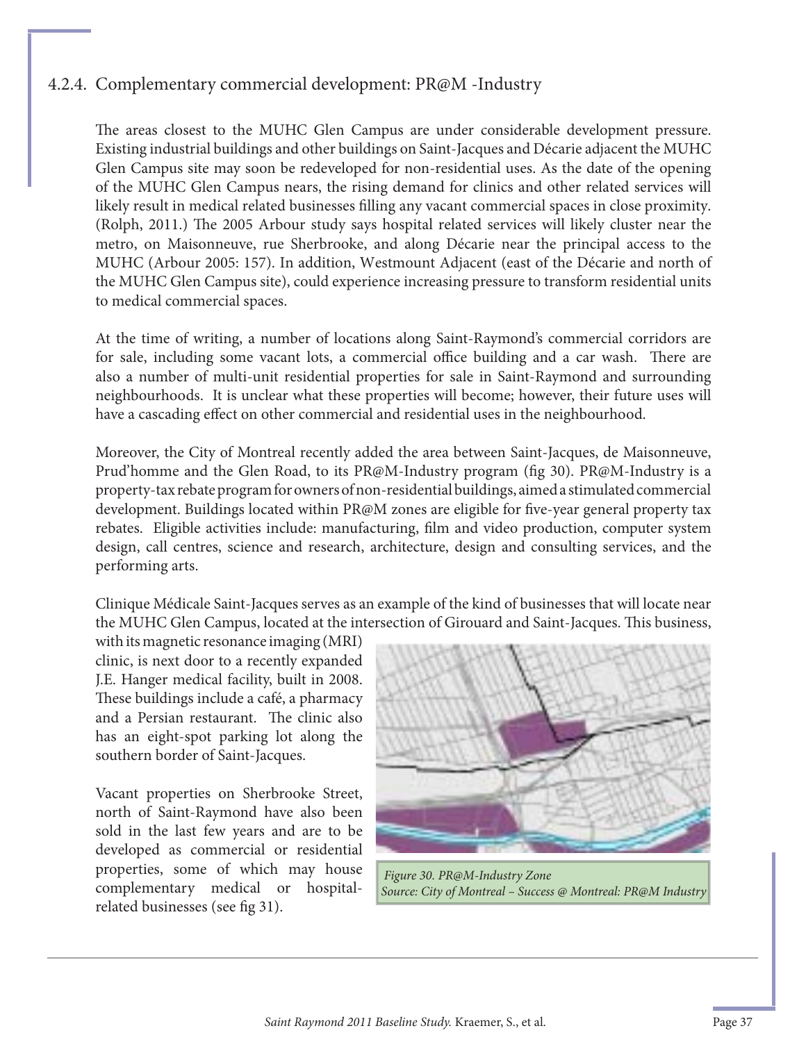### 4.2.4. Complementary commercial development: PR@M -Industry

The areas closest to the MUHC Glen Campus are under considerable development pressure. Existing industrial buildings and other buildings on Saint-Jacques and Décarie adjacent the MUHC Glen Campus site may soon be redeveloped for non-residential uses. As the date of the opening of the MUHC Glen Campus nears, the rising demand for clinics and other related services will likely result in medical related businesses filling any vacant commercial spaces in close proximity. (Rolph, 2011.) The 2005 Arbour study says hospital related services will likely cluster near the metro, on Maisonneuve, rue Sherbrooke, and along Décarie near the principal access to the MUHC (Arbour 2005: 157). In addition, Westmount Adjacent (east of the Décarie and north of the MUHC Glen Campus site), could experience increasing pressure to transform residential units to medical commercial spaces.

At the time of writing, a number of locations along Saint-Raymond's commercial corridors are for sale, including some vacant lots, a commercial office building and a car wash. There are also a number of multi-unit residential properties for sale in Saint-Raymond and surrounding neighbourhoods. It is unclear what these properties will become; however, their future uses will have a cascading effect on other commercial and residential uses in the neighbourhood.

Moreover, the City of Montreal recently added the area between Saint-Jacques, de Maisonneuve, Prud'homme and the Glen Road, to its PR@M-Industry program (fig 30). PR@M-Industry is a property-tax rebate program for owners of non-residential buildings, aimed a stimulated commercial development. Buildings located within PR@M zones are eligible for five-year general property tax rebates. Eligible activities include: manufacturing, film and video production, computer system design, call centres, science and research, architecture, design and consulting services, and the performing arts.

Clinique Médicale Saint-Jacques serves as an example of the kind of businesses that will locate near the MUHC Glen Campus, located at the intersection of Girouard and Saint-Jacques. This business, with its magnetic resonance imaging (MRI) clinic, is next door to a recently expanded J.E. Hanger medical facility, built in 2008. These buildings include a café, a pharmacy and a Persian restaurant. The clinic also has an eight-spot parking lot along the southern border of Saint-Jacques.

Vacant properties on Sherbrooke Street, north of Saint-Raymond have also been sold in the last few years and are to be developed as commercial or residential properties, some of which may house complementary medical or hospital-related businesses (see fig 31).

*Figure 30. PR@M-Industry Zone*
*Source: City of Montreal – Success @ Montreal: PR@M Industry*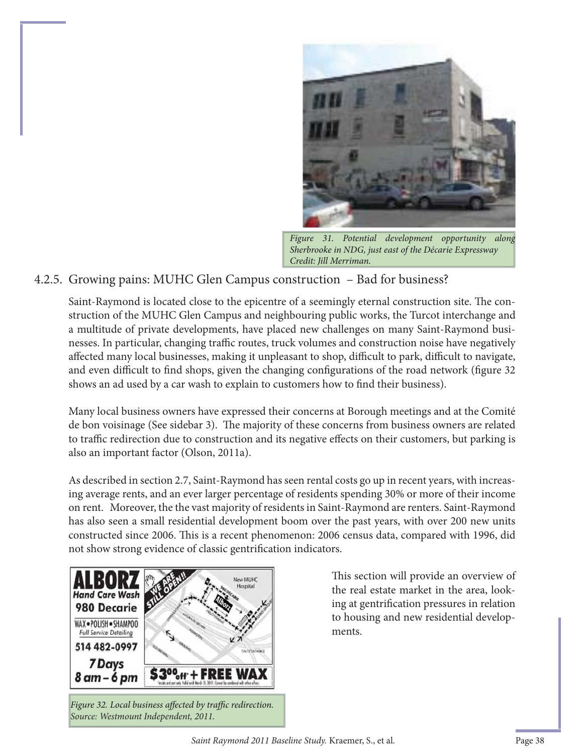*Figure 31. Potential development opportunity along Sherbrooke in NDG, just east of the Décarie Expressway Credit: Jill Merriman.*

### 4.2.5. Growing pains: MUHC Glen Campus construction – Bad for business?

Saint-Raymond is located close to the epicentre of a seemingly eternal construction site. The construction of the MUHC Glen Campus and neighbouring public works, the Turcot interchange and a multitude of private developments, have placed new challenges on many Saint-Raymond businesses. In particular, changing traffic routes, truck volumes and construction noise have negatively affected many local businesses, making it unpleasant to shop, difficult to park, difficult to navigate, and even difficult to find shops, given the changing configurations of the road network (figure 32 shows an ad used by a car wash to explain to customers how to find their business).

Many local business owners have expressed their concerns at Borough meetings and at the Comité de bon voisinage (See sidebar 3). The majority of these concerns from business owners are related to traffic redirection due to construction and its negative effects on their customers, but parking is also an important factor (Olson, 2011a).

As described in section 2.7, Saint-Raymond has seen rental costs go up in recent years, with increasing average rents, and an ever larger percentage of residents spending 30% or more of their income on rent. Moreover, the the vast majority of residents in Saint-Raymond are renters. Saint-Raymond has also seen a small residential development boom over the past years, with over 200 new units constructed since 2006. This is a recent phenomenon: 2006 census data, compared with 1996, did not show strong evidence of classic gentrification indicators.

*Figure 32. Local business affected by traffic redirection. Source: Westmount Independent, 2011.*

This section will provide an overview of the real estate market in the area, looking at gentrification pressures in relation to housing and new residential developments.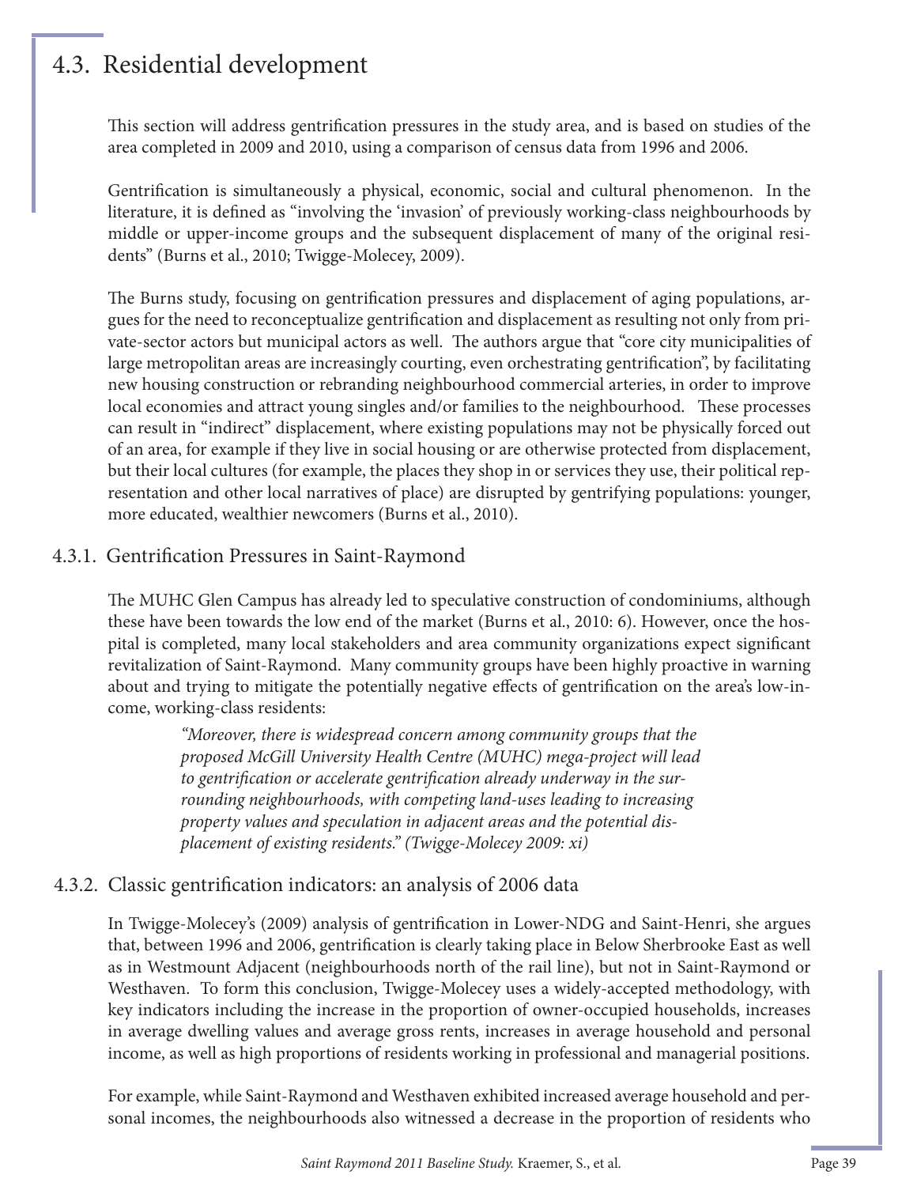## 4.3. Residential development

This section will address gentrification pressures in the study area, and is based on studies of the area completed in 2009 and 2010, using a comparison of census data from 1996 and 2006.

Gentrification is simultaneously a physical, economic, social and cultural phenomenon. In the literature, it is defined as "involving the 'invasion' of previously working-class neighbourhoods by middle or upper-income groups and the subsequent displacement of many of the original residents" (Burns et al., 2010; Twigge-Molecey, 2009).

The Burns study, focusing on gentrification pressures and displacement of aging populations, argues for the need to reconceptualize gentrification and displacement as resulting not only from private-sector actors but municipal actors as well. The authors argue that "core city municipalities of large metropolitan areas are increasingly courting, even orchestrating gentrification", by facilitating new housing construction or rebranding neighbourhood commercial arteries, in order to improve local economies and attract young singles and/or families to the neighbourhood. These processes can result in "indirect" displacement, where existing populations may not be physically forced out of an area, for example if they live in social housing or are otherwise protected from displacement, but their local cultures (for example, the places they shop in or services they use, their political representation and other local narratives of place) are disrupted by gentrifying populations: younger, more educated, wealthier newcomers (Burns et al., 2010).

### 4.3.1. Gentrification Pressures in Saint-Raymond

The MUHC Glen Campus has already led to speculative construction of condominiums, although these have been towards the low end of the market (Burns et al., 2010: 6). However, once the hospital is completed, many local stakeholders and area community organizations expect significant revitalization of Saint-Raymond. Many community groups have been highly proactive in warning about and trying to mitigate the potentially negative effects of gentrification on the area's low-income, working-class residents:

> *"Moreover, there is widespread concern among community groups that the proposed McGill University Health Centre (MUHC) mega-project will lead to gentrification or accelerate gentrification already underway in the surrounding neighbourhoods, with competing land-uses leading to increasing property values and speculation in adjacent areas and the potential displacement of existing residents." (Twigge-Molecey 2009: xi)*

### 4.3.2. Classic gentrification indicators: an analysis of 2006 data

In Twigge-Molecey's (2009) analysis of gentrification in Lower-NDG and Saint-Henri, she argues that, between 1996 and 2006, gentrification is clearly taking place in Below Sherbrooke East as well as in Westmount Adjacent (neighbourhoods north of the rail line), but not in Saint-Raymond or Westhaven. To form this conclusion, Twigge-Molecey uses a widely-accepted methodology, with key indicators including the increase in the proportion of owner-occupied households, increases in average dwelling values and average gross rents, increases in average household and personal income, as well as high proportions of residents working in professional and managerial positions.

For example, while Saint-Raymond and Westhaven exhibited increased average household and personal incomes, the neighbourhoods also witnessed a decrease in the proportion of residents who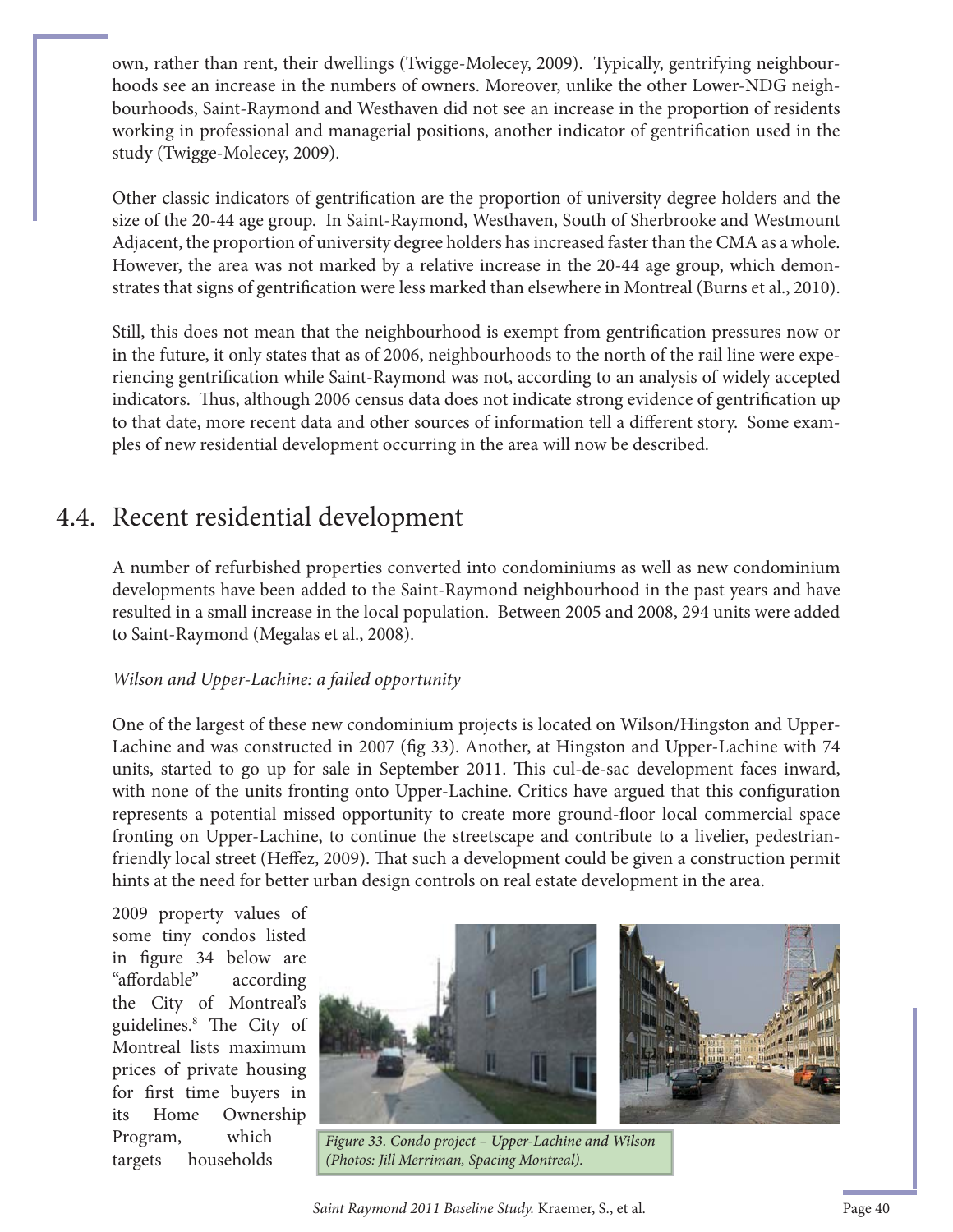own, rather than rent, their dwellings (Twigge-Molecey, 2009). Typically, gentrifying neighbourhoods see an increase in the numbers of owners. Moreover, unlike the other Lower-NDG neighbourhoods, Saint-Raymond and Westhaven did not see an increase in the proportion of residents working in professional and managerial positions, another indicator of gentrification used in the study (Twigge-Molecey, 2009).

Other classic indicators of gentrification are the proportion of university degree holders and the size of the 20-44 age group. In Saint-Raymond, Westhaven, South of Sherbrooke and Westmount Adjacent, the proportion of university degree holders has increased faster than the CMA as a whole. However, the area was not marked by a relative increase in the 20-44 age group, which demonstrates that signs of gentrification were less marked than elsewhere in Montreal (Burns et al., 2010).

Still, this does not mean that the neighbourhood is exempt from gentrification pressures now or in the future, it only states that as of 2006, neighbourhoods to the north of the rail line were experiencing gentrification while Saint-Raymond was not, according to an analysis of widely accepted indicators. Thus, although 2006 census data does not indicate strong evidence of gentrification up to that date, more recent data and other sources of information tell a different story. Some examples of new residential development occurring in the area will now be described.

## 4.4. Recent residential development

A number of refurbished properties converted into condominiums as well as new condominium developments have been added to the Saint-Raymond neighbourhood in the past years and have resulted in a small increase in the local population. Between 2005 and 2008, 294 units were added to Saint-Raymond (Megalas et al., 2008).

*Wilson and Upper-Lachine: a failed opportunity*

One of the largest of these new condominium projects is located on Wilson/Hingston and Upper-Lachine and was constructed in 2007 (fig 33). Another, at Hingston and Upper-Lachine with 74 units, started to go up for sale in September 2011. This cul-de-sac development faces inward, with none of the units fronting onto Upper-Lachine. Critics have argued that this configuration represents a potential missed opportunity to create more ground-floor local commercial space fronting on Upper-Lachine, to continue the streetscape and contribute to a livelier, pedestrian-friendly local street (Heffez, 2009). That such a development could be given a construction permit hints at the need for better urban design controls on real estate development in the area.

2009 property values of some tiny condos listed in figure 34 below are "affordable" according the City of Montreal's guidelines.[8] The City of Montreal lists maximum prices of private housing for first time buyers in its Home Ownership Program, which targets households

*Figure 33. Condo project – Upper-Lachine and Wilson (Photos: Jill Merriman, Spacing Montreal).*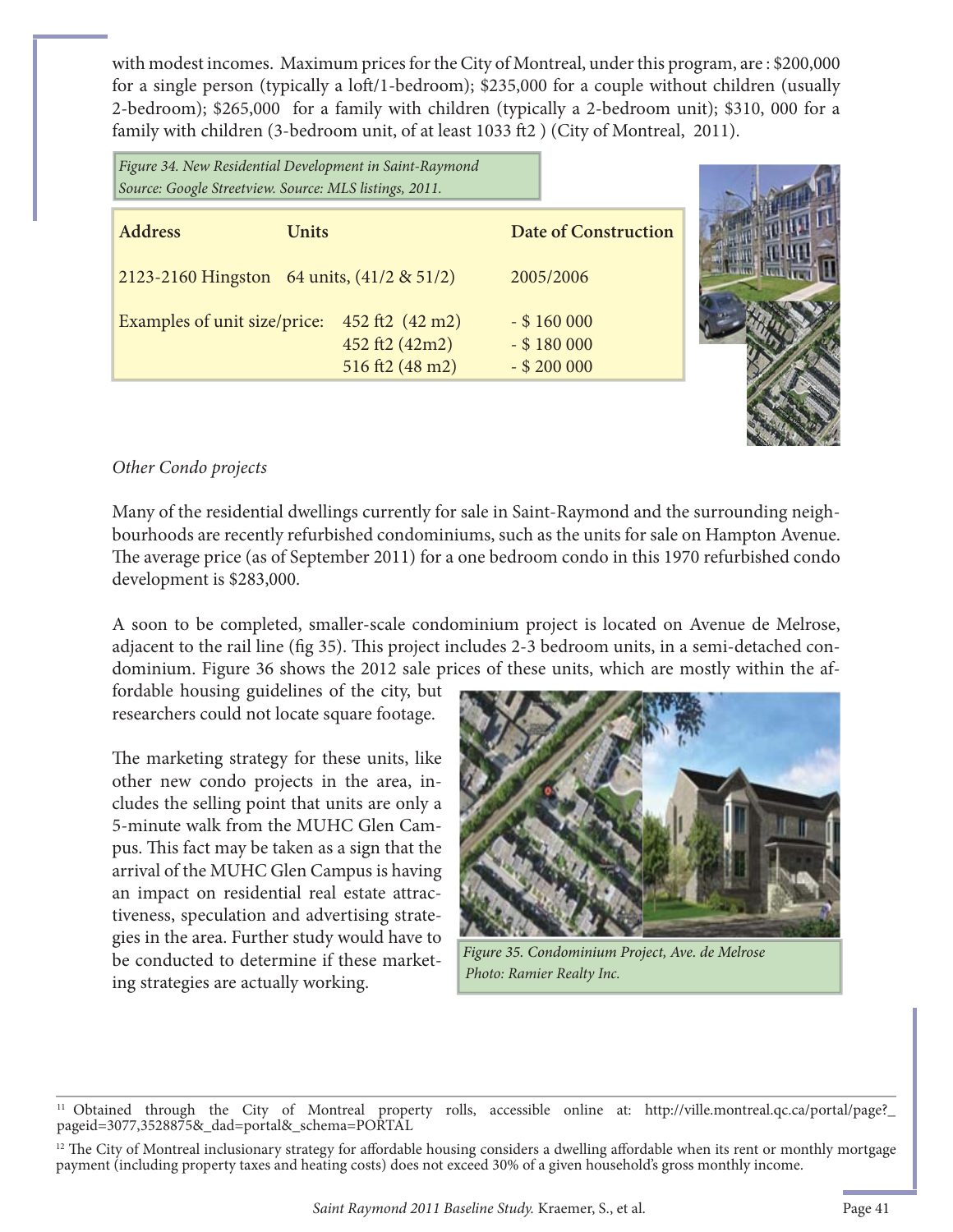with modest incomes. Maximum prices for the City of Montreal, under this program, are : $200,000 for a single person (typically a loft/1-bedroom); $235,000 for a couple without children (usually 2-bedroom); $265,000 for a family with children (typically a 2-bedroom unit); $310, 000 for a family with children (3-bedroom unit, of at least 1033 ft2 ) (City of Montreal, 2011).

*Figure 34. New Residential Development in Saint-Raymond*
*Source: Google Streetview. Source: MLS listings, 2011.*

| Address | Units | | Date of Construction |
|---|---|---|---|
| 2123-2160 Hingston | 64 units, (41/2 & 51/2) | | 2005/2006 |
| Examples of unit size/price: | | 452 ft2 (42 m2) | - $ 160 000 |
| | | 452 ft2 (42m2) | - $ 180 000 |
| | | 516 ft2 (48 m2) | - $ 200 000 |

*Other Condo projects*

Many of the residential dwellings currently for sale in Saint-Raymond and the surrounding neighbourhoods are recently refurbished condominiums, such as the units for sale on Hampton Avenue. The average price (as of September 2011) for a one bedroom condo in this 1970 refurbished condo development is $283,000.

A soon to be completed, smaller-scale condominium project is located on Avenue de Melrose, adjacent to the rail line (fig 35). This project includes 2-3 bedroom units, in a semi-detached condominium. Figure 36 shows the 2012 sale prices of these units, which are mostly within the affordable housing guidelines of the city, but researchers could not locate square footage.

The marketing strategy for these units, like other new condo projects in the area, includes the selling point that units are only a 5-minute walk from the MUHC Glen Campus. This fact may be taken as a sign that the arrival of the MUHC Glen Campus is having an impact on residential real estate attractiveness, speculation and advertising strategies in the area. Further study would have to be conducted to determine if these marketing strategies are actually working.

*Figure 35. Condominium Project, Ave. de Melrose*
*Photo: Ramier Realty Inc.*

[11] Obtained through the City of Montreal property rolls, accessible online at: http://ville.montreal.qc.ca/portal/page?_pageid=3077,3528875&_dad=portal&_schema=PORTAL

[12] The City of Montreal inclusionary strategy for affordable housing considers a dwelling affordable when its rent or monthly mortgage payment (including property taxes and heating costs) does not exceed 30% of a given household's gross monthly income.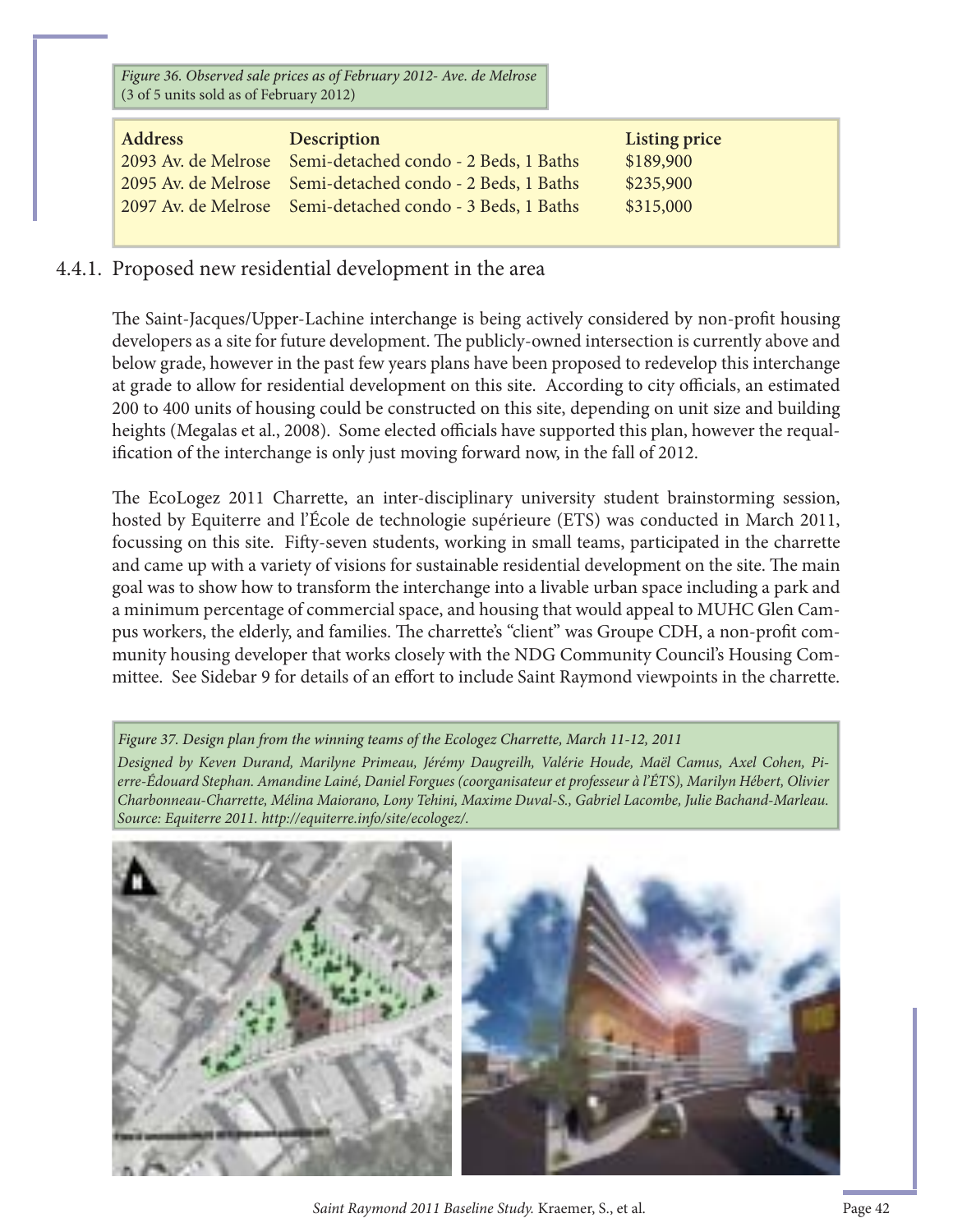*Figure 36. Observed sale prices as of February 2012- Ave. de Melrose* (3 of 5 units sold as of February 2012)

| Address | Description | Listing price |
|---|---|---|
| 2093 Av. de Melrose | Semi-detached condo - 2 Beds, 1 Baths | \$189,900 |
| 2095 Av. de Melrose | Semi-detached condo - 2 Beds, 1 Baths | \$235,900 |
| 2097 Av. de Melrose | Semi-detached condo - 3 Beds, 1 Baths | \$315,000 |

### 4.4.1. Proposed new residential development in the area

The Saint-Jacques/Upper-Lachine interchange is being actively considered by non-profit housing developers as a site for future development. The publicly-owned intersection is currently above and below grade, however in the past few years plans have been proposed to redevelop this interchange at grade to allow for residential development on this site. According to city officials, an estimated 200 to 400 units of housing could be constructed on this site, depending on unit size and building heights (Megalas et al., 2008). Some elected officials have supported this plan, however the requalification of the interchange is only just moving forward now, in the fall of 2012.

The EcoLogez 2011 Charrette, an inter-disciplinary university student brainstorming session, hosted by Equiterre and l'École de technologie supérieure (ETS) was conducted in March 2011, focussing on this site. Fifty-seven students, working in small teams, participated in the charrette and came up with a variety of visions for sustainable residential development on the site. The main goal was to show how to transform the interchange into a livable urban space including a park and a minimum percentage of commercial space, and housing that would appeal to MUHC Glen Campus workers, the elderly, and families. The charrette's "client" was Groupe CDH, a non-profit community housing developer that works closely with the NDG Community Council's Housing Committee. See Sidebar 9 for details of an effort to include Saint Raymond viewpoints in the charrette.

*Figure 37. Design plan from the winning teams of the Ecologez Charrette, March 11-12, 2011*

*Designed by Keven Durand, Marilyne Primeau, Jérémy Daugreilh, Valérie Houde, Maël Camus, Axel Cohen, Pierre-Édouard Stephan. Amandine Lainé, Daniel Forgues (coorganisateur et professeur à l'ÉTS), Marilyn Hébert, Olivier Charbonneau-Charrette, Mélina Maiorano, Lony Tehini, Maxime Duval-S., Gabriel Lacombe, Julie Bachand-Marleau. Source: Equiterre 2011. http://equiterre.info/site/ecologez/.*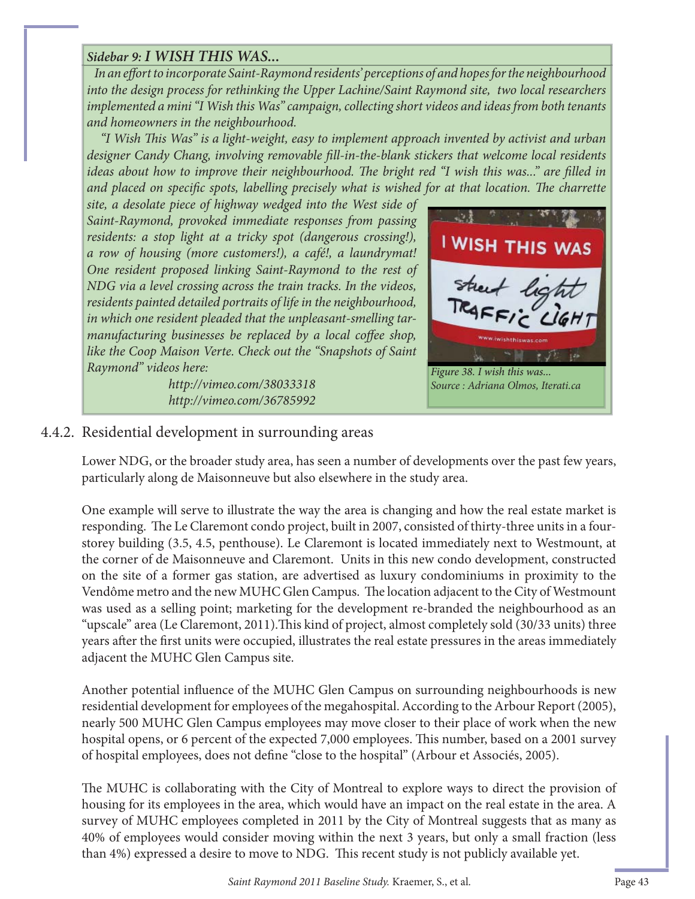***Sidebar 9: I WISH THIS WAS...***

*In an effort to incorporate Saint-Raymond residents' perceptions of and hopes for the neighbourhood into the design process for rethinking the Upper Lachine/Saint Raymond site, two local researchers implemented a mini "I Wish this Was" campaign, collecting short videos and ideas from both tenants and homeowners in the neighbourhood.*

*"I Wish This Was" is a light-weight, easy to implement approach invented by activist and urban designer Candy Chang, involving removable fill-in-the-blank stickers that welcome local residents ideas about how to improve their neighbourhood. The bright red "I wish this was..." are filled in and placed on specific spots, labelling precisely what is wished for at that location. The charrette site, a desolate piece of highway wedged into the West side of Saint-Raymond, provoked immediate responses from passing residents: a stop light at a tricky spot (dangerous crossing!), a row of housing (more customers!), a café!, a laundrymat! One resident proposed linking Saint-Raymond to the rest of NDG via a level crossing across the train tracks. In the videos, residents painted detailed portraits of life in the neighbourhood, in which one resident pleaded that the unpleasant-smelling tar-manufacturing businesses be replaced by a local coffee shop, like the Coop Maison Verte. Check out the "Snapshots of Saint Raymond" videos here:*

*http://vimeo.com/38033318*
*http://vimeo.com/36785992*

*Figure 38. I wish this was...*
*Source : Adriana Olmos, Iterati.ca*

### 4.4.2. Residential development in surrounding areas

Lower NDG, or the broader study area, has seen a number of developments over the past few years, particularly along de Maisonneuve but also elsewhere in the study area.

One example will serve to illustrate the way the area is changing and how the real estate market is responding. The Le Claremont condo project, built in 2007, consisted of thirty-three units in a four-storey building (3.5, 4.5, penthouse). Le Claremont is located immediately next to Westmount, at the corner of de Maisonneuve and Claremont. Units in this new condo development, constructed on the site of a former gas station, are advertised as luxury condominiums in proximity to the Vendôme metro and the new MUHC Glen Campus. The location adjacent to the City of Westmount was used as a selling point; marketing for the development re-branded the neighbourhood as an "upscale" area (Le Claremont, 2011).This kind of project, almost completely sold (30/33 units) three years after the first units were occupied, illustrates the real estate pressures in the areas immediately adjacent the MUHC Glen Campus site.

Another potential influence of the MUHC Glen Campus on surrounding neighbourhoods is new residential development for employees of the megahospital. According to the Arbour Report (2005), nearly 500 MUHC Glen Campus employees may move closer to their place of work when the new hospital opens, or 6 percent of the expected 7,000 employees. This number, based on a 2001 survey of hospital employees, does not define "close to the hospital" (Arbour et Associés, 2005).

The MUHC is collaborating with the City of Montreal to explore ways to direct the provision of housing for its employees in the area, which would have an impact on the real estate in the area. A survey of MUHC employees completed in 2011 by the City of Montreal suggests that as many as 40% of employees would consider moving within the next 3 years, but only a small fraction (less than 4%) expressed a desire to move to NDG. This recent study is not publicly available yet.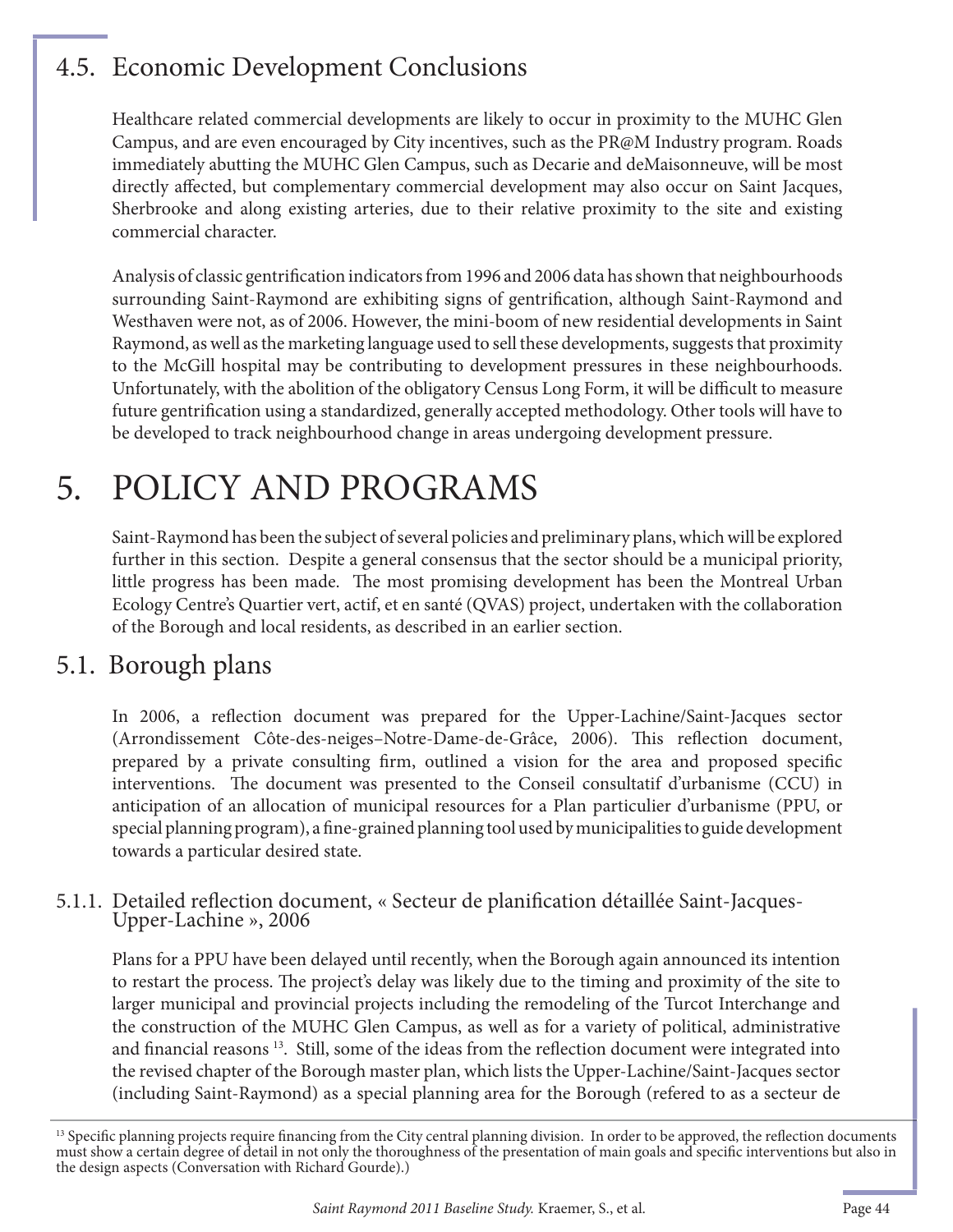## 4.5. Economic Development Conclusions

Healthcare related commercial developments are likely to occur in proximity to the MUHC Glen Campus, and are even encouraged by City incentives, such as the PR@M Industry program. Roads immediately abutting the MUHC Glen Campus, such as Decarie and deMaisonneuve, will be most directly affected, but complementary commercial development may also occur on Saint Jacques, Sherbrooke and along existing arteries, due to their relative proximity to the site and existing commercial character.

Analysis of classic gentrification indicators from 1996 and 2006 data has shown that neighbourhoods surrounding Saint-Raymond are exhibiting signs of gentrification, although Saint-Raymond and Westhaven were not, as of 2006. However, the mini-boom of new residential developments in Saint Raymond, as well as the marketing language used to sell these developments, suggests that proximity to the McGill hospital may be contributing to development pressures in these neighbourhoods. Unfortunately, with the abolition of the obligatory Census Long Form, it will be difficult to measure future gentrification using a standardized, generally accepted methodology. Other tools will have to be developed to track neighbourhood change in areas undergoing development pressure.

# 5. POLICY AND PROGRAMS

Saint-Raymond has been the subject of several policies and preliminary plans, which will be explored further in this section. Despite a general consensus that the sector should be a municipal priority, little progress has been made. The most promising development has been the Montreal Urban Ecology Centre's Quartier vert, actif, et en santé (QVAS) project, undertaken with the collaboration of the Borough and local residents, as described in an earlier section.

## 5.1. Borough plans

In 2006, a reflection document was prepared for the Upper-Lachine/Saint-Jacques sector (Arrondissement Côte-des-neiges–Notre-Dame-de-Grâce, 2006). This reflection document, prepared by a private consulting firm, outlined a vision for the area and proposed specific interventions. The document was presented to the Conseil consultatif d'urbanisme (CCU) in anticipation of an allocation of municipal resources for a Plan particulier d'urbanisme (PPU, or special planning program), a fine-grained planning tool used by municipalities to guide development towards a particular desired state.

### 5.1.1. Detailed reflection document, « Secteur de planification détaillée Saint-Jacques-Upper-Lachine », 2006

Plans for a PPU have been delayed until recently, when the Borough again announced its intention to restart the process. The project's delay was likely due to the timing and proximity of the site to larger municipal and provincial projects including the remodeling of the Turcot Interchange and the construction of the MUHC Glen Campus, as well as for a variety of political, administrative and financial reasons [13]. Still, some of the ideas from the reflection document were integrated into the revised chapter of the Borough master plan, which lists the Upper-Lachine/Saint-Jacques sector (including Saint-Raymond) as a special planning area for the Borough (refered to as a secteur de

---

[13] Specific planning projects require financing from the City central planning division. In order to be approved, the reflection documents must show a certain degree of detail in not only the thoroughness of the presentation of main goals and specific interventions but also in the design aspects (Conversation with Richard Gourde).)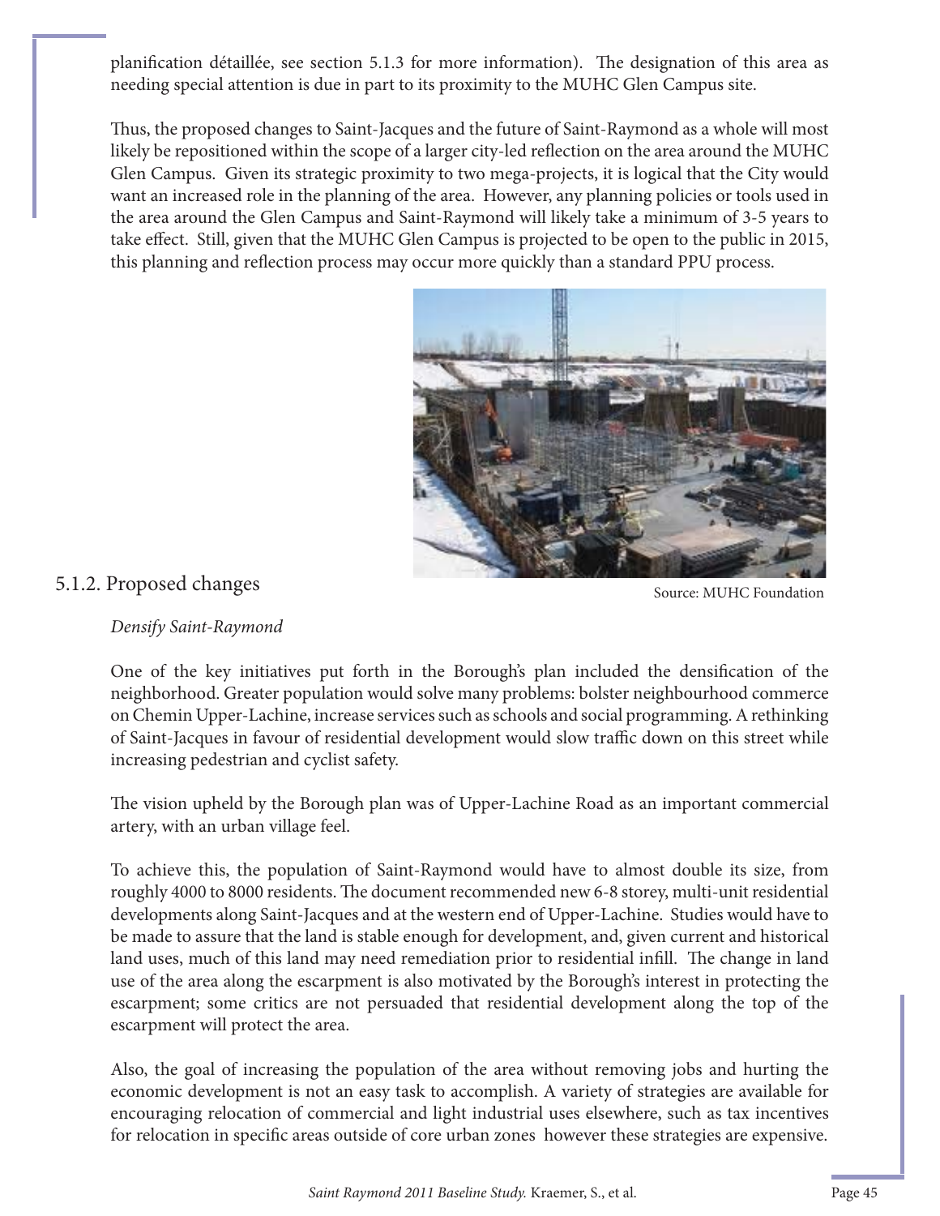planification détaillée, see section 5.1.3 for more information). The designation of this area as needing special attention is due in part to its proximity to the MUHC Glen Campus site.

Thus, the proposed changes to Saint-Jacques and the future of Saint-Raymond as a whole will most likely be repositioned within the scope of a larger city-led reflection on the area around the MUHC Glen Campus. Given its strategic proximity to two mega-projects, it is logical that the City would want an increased role in the planning of the area. However, any planning policies or tools used in the area around the Glen Campus and Saint-Raymond will likely take a minimum of 3-5 years to take effect. Still, given that the MUHC Glen Campus is projected to be open to the public in 2015, this planning and reflection process may occur more quickly than a standard PPU process.

Source: MUHC Foundation

### 5.1.2. Proposed changes

*Densify Saint-Raymond*

One of the key initiatives put forth in the Borough's plan included the densification of the neighborhood. Greater population would solve many problems: bolster neighbourhood commerce on Chemin Upper-Lachine, increase services such as schools and social programming. A rethinking of Saint-Jacques in favour of residential development would slow traffic down on this street while increasing pedestrian and cyclist safety.

The vision upheld by the Borough plan was of Upper-Lachine Road as an important commercial artery, with an urban village feel.

To achieve this, the population of Saint-Raymond would have to almost double its size, from roughly 4000 to 8000 residents. The document recommended new 6-8 storey, multi-unit residential developments along Saint-Jacques and at the western end of Upper-Lachine. Studies would have to be made to assure that the land is stable enough for development, and, given current and historical land uses, much of this land may need remediation prior to residential infill. The change in land use of the area along the escarpment is also motivated by the Borough's interest in protecting the escarpment; some critics are not persuaded that residential development along the top of the escarpment will protect the area.

Also, the goal of increasing the population of the area without removing jobs and hurting the economic development is not an easy task to accomplish. A variety of strategies are available for encouraging relocation of commercial and light industrial uses elsewhere, such as tax incentives for relocation in specific areas outside of core urban zones however these strategies are expensive.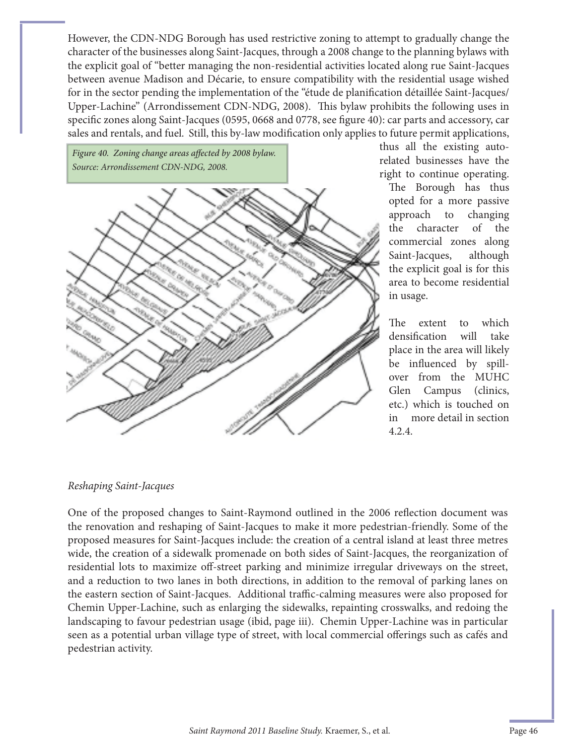However, the CDN-NDG Borough has used restrictive zoning to attempt to gradually change the character of the businesses along Saint-Jacques, through a 2008 change to the planning bylaws with the explicit goal of "better managing the non-residential activities located along rue Saint-Jacques between avenue Madison and Décarie, to ensure compatibility with the residential usage wished for in the sector pending the implementation of the "étude de planification détaillée Saint-Jacques/ Upper-Lachine" (Arrondissement CDN-NDG, 2008). This bylaw prohibits the following uses in specific zones along Saint-Jacques (0595, 0668 and 0778, see figure 40): car parts and accessory, car sales and rentals, and fuel. Still, this by-law modification only applies to future permit applications, thus all the existing auto-related businesses have the right to continue operating. The Borough has thus opted for a more passive approach to changing the character of the commercial zones along Saint-Jacques, although the explicit goal is for this area to become residential in usage.

*Figure 40. Zoning change areas affected by 2008 bylaw. Source: Arrondissement CDN-NDG, 2008.*

The extent to which densification will take place in the area will likely be influenced by spill-over from the MUHC Glen Campus (clinics, etc.) which is touched on in more detail in section 4.2.4.

*Reshaping Saint-Jacques*

One of the proposed changes to Saint-Raymond outlined in the 2006 reflection document was the renovation and reshaping of Saint-Jacques to make it more pedestrian-friendly. Some of the proposed measures for Saint-Jacques include: the creation of a central island at least three metres wide, the creation of a sidewalk promenade on both sides of Saint-Jacques, the reorganization of residential lots to maximize off-street parking and minimize irregular driveways on the street, and a reduction to two lanes in both directions, in addition to the removal of parking lanes on the eastern section of Saint-Jacques. Additional traffic-calming measures were also proposed for Chemin Upper-Lachine, such as enlarging the sidewalks, repainting crosswalks, and redoing the landscaping to favour pedestrian usage (ibid, page iii). Chemin Upper-Lachine was in particular seen as a potential urban village type of street, with local commercial offerings such as cafés and pedestrian activity.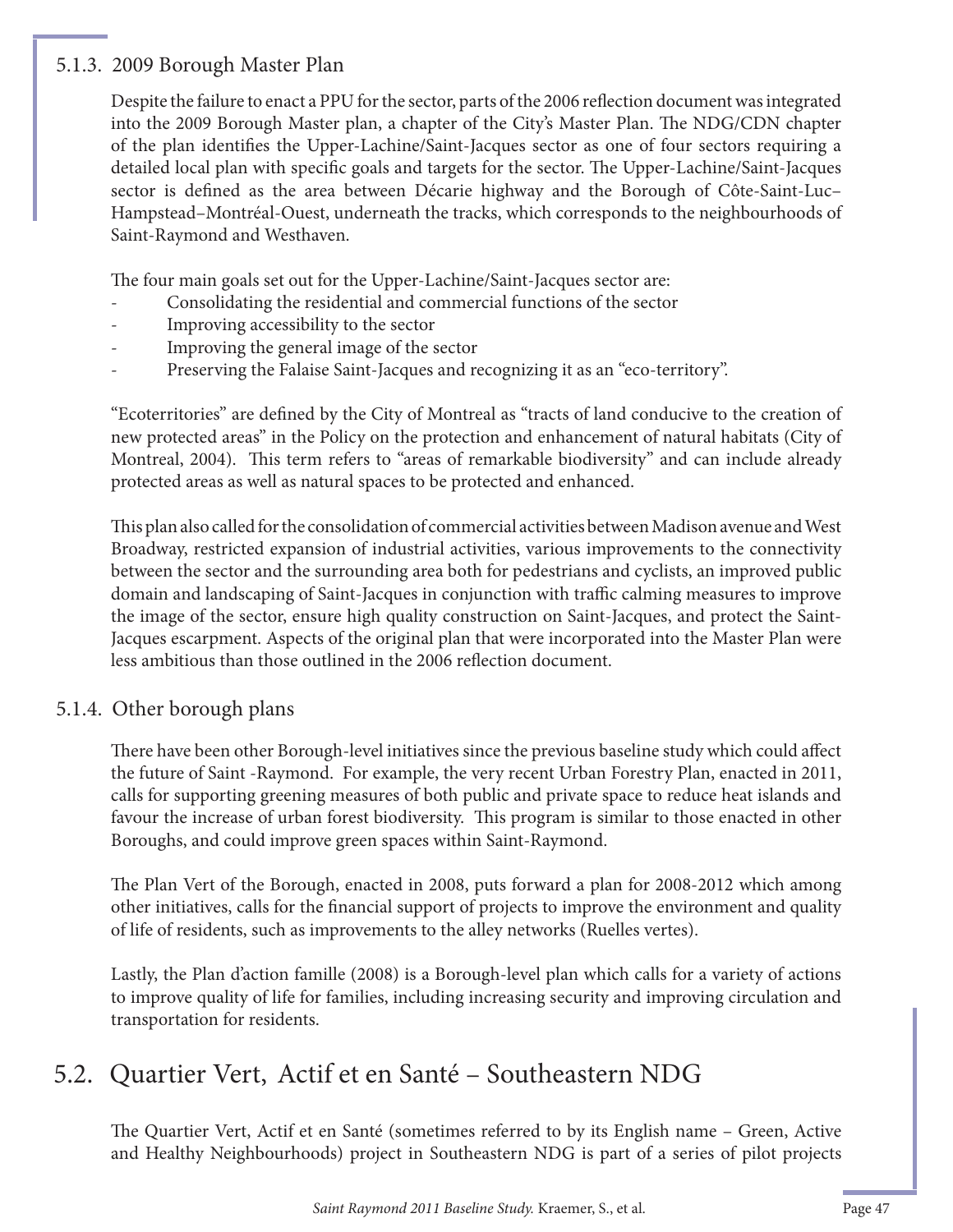### 5.1.3. 2009 Borough Master Plan

Despite the failure to enact a PPU for the sector, parts of the 2006 reflection document was integrated into the 2009 Borough Master plan, a chapter of the City's Master Plan. The NDG/CDN chapter of the plan identifies the Upper-Lachine/Saint-Jacques sector as one of four sectors requiring a detailed local plan with specific goals and targets for the sector. The Upper-Lachine/Saint-Jacques sector is defined as the area between Décarie highway and the Borough of Côte-Saint-Luc–Hampstead–Montréal-Ouest, underneath the tracks, which corresponds to the neighbourhoods of Saint-Raymond and Westhaven.

The four main goals set out for the Upper-Lachine/Saint-Jacques sector are:

- Consolidating the residential and commercial functions of the sector
- Improving accessibility to the sector
- Improving the general image of the sector
- Preserving the Falaise Saint-Jacques and recognizing it as an "eco-territory".

"Ecoterritories" are defined by the City of Montreal as "tracts of land conducive to the creation of new protected areas" in the Policy on the protection and enhancement of natural habitats (City of Montreal, 2004). This term refers to "areas of remarkable biodiversity" and can include already protected areas as well as natural spaces to be protected and enhanced.

This plan also called for the consolidation of commercial activities between Madison avenue and West Broadway, restricted expansion of industrial activities, various improvements to the connectivity between the sector and the surrounding area both for pedestrians and cyclists, an improved public domain and landscaping of Saint-Jacques in conjunction with traffic calming measures to improve the image of the sector, ensure high quality construction on Saint-Jacques, and protect the Saint-Jacques escarpment. Aspects of the original plan that were incorporated into the Master Plan were less ambitious than those outlined in the 2006 reflection document.

### 5.1.4. Other borough plans

There have been other Borough-level initiatives since the previous baseline study which could affect the future of Saint -Raymond. For example, the very recent Urban Forestry Plan, enacted in 2011, calls for supporting greening measures of both public and private space to reduce heat islands and favour the increase of urban forest biodiversity. This program is similar to those enacted in other Boroughs, and could improve green spaces within Saint-Raymond.

The Plan Vert of the Borough, enacted in 2008, puts forward a plan for 2008-2012 which among other initiatives, calls for the financial support of projects to improve the environment and quality of life of residents, such as improvements to the alley networks (Ruelles vertes).

Lastly, the Plan d'action famille (2008) is a Borough-level plan which calls for a variety of actions to improve quality of life for families, including increasing security and improving circulation and transportation for residents.

## 5.2. Quartier Vert, Actif et en Santé – Southeastern NDG

The Quartier Vert, Actif et en Santé (sometimes referred to by its English name – Green, Active and Healthy Neighbourhoods) project in Southeastern NDG is part of a series of pilot projects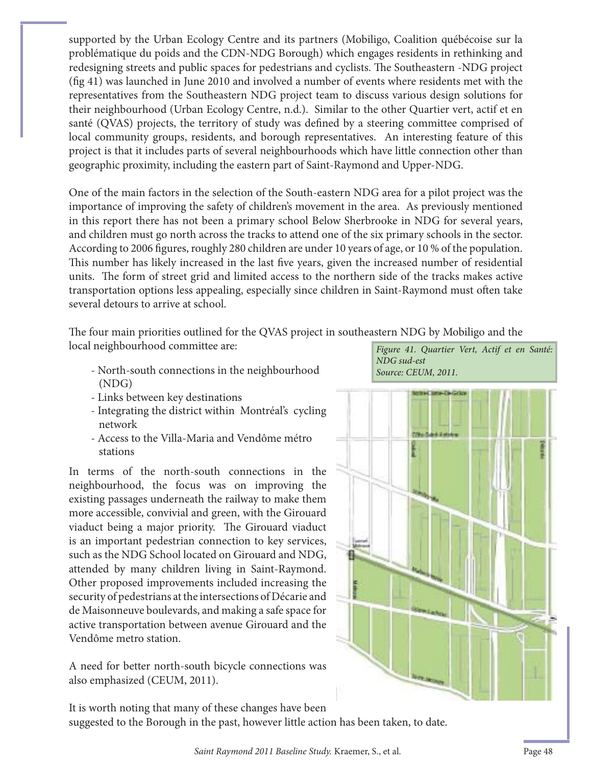supported by the Urban Ecology Centre and its partners (Mobiligo, Coalition québécoise sur la problématique du poids and the CDN-NDG Borough) which engages residents in rethinking and redesigning streets and public spaces for pedestrians and cyclists. The Southeastern -NDG project (fig 41) was launched in June 2010 and involved a number of events where residents met with the representatives from the Southeastern NDG project team to discuss various design solutions for their neighbourhood (Urban Ecology Centre, n.d.). Similar to the other Quartier vert, actif et en santé (QVAS) projects, the territory of study was defined by a steering committee comprised of local community groups, residents, and borough representatives. An interesting feature of this project is that it includes parts of several neighbourhoods which have little connection other than geographic proximity, including the eastern part of Saint-Raymond and Upper-NDG.

One of the main factors in the selection of the South-eastern NDG area for a pilot project was the importance of improving the safety of children's movement in the area. As previously mentioned in this report there has not been a primary school Below Sherbrooke in NDG for several years, and children must go north across the tracks to attend one of the six primary schools in the sector. According to 2006 figures, roughly 280 children are under 10 years of age, or 10 % of the population. This number has likely increased in the last five years, given the increased number of residential units. The form of street grid and limited access to the northern side of the tracks makes active transportation options less appealing, especially since children in Saint-Raymond must often take several detours to arrive at school.

The four main priorities outlined for the QVAS project in southeastern NDG by Mobiligo and the local neighbourhood committee are:

- North-south connections in the neighbourhood (NDG)
- Links between key destinations
- Integrating the district within Montréal's cycling network
- Access to the Villa-Maria and Vendôme métro stations

*Figure 41. Quartier Vert, Actif et en Santé: NDG sud-est*
*Source: CEUM, 2011.*

In terms of the north-south connections in the neighbourhood, the focus was on improving the existing passages underneath the railway to make them more accessible, convivial and green, with the Girouard viaduct being a major priority. The Girouard viaduct is an important pedestrian connection to key services, such as the NDG School located on Girouard and NDG, attended by many children living in Saint-Raymond. Other proposed improvements included increasing the security of pedestrians at the intersections of Décarie and de Maisonneuve boulevards, and making a safe space for active transportation between avenue Girouard and the Vendôme metro station.

A need for better north-south bicycle connections was also emphasized (CEUM, 2011).

It is worth noting that many of these changes have been suggested to the Borough in the past, however little action has been taken, to date.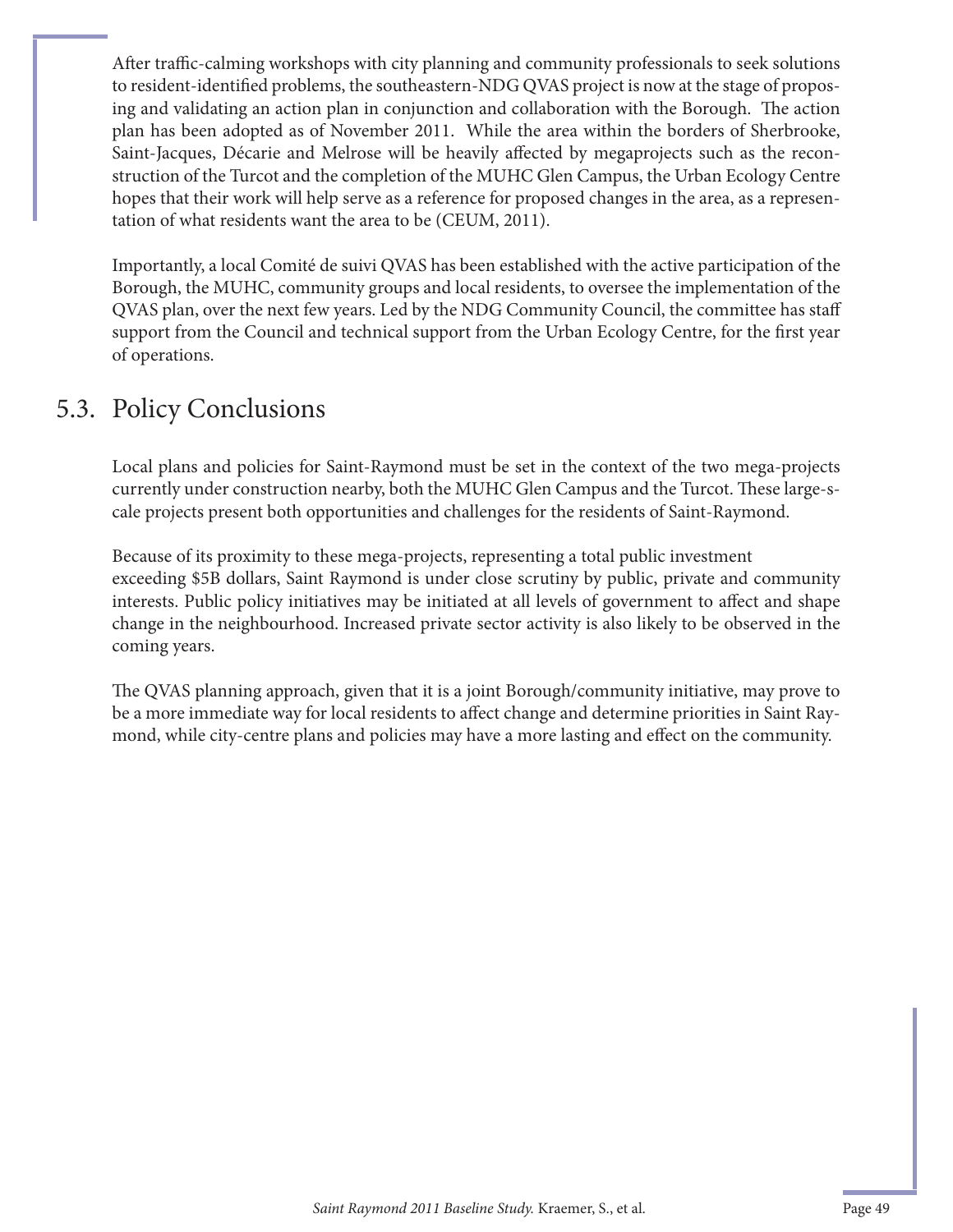After traffic-calming workshops with city planning and community professionals to seek solutions to resident-identified problems, the southeastern-NDG QVAS project is now at the stage of proposing and validating an action plan in conjunction and collaboration with the Borough. The action plan has been adopted as of November 2011. While the area within the borders of Sherbrooke, Saint-Jacques, Décarie and Melrose will be heavily affected by megaprojects such as the reconstruction of the Turcot and the completion of the MUHC Glen Campus, the Urban Ecology Centre hopes that their work will help serve as a reference for proposed changes in the area, as a representation of what residents want the area to be (CEUM, 2011).

Importantly, a local Comité de suivi QVAS has been established with the active participation of the Borough, the MUHC, community groups and local residents, to oversee the implementation of the QVAS plan, over the next few years. Led by the NDG Community Council, the committee has staff support from the Council and technical support from the Urban Ecology Centre, for the first year of operations.

## 5.3. Policy Conclusions

Local plans and policies for Saint-Raymond must be set in the context of the two mega-projects currently under construction nearby, both the MUHC Glen Campus and the Turcot. These large-scale projects present both opportunities and challenges for the residents of Saint-Raymond.

Because of its proximity to these mega-projects, representing a total public investment exceeding $5B dollars, Saint Raymond is under close scrutiny by public, private and community interests. Public policy initiatives may be initiated at all levels of government to affect and shape change in the neighbourhood. Increased private sector activity is also likely to be observed in the coming years.

The QVAS planning approach, given that it is a joint Borough/community initiative, may prove to be a more immediate way for local residents to affect change and determine priorities in Saint Raymond, while city-centre plans and policies may have a more lasting and effect on the community.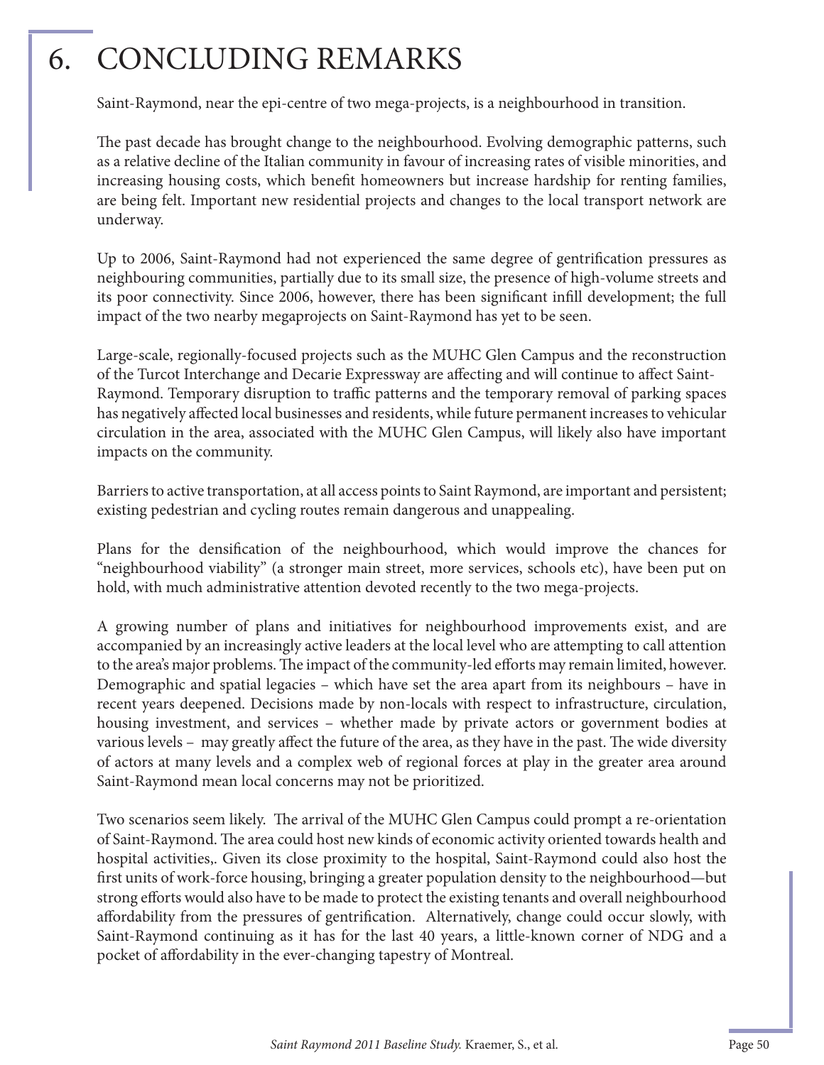# 6. CONCLUDING REMARKS

Saint-Raymond, near the epi-centre of two mega-projects, is a neighbourhood in transition.

The past decade has brought change to the neighbourhood. Evolving demographic patterns, such as a relative decline of the Italian community in favour of increasing rates of visible minorities, and increasing housing costs, which benefit homeowners but increase hardship for renting families, are being felt. Important new residential projects and changes to the local transport network are underway.

Up to 2006, Saint-Raymond had not experienced the same degree of gentrification pressures as neighbouring communities, partially due to its small size, the presence of high-volume streets and its poor connectivity. Since 2006, however, there has been significant infill development; the full impact of the two nearby megaprojects on Saint-Raymond has yet to be seen.

Large-scale, regionally-focused projects such as the MUHC Glen Campus and the reconstruction of the Turcot Interchange and Decarie Expressway are affecting and will continue to affect Saint-Raymond. Temporary disruption to traffic patterns and the temporary removal of parking spaces has negatively affected local businesses and residents, while future permanent increases to vehicular circulation in the area, associated with the MUHC Glen Campus, will likely also have important impacts on the community.

Barriers to active transportation, at all access points to Saint Raymond, are important and persistent; existing pedestrian and cycling routes remain dangerous and unappealing.

Plans for the densification of the neighbourhood, which would improve the chances for "neighbourhood viability" (a stronger main street, more services, schools etc), have been put on hold, with much administrative attention devoted recently to the two mega-projects.

A growing number of plans and initiatives for neighbourhood improvements exist, and are accompanied by an increasingly active leaders at the local level who are attempting to call attention to the area's major problems. The impact of the community-led efforts may remain limited, however. Demographic and spatial legacies – which have set the area apart from its neighbours – have in recent years deepened. Decisions made by non-locals with respect to infrastructure, circulation, housing investment, and services – whether made by private actors or government bodies at various levels – may greatly affect the future of the area, as they have in the past. The wide diversity of actors at many levels and a complex web of regional forces at play in the greater area around Saint-Raymond mean local concerns may not be prioritized.

Two scenarios seem likely. The arrival of the MUHC Glen Campus could prompt a re-orientation of Saint-Raymond. The area could host new kinds of economic activity oriented towards health and hospital activities,. Given its close proximity to the hospital, Saint-Raymond could also host the first units of work-force housing, bringing a greater population density to the neighbourhood—but strong efforts would also have to be made to protect the existing tenants and overall neighbourhood affordability from the pressures of gentrification. Alternatively, change could occur slowly, with Saint-Raymond continuing as it has for the last 40 years, a little-known corner of NDG and a pocket of affordability in the ever-changing tapestry of Montreal.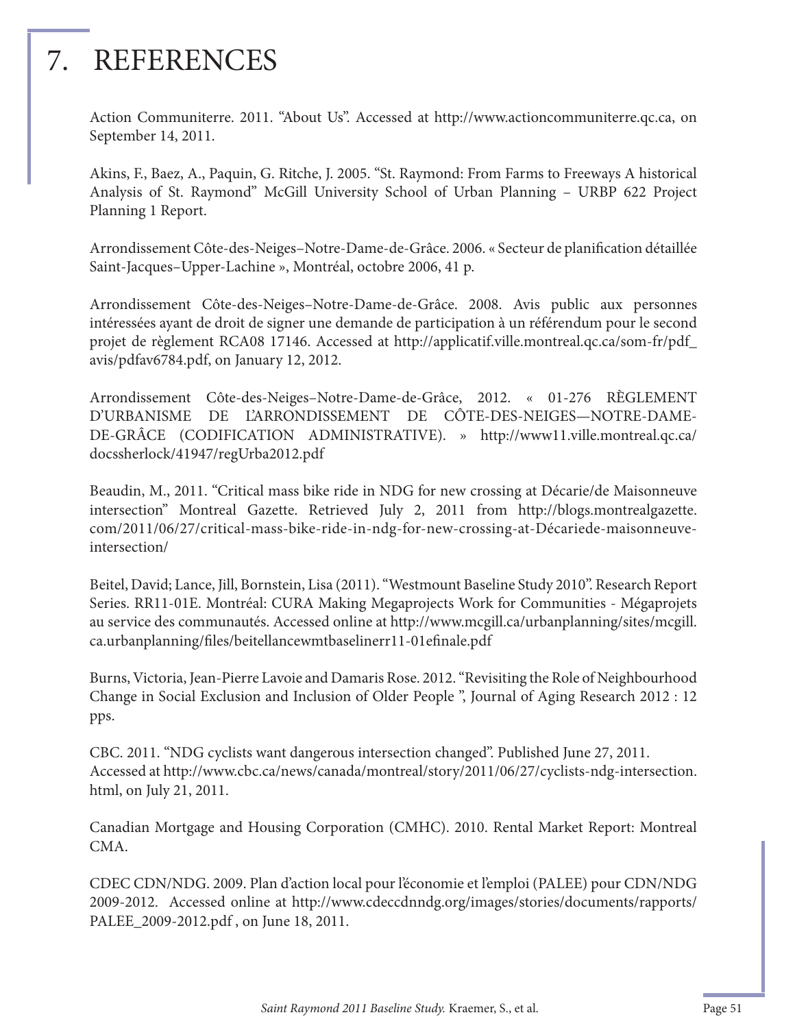# 7. REFERENCES

Action Communiterre. 2011. "About Us". Accessed at http://www.actioncommuniterre.qc.ca, on September 14, 2011.

Akins, F., Baez, A., Paquin, G. Ritche, J. 2005. "St. Raymond: From Farms to Freeways A historical Analysis of St. Raymond" McGill University School of Urban Planning – URBP 622 Project Planning 1 Report.

Arrondissement Côte-des-Neiges–Notre-Dame-de-Grâce. 2006. « Secteur de planification détaillée Saint-Jacques–Upper-Lachine », Montréal, octobre 2006, 41 p.

Arrondissement Côte-des-Neiges–Notre-Dame-de-Grâce. 2008. Avis public aux personnes intéressées ayant de droit de signer une demande de participation à un référendum pour le second projet de règlement RCA08 17146. Accessed at http://applicatif.ville.montreal.qc.ca/som-fr/pdf_avis/pdfav6784.pdf, on January 12, 2012.

Arrondissement Côte-des-Neiges–Notre-Dame-de-Grâce, 2012. « 01-276 RÈGLEMENT D'URBANISME DE L'ARRONDISSEMENT DE CÔTE-DES-NEIGES—NOTRE-DAME-DE-GRÂCE (CODIFICATION ADMINISTRATIVE). » http://www11.ville.montreal.qc.ca/docssherlock/41947/regUrba2012.pdf

Beaudin, M., 2011. "Critical mass bike ride in NDG for new crossing at Décarie/de Maisonneuve intersection" Montreal Gazette. Retrieved July 2, 2011 from http://blogs.montrealgazette.com/2011/06/27/critical-mass-bike-ride-in-ndg-for-new-crossing-at-Décariede-maisonneuve-intersection/

Beitel, David; Lance, Jill, Bornstein, Lisa (2011). "Westmount Baseline Study 2010". Research Report Series. RR11-01E. Montréal: CURA Making Megaprojects Work for Communities - Mégaprojets au service des communautés. Accessed online at http://www.mcgill.ca/urbanplanning/sites/mcgill.ca.urbanplanning/files/beitellancewmtbaselinerr11-01efinale.pdf

Burns, Victoria, Jean-Pierre Lavoie and Damaris Rose. 2012. "Revisiting the Role of Neighbourhood Change in Social Exclusion and Inclusion of Older People ", Journal of Aging Research 2012 : 12 pps.

CBC. 2011. "NDG cyclists want dangerous intersection changed". Published June 27, 2011. Accessed at http://www.cbc.ca/news/canada/montreal/story/2011/06/27/cyclists-ndg-intersection.html, on July 21, 2011.

Canadian Mortgage and Housing Corporation (CMHC). 2010. Rental Market Report: Montreal CMA.

CDEC CDN/NDG. 2009. Plan d'action local pour l'économie et l'emploi (PALEE) pour CDN/NDG 2009-2012. Accessed online at http://www.cdeccdnndg.org/images/stories/documents/rapports/PALEE_2009-2012.pdf , on June 18, 2011.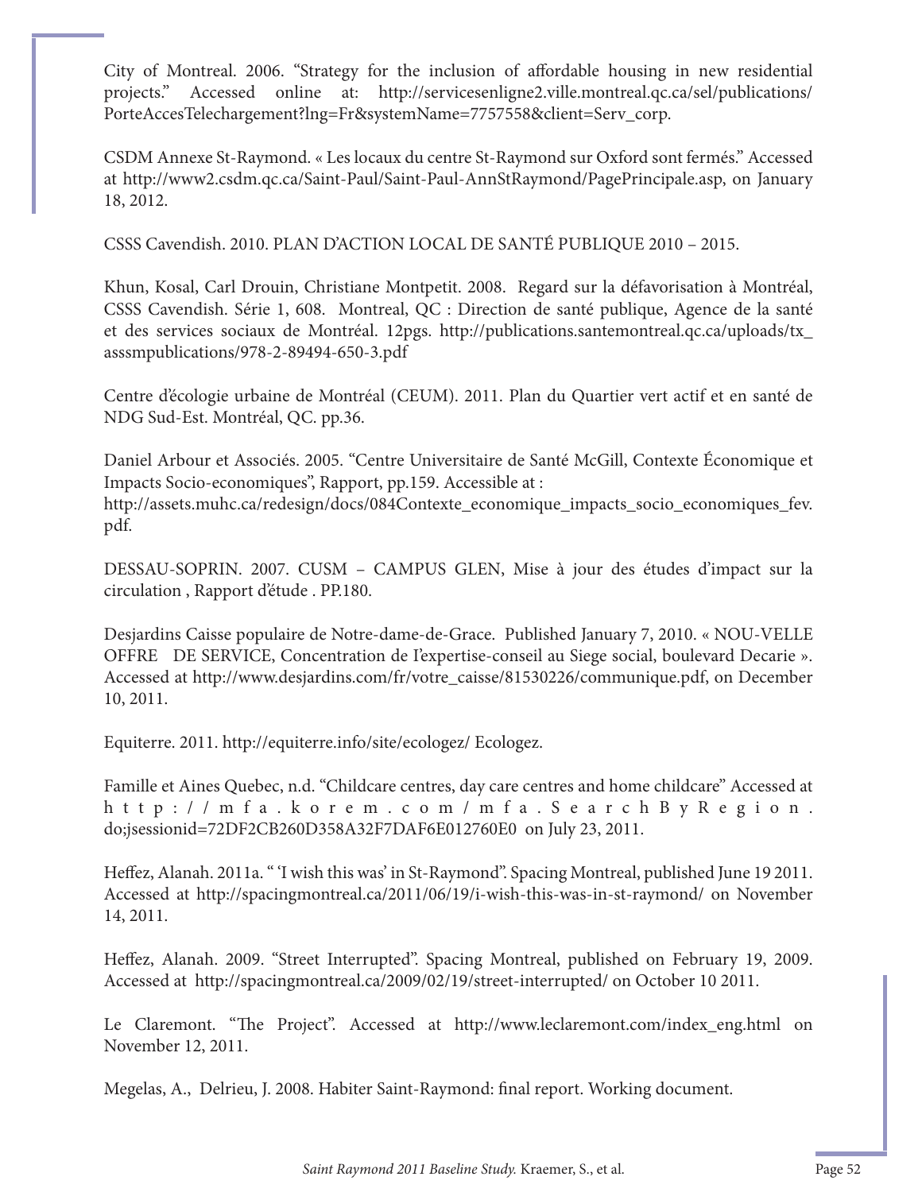City of Montreal. 2006. "Strategy for the inclusion of affordable housing in new residential projects." Accessed online at: http://servicesenligne2.ville.montreal.qc.ca/sel/publications/PorteAccesTelechargement?lng=Fr&systemName=7757558&client=Serv_corp.

CSDM Annexe St-Raymond. « Les locaux du centre St-Raymond sur Oxford sont fermés." Accessed at http://www2.csdm.qc.ca/Saint-Paul/Saint-Paul-AnnStRaymond/PagePrincipale.asp, on January 18, 2012.

CSSS Cavendish. 2010. PLAN D'ACTION LOCAL DE SANTÉ PUBLIQUE 2010 – 2015.

Khun, Kosal, Carl Drouin, Christiane Montpetit. 2008. Regard sur la défavorisation à Montréal, CSSS Cavendish. Série 1, 608. Montreal, QC : Direction de santé publique, Agence de la santé et des services sociaux de Montréal. 12pgs. http://publications.santemontreal.qc.ca/uploads/tx_asssmpublications/978-2-89494-650-3.pdf

Centre d'écologie urbaine de Montréal (CEUM). 2011. Plan du Quartier vert actif et en santé de NDG Sud-Est. Montréal, QC. pp.36.

Daniel Arbour et Associés. 2005. "Centre Universitaire de Santé McGill, Contexte Économique et Impacts Socio-economiques", Rapport, pp.159. Accessible at : http://assets.muhc.ca/redesign/docs/084Contexte_economique_impacts_socio_economiques_fev.pdf.

DESSAU-SOPRIN. 2007. CUSM – CAMPUS GLEN, Mise à jour des études d'impact sur la circulation , Rapport d'étude . PP.180.

Desjardins Caisse populaire de Notre-dame-de-Grace. Published January 7, 2010. « NOU-VELLE OFFRE DE SERVICE, Concentration de l'expertise-conseil au Siege social, boulevard Decarie ». Accessed at http://www.desjardins.com/fr/votre_caisse/81530226/communique.pdf, on December 10, 2011.

Equiterre. 2011. http://equiterre.info/site/ecologez/ Ecologez.

Famille et Aines Quebec, n.d. "Childcare centres, day care centres and home childcare" Accessed at http://mfa.korem.com/mfa.SearchByRegion.do;jsessionid=72DF2CB260D358A32F7DAF6E012760E0 on July 23, 2011.

Heffez, Alanah. 2011a. " 'I wish this was' in St-Raymond". Spacing Montreal, published June 19 2011. Accessed at http://spacingmontreal.ca/2011/06/19/i-wish-this-was-in-st-raymond/ on November 14, 2011.

Heffez, Alanah. 2009. "Street Interrupted". Spacing Montreal, published on February 19, 2009. Accessed at http://spacingmontreal.ca/2009/02/19/street-interrupted/ on October 10 2011.

Le Claremont. "The Project". Accessed at http://www.leclaremont.com/index_eng.html on November 12, 2011.

Megelas, A., Delrieu, J. 2008. Habiter Saint-Raymond: final report. Working document.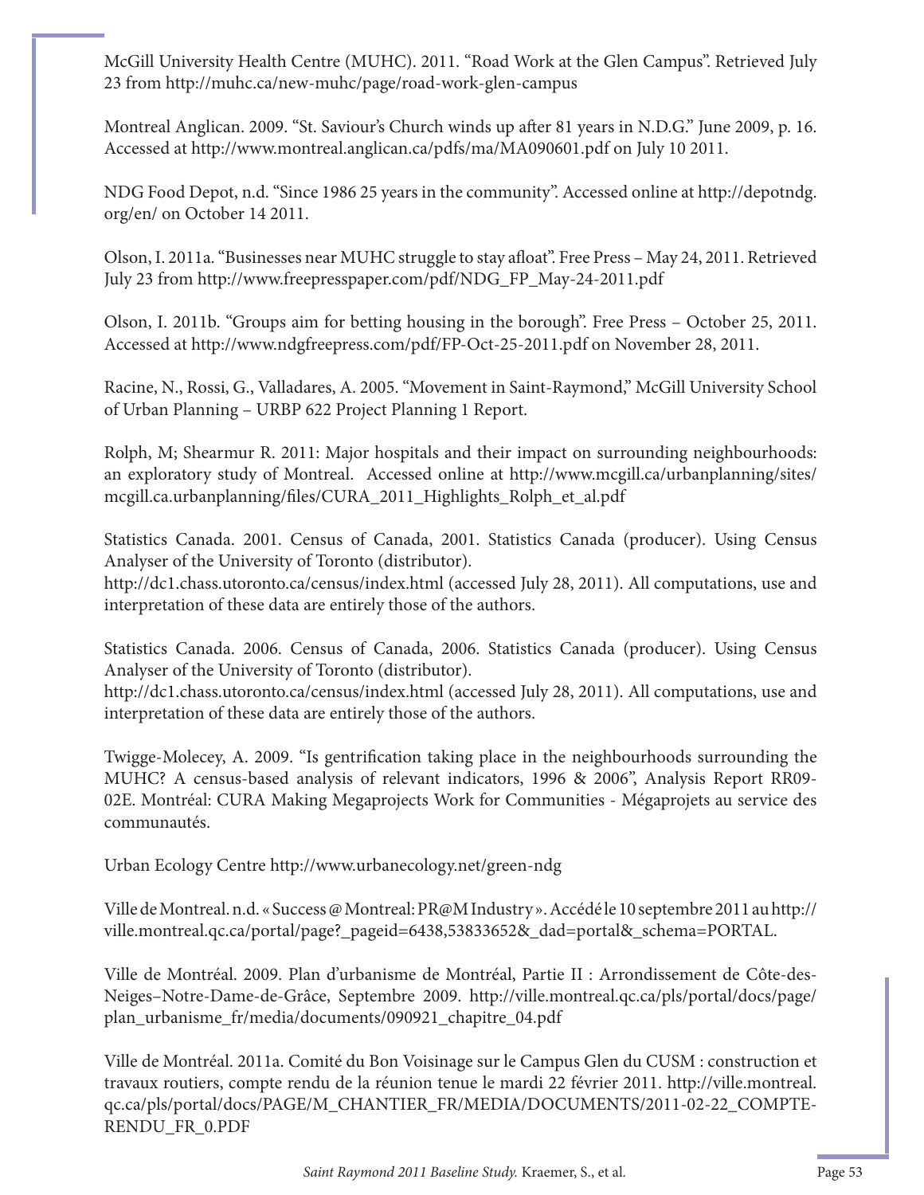McGill University Health Centre (MUHC). 2011. "Road Work at the Glen Campus". Retrieved July 23 from http://muhc.ca/new-muhc/page/road-work-glen-campus

Montreal Anglican. 2009. "St. Saviour's Church winds up after 81 years in N.D.G." June 2009, p. 16. Accessed at http://www.montreal.anglican.ca/pdfs/ma/MA090601.pdf on July 10 2011.

NDG Food Depot, n.d. "Since 1986 25 years in the community". Accessed online at http://depotndg.org/en/ on October 14 2011.

Olson, I. 2011a. "Businesses near MUHC struggle to stay afloat". Free Press – May 24, 2011. Retrieved July 23 from http://www.freepresspaper.com/pdf/NDG_FP_May-24-2011.pdf

Olson, I. 2011b. "Groups aim for betting housing in the borough". Free Press – October 25, 2011. Accessed at http://www.ndgfreepress.com/pdf/FP-Oct-25-2011.pdf on November 28, 2011.

Racine, N., Rossi, G., Valladares, A. 2005. "Movement in Saint-Raymond," McGill University School of Urban Planning – URBP 622 Project Planning 1 Report.

Rolph, M; Shearmur R. 2011: Major hospitals and their impact on surrounding neighbourhoods: an exploratory study of Montreal. Accessed online at http://www.mcgill.ca/urbanplanning/sites/mcgill.ca.urbanplanning/files/CURA_2011_Highlights_Rolph_et_al.pdf

Statistics Canada. 2001. Census of Canada, 2001. Statistics Canada (producer). Using Census Analyser of the University of Toronto (distributor).
http://dc1.chass.utoronto.ca/census/index.html (accessed July 28, 2011). All computations, use and interpretation of these data are entirely those of the authors.

Statistics Canada. 2006. Census of Canada, 2006. Statistics Canada (producer). Using Census Analyser of the University of Toronto (distributor).
http://dc1.chass.utoronto.ca/census/index.html (accessed July 28, 2011). All computations, use and interpretation of these data are entirely those of the authors.

Twigge-Molecey, A. 2009. "Is gentrification taking place in the neighbourhoods surrounding the MUHC? A census-based analysis of relevant indicators, 1996 & 2006", Analysis Report RR09-02E. Montréal: CURA Making Megaprojects Work for Communities - Mégaprojets au service des communautés.

Urban Ecology Centre http://www.urbanecology.net/green-ndg

Ville de Montreal. n.d. « Success @ Montreal: PR@M Industry ». Accédé le 10 septembre 2011 au http://ville.montreal.qc.ca/portal/page?_pageid=6438,53833652&_dad=portal&_schema=PORTAL.

Ville de Montréal. 2009. Plan d'urbanisme de Montréal, Partie II : Arrondissement de Côte-des-Neiges–Notre-Dame-de-Grâce, Septembre 2009. http://ville.montreal.qc.ca/pls/portal/docs/page/plan_urbanisme_fr/media/documents/090921_chapitre_04.pdf

Ville de Montréal. 2011a. Comité du Bon Voisinage sur le Campus Glen du CUSM : construction et travaux routiers, compte rendu de la réunion tenue le mardi 22 février 2011. http://ville.montreal.qc.ca/pls/portal/docs/PAGE/M_CHANTIER_FR/MEDIA/DOCUMENTS/2011-02-22_COMPTE-RENDU_FR_0.PDF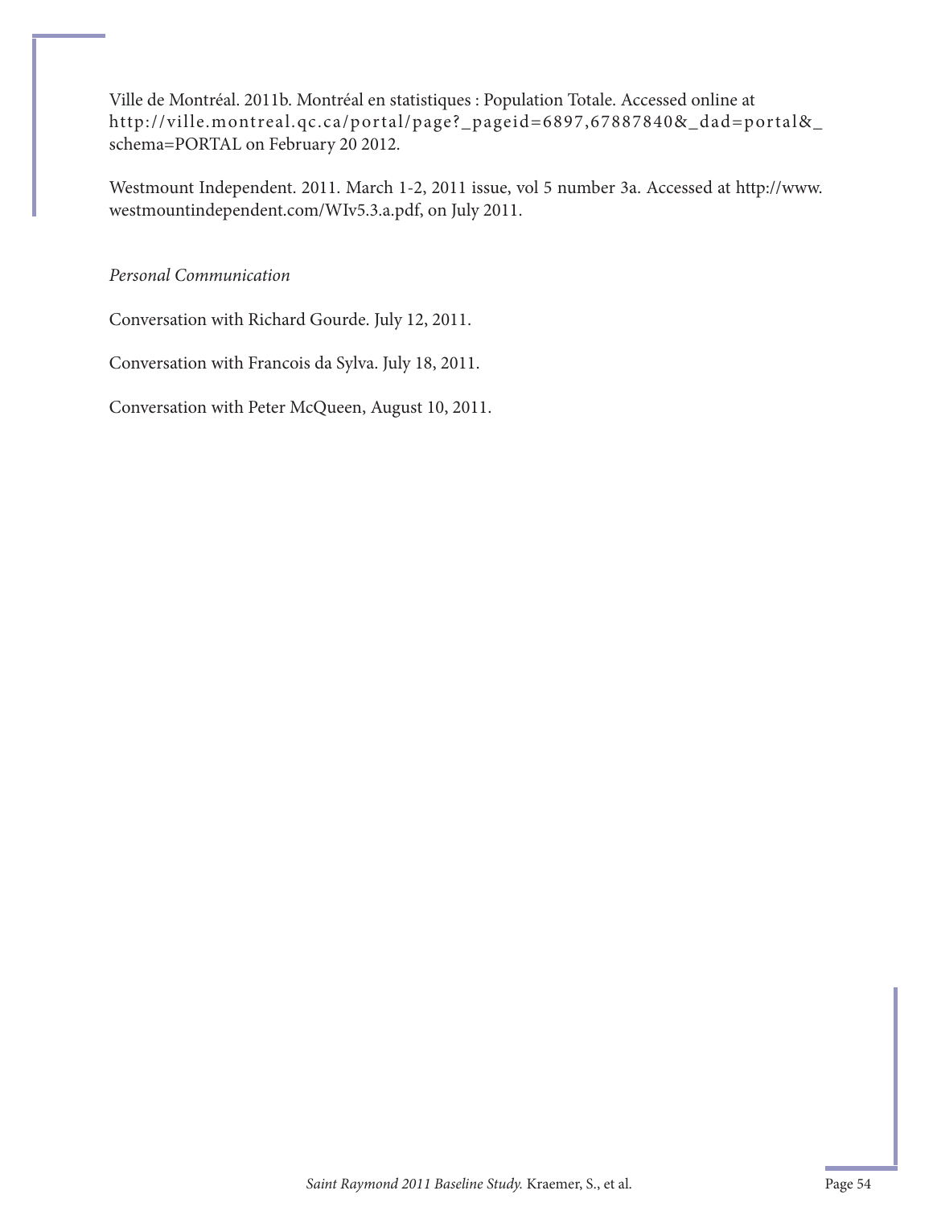Ville de Montréal. 2011b. Montréal en statistiques : Population Totale. Accessed online at http://ville.montreal.qc.ca/portal/page?_pageid=6897,67887840&_dad=portal&_schema=PORTAL on February 20 2012.

Westmount Independent. 2011. March 1-2, 2011 issue, vol 5 number 3a. Accessed at http://www.westmountindependent.com/WIv5.3.a.pdf, on July 2011.

*Personal Communication*

Conversation with Richard Gourde. July 12, 2011.

Conversation with Francois da Sylva. July 18, 2011.

Conversation with Peter McQueen, August 10, 2011.